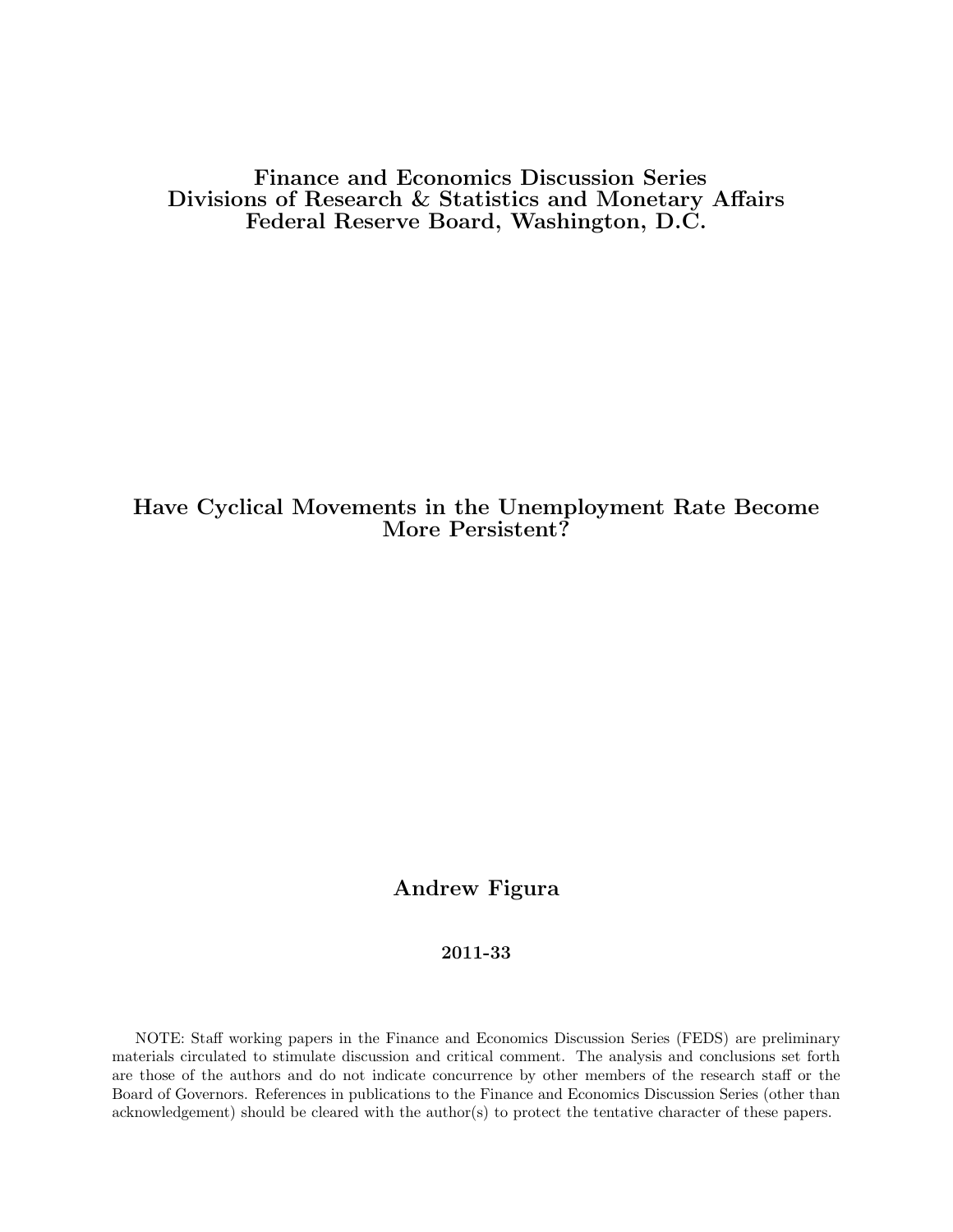**Finance and Economics Discussion Series**
**Divisions of Research & Statistics and Monetary Affairs**
**Federal Reserve Board, Washington, D.C.**

# Have Cyclical Movements in the Unemployment Rate Become More Persistent?

**Andrew Figura**

**2011-33**

NOTE: Staff working papers in the Finance and Economics Discussion Series (FEDS) are preliminary materials circulated to stimulate discussion and critical comment. The analysis and conclusions set forth are those of the authors and do not indicate concurrence by other members of the research staff or the Board of Governors. References in publications to the Finance and Economics Discussion Series (other than acknowledgement) should be cleared with the author(s) to protect the tentative character of these papers.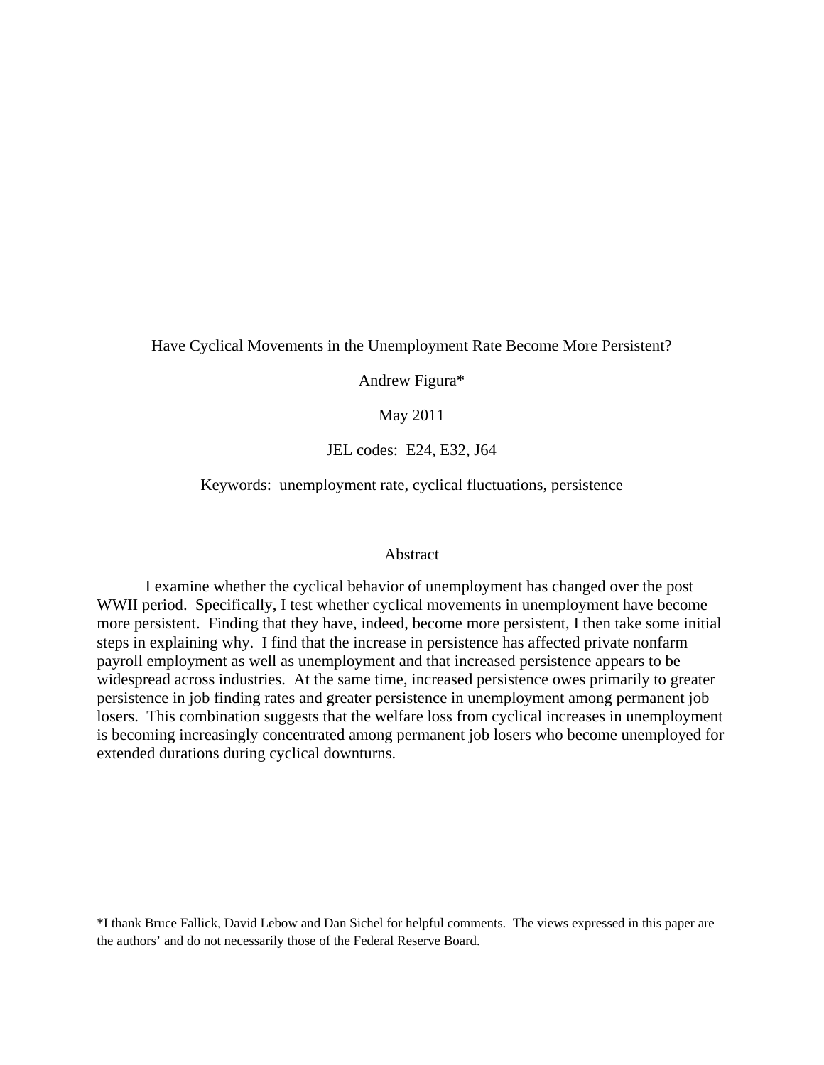# Have Cyclical Movements in the Unemployment Rate Become More Persistent?

Andrew Figura*

May 2011

JEL codes: E24, E32, J64

Keywords: unemployment rate, cyclical fluctuations, persistence

## Abstract

I examine whether the cyclical behavior of unemployment has changed over the post WWII period. Specifically, I test whether cyclical movements in unemployment have become more persistent. Finding that they have, indeed, become more persistent, I then take some initial steps in explaining why. I find that the increase in persistence has affected private nonfarm payroll employment as well as unemployment and that increased persistence appears to be widespread across industries. At the same time, increased persistence owes primarily to greater persistence in job finding rates and greater persistence in unemployment among permanent job losers. This combination suggests that the welfare loss from cyclical increases in unemployment is becoming increasingly concentrated among permanent job losers who become unemployed for extended durations during cyclical downturns.

*I thank Bruce Fallick, David Lebow and Dan Sichel for helpful comments. The views expressed in this paper are the authors' and do not necessarily those of the Federal Reserve Board.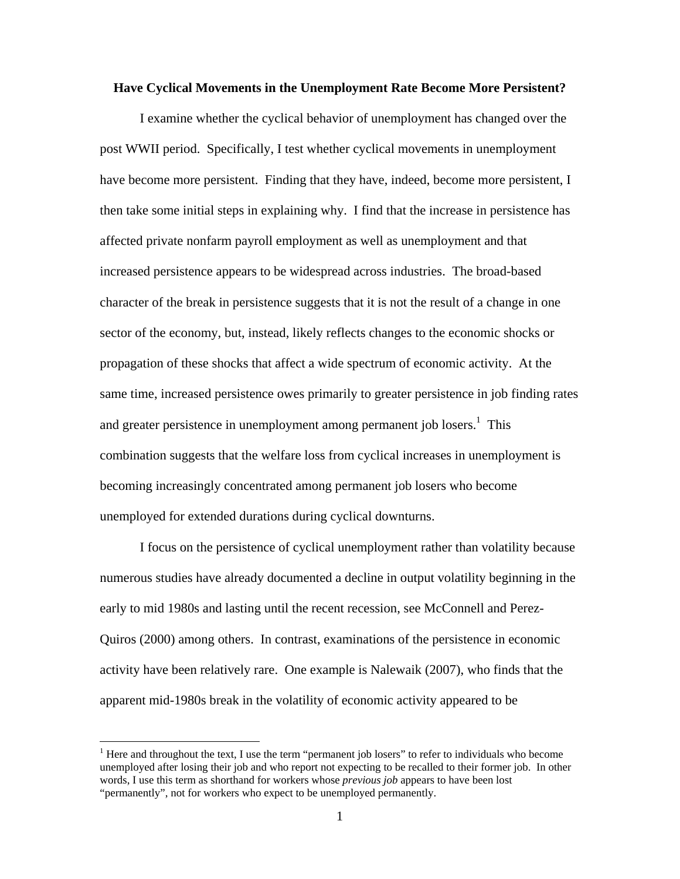**Have Cyclical Movements in the Unemployment Rate Become More Persistent?**

I examine whether the cyclical behavior of unemployment has changed over the post WWII period. Specifically, I test whether cyclical movements in unemployment have become more persistent. Finding that they have, indeed, become more persistent, I then take some initial steps in explaining why. I find that the increase in persistence has affected private nonfarm payroll employment as well as unemployment and that increased persistence appears to be widespread across industries. The broad-based character of the break in persistence suggests that it is not the result of a change in one sector of the economy, but, instead, likely reflects changes to the economic shocks or propagation of these shocks that affect a wide spectrum of economic activity. At the same time, increased persistence owes primarily to greater persistence in job finding rates and greater persistence in unemployment among permanent job losers.[1] This combination suggests that the welfare loss from cyclical increases in unemployment is becoming increasingly concentrated among permanent job losers who become unemployed for extended durations during cyclical downturns.

I focus on the persistence of cyclical unemployment rather than volatility because numerous studies have already documented a decline in output volatility beginning in the early to mid 1980s and lasting until the recent recession, see McConnell and Perez-Quiros (2000) among others. In contrast, examinations of the persistence in economic activity have been relatively rare. One example is Nalewaik (2007), who finds that the apparent mid-1980s break in the volatility of economic activity appeared to be

[1] Here and throughout the text, I use the term "permanent job losers" to refer to individuals who become unemployed after losing their job and who report not expecting to be recalled to their former job. In other words, I use this term as shorthand for workers whose *previous job* appears to have been lost "permanently", not for workers who expect to be unemployed permanently.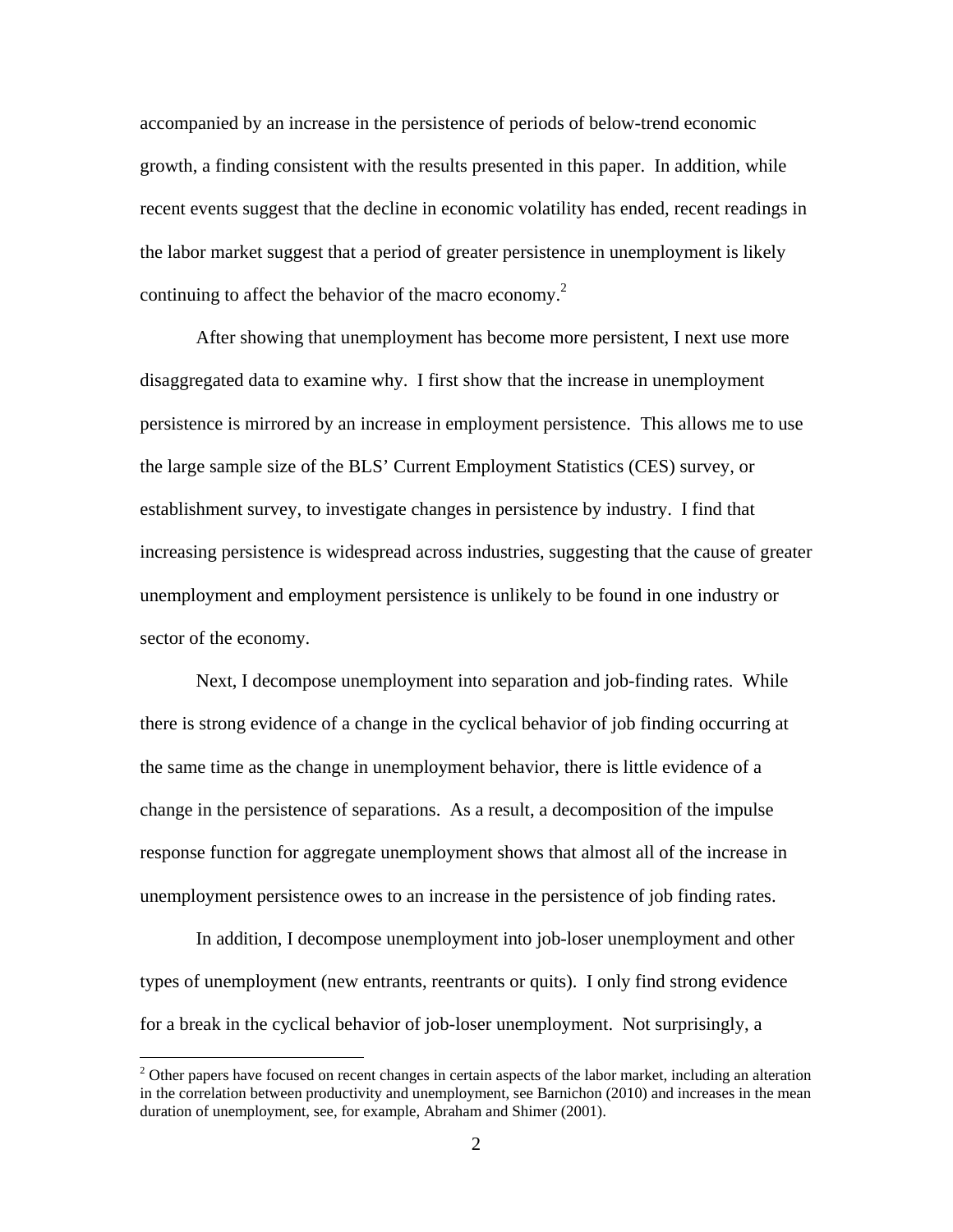accompanied by an increase in the persistence of periods of below-trend economic growth, a finding consistent with the results presented in this paper. In addition, while recent events suggest that the decline in economic volatility has ended, recent readings in the labor market suggest that a period of greater persistence in unemployment is likely continuing to affect the behavior of the macro economy.[2]

After showing that unemployment has become more persistent, I next use more disaggregated data to examine why. I first show that the increase in unemployment persistence is mirrored by an increase in employment persistence. This allows me to use the large sample size of the BLS' Current Employment Statistics (CES) survey, or establishment survey, to investigate changes in persistence by industry. I find that increasing persistence is widespread across industries, suggesting that the cause of greater unemployment and employment persistence is unlikely to be found in one industry or sector of the economy.

Next, I decompose unemployment into separation and job-finding rates. While there is strong evidence of a change in the cyclical behavior of job finding occurring at the same time as the change in unemployment behavior, there is little evidence of a change in the persistence of separations. As a result, a decomposition of the impulse response function for aggregate unemployment shows that almost all of the increase in unemployment persistence owes to an increase in the persistence of job finding rates.

In addition, I decompose unemployment into job-loser unemployment and other types of unemployment (new entrants, reentrants or quits). I only find strong evidence for a break in the cyclical behavior of job-loser unemployment. Not surprisingly, a

[2] Other papers have focused on recent changes in certain aspects of the labor market, including an alteration in the correlation between productivity and unemployment, see Barnichon (2010) and increases in the mean duration of unemployment, see, for example, Abraham and Shimer (2001).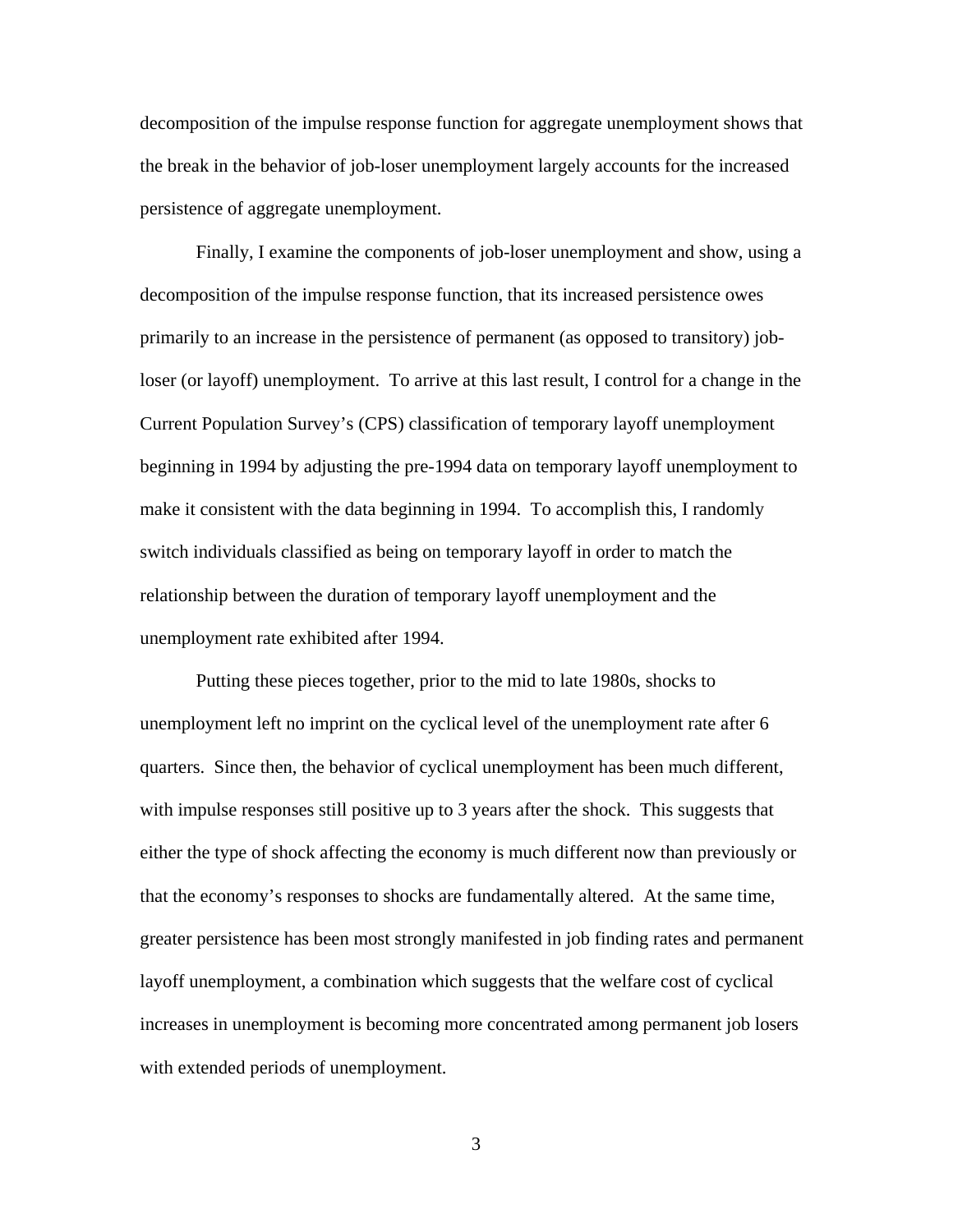decomposition of the impulse response function for aggregate unemployment shows that the break in the behavior of job-loser unemployment largely accounts for the increased persistence of aggregate unemployment.

Finally, I examine the components of job-loser unemployment and show, using a decomposition of the impulse response function, that its increased persistence owes primarily to an increase in the persistence of permanent (as opposed to transitory) job-loser (or layoff) unemployment. To arrive at this last result, I control for a change in the Current Population Survey's (CPS) classification of temporary layoff unemployment beginning in 1994 by adjusting the pre-1994 data on temporary layoff unemployment to make it consistent with the data beginning in 1994. To accomplish this, I randomly switch individuals classified as being on temporary layoff in order to match the relationship between the duration of temporary layoff unemployment and the unemployment rate exhibited after 1994.

Putting these pieces together, prior to the mid to late 1980s, shocks to unemployment left no imprint on the cyclical level of the unemployment rate after 6 quarters. Since then, the behavior of cyclical unemployment has been much different, with impulse responses still positive up to 3 years after the shock. This suggests that either the type of shock affecting the economy is much different now than previously or that the economy's responses to shocks are fundamentally altered. At the same time, greater persistence has been most strongly manifested in job finding rates and permanent layoff unemployment, a combination which suggests that the welfare cost of cyclical increases in unemployment is becoming more concentrated among permanent job losers with extended periods of unemployment.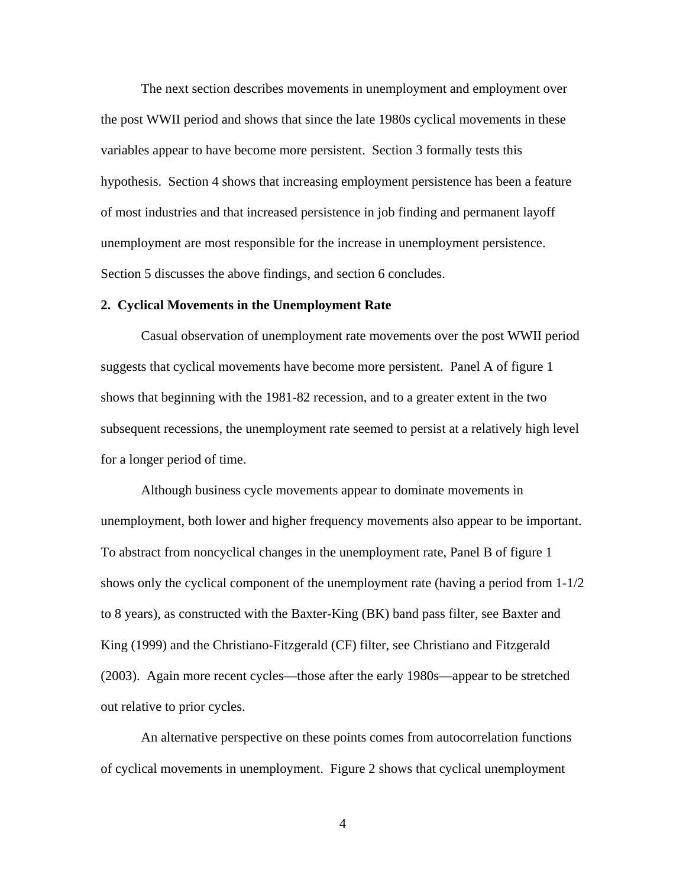The next section describes movements in unemployment and employment over the post WWII period and shows that since the late 1980s cyclical movements in these variables appear to have become more persistent. Section 3 formally tests this hypothesis. Section 4 shows that increasing employment persistence has been a feature of most industries and that increased persistence in job finding and permanent layoff unemployment are most responsible for the increase in unemployment persistence. Section 5 discusses the above findings, and section 6 concludes.

## 2. Cyclical Movements in the Unemployment Rate

Casual observation of unemployment rate movements over the post WWII period suggests that cyclical movements have become more persistent. Panel A of figure 1 shows that beginning with the 1981-82 recession, and to a greater extent in the two subsequent recessions, the unemployment rate seemed to persist at a relatively high level for a longer period of time.

Although business cycle movements appear to dominate movements in unemployment, both lower and higher frequency movements also appear to be important. To abstract from noncyclical changes in the unemployment rate, Panel B of figure 1 shows only the cyclical component of the unemployment rate (having a period from 1-1/2 to 8 years), as constructed with the Baxter-King (BK) band pass filter, see Baxter and King (1999) and the Christiano-Fitzgerald (CF) filter, see Christiano and Fitzgerald (2003). Again more recent cycles—those after the early 1980s—appear to be stretched out relative to prior cycles.

An alternative perspective on these points comes from autocorrelation functions of cyclical movements in unemployment. Figure 2 shows that cyclical unemployment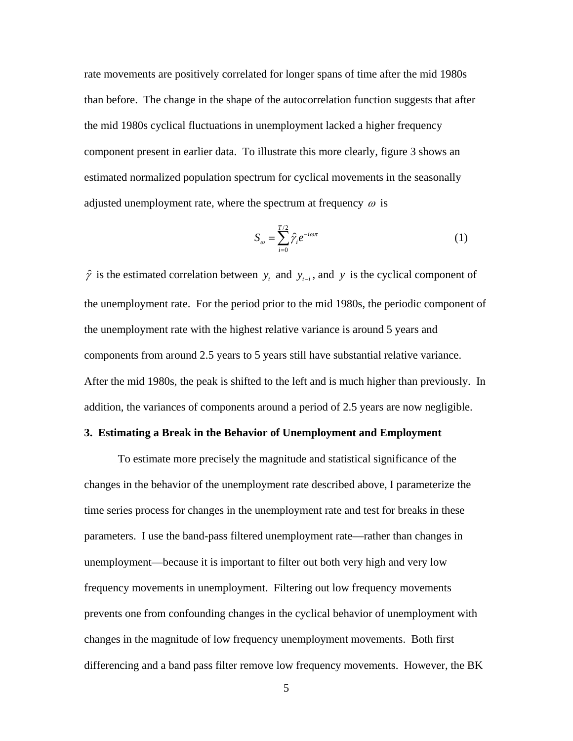rate movements are positively correlated for longer spans of time after the mid 1980s than before. The change in the shape of the autocorrelation function suggests that after the mid 1980s cyclical fluctuations in unemployment lacked a higher frequency component present in earlier data. To illustrate this more clearly, figure 3 shows an estimated normalized population spectrum for cyclical movements in the seasonally adjusted unemployment rate, where the spectrum at frequency $\omega$ is

$$S_{\omega} = \sum_{i=0}^{T/2} \hat{\gamma}_i e^{-i\omega\pi} \tag{1}$$

$\hat{\gamma}$ is the estimated correlation between $y_t$ and $y_{t-i}$, and $y$ is the cyclical component of the unemployment rate. For the period prior to the mid 1980s, the periodic component of the unemployment rate with the highest relative variance is around 5 years and components from around 2.5 years to 5 years still have substantial relative variance. After the mid 1980s, the peak is shifted to the left and is much higher than previously. In addition, the variances of components around a period of 2.5 years are now negligible.

### 3. Estimating a Break in the Behavior of Unemployment and Employment

To estimate more precisely the magnitude and statistical significance of the changes in the behavior of the unemployment rate described above, I parameterize the time series process for changes in the unemployment rate and test for breaks in these parameters. I use the band-pass filtered unemployment rate—rather than changes in unemployment—because it is important to filter out both very high and very low frequency movements in unemployment. Filtering out low frequency movements prevents one from confounding changes in the cyclical behavior of unemployment with changes in the magnitude of low frequency unemployment movements. Both first differencing and a band pass filter remove low frequency movements. However, the BK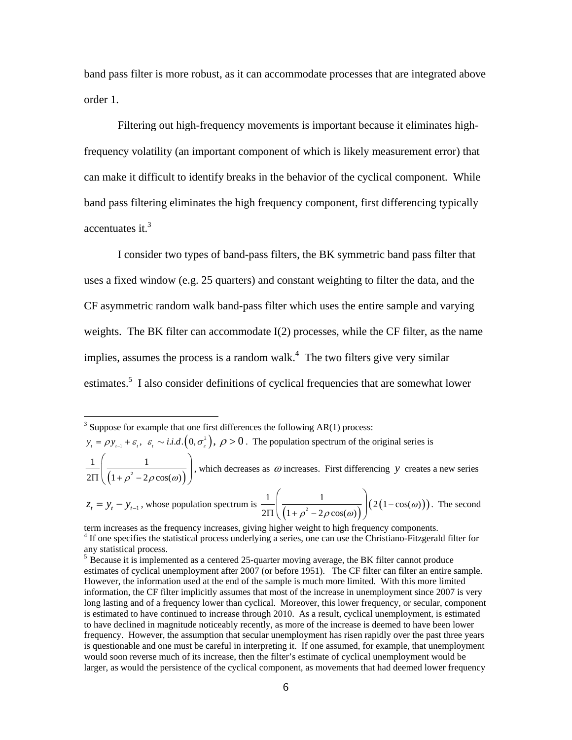band pass filter is more robust, as it can accommodate processes that are integrated above order 1.

Filtering out high-frequency movements is important because it eliminates high-frequency volatility (an important component of which is likely measurement error) that can make it difficult to identify breaks in the behavior of the cyclical component. While band pass filtering eliminates the high frequency component, first differencing typically accentuates it.[3]

I consider two types of band-pass filters, the BK symmetric band pass filter that uses a fixed window (e.g. 25 quarters) and constant weighting to filter the data, and the CF asymmetric random walk band-pass filter which uses the entire sample and varying weights. The BK filter can accommodate I(2) processes, while the CF filter, as the name implies, assumes the process is a random walk.[4] The two filters give very similar estimates.[5] I also consider definitions of cyclical frequencies that are somewhat lower

---

[3] Suppose for example that one first differences the following AR(1) process: $y_t = \rho y_{t-1} + \varepsilon_t,\ \varepsilon_t \sim i.i.d.\left(0, \sigma_\varepsilon^2\right),\ \rho > 0$. The population spectrum of the original series is $\frac{1}{2\Pi}\left(\frac{1}{\left(1+\rho^2 - 2\rho\cos(\omega)\right)}\right)$, which decreases as $\omega$ increases. First differencing $y$ creates a new series $z_t = y_t - y_{t-1}$, whose population spectrum is $\frac{1}{2\Pi}\left(\frac{1}{\left(1+\rho^2 - 2\rho\cos(\omega)\right)}\right)\left(2\left(1-\cos(\omega)\right)\right)$. The second term increases as the frequency increases, giving higher weight to high frequency components.

[4] If one specifies the statistical process underlying a series, one can use the Christiano-Fitzgerald filter for any statistical process.

[5] Because it is implemented as a centered 25-quarter moving average, the BK filter cannot produce estimates of cyclical unemployment after 2007 (or before 1951). The CF filter can filter an entire sample. However, the information used at the end of the sample is much more limited. With this more limited information, the CF filter implicitly assumes that most of the increase in unemployment since 2007 is very long lasting and of a frequency lower than cyclical. Moreover, this lower frequency, or secular, component is estimated to have continued to increase through 2010. As a result, cyclical unemployment, is estimated to have declined in magnitude noticeably recently, as more of the increase is deemed to have been lower frequency. However, the assumption that secular unemployment has risen rapidly over the past three years is questionable and one must be careful in interpreting it. If one assumed, for example, that unemployment would soon reverse much of its increase, then the filter's estimate of cyclical unemployment would be larger, as would the persistence of the cyclical component, as movements that had deemed lower frequency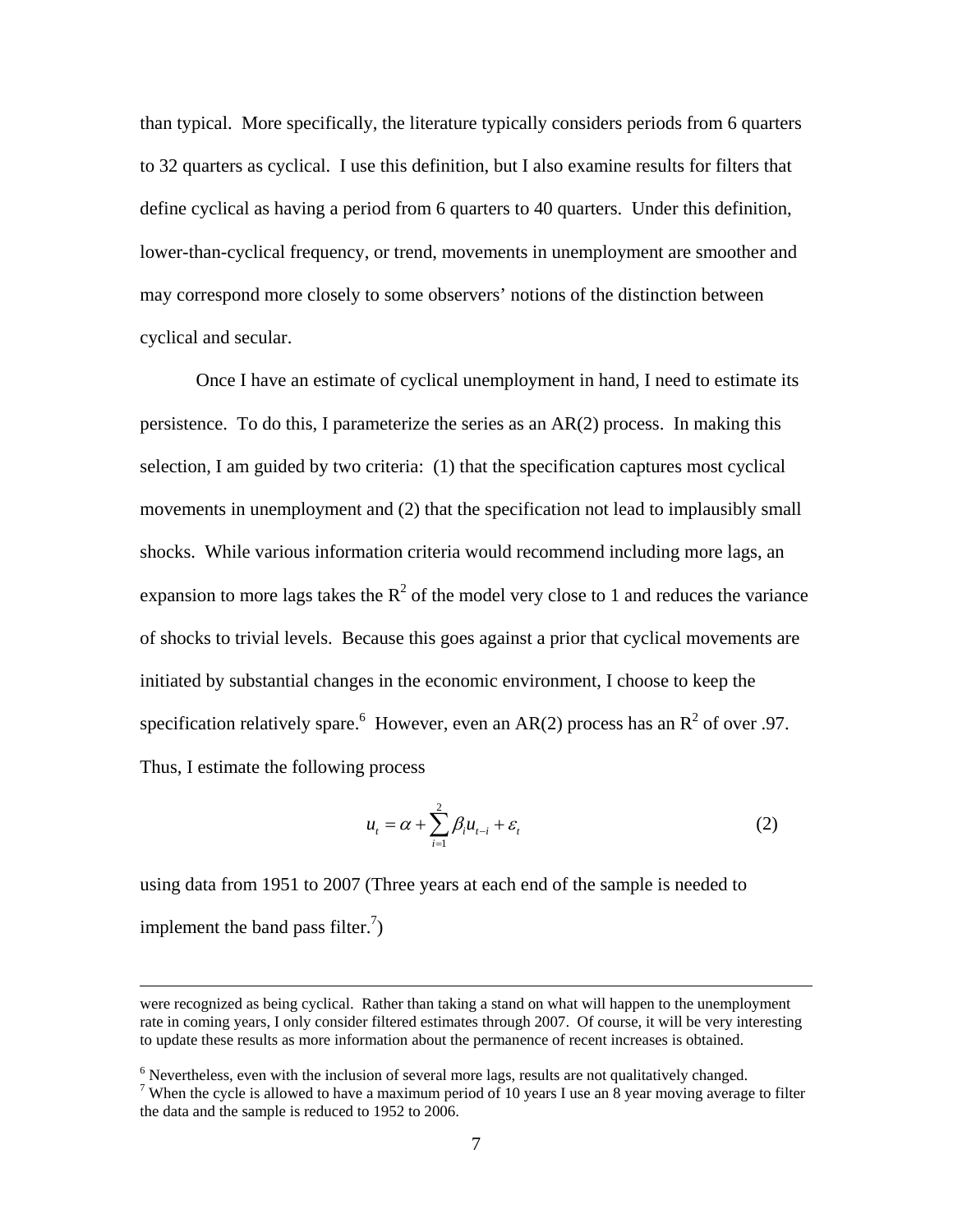than typical. More specifically, the literature typically considers periods from 6 quarters to 32 quarters as cyclical. I use this definition, but I also examine results for filters that define cyclical as having a period from 6 quarters to 40 quarters. Under this definition, lower-than-cyclical frequency, or trend, movements in unemployment are smoother and may correspond more closely to some observers' notions of the distinction between cyclical and secular.

Once I have an estimate of cyclical unemployment in hand, I need to estimate its persistence. To do this, I parameterize the series as an AR(2) process. In making this selection, I am guided by two criteria: (1) that the specification captures most cyclical movements in unemployment and (2) that the specification not lead to implausibly small shocks. While various information criteria would recommend including more lags, an expansion to more lags takes the $R^2$ of the model very close to 1 and reduces the variance of shocks to trivial levels. Because this goes against a prior that cyclical movements are initiated by substantial changes in the economic environment, I choose to keep the specification relatively spare.[6] However, even an AR(2) process has an $R^2$ of over .97. Thus, I estimate the following process

$$u_t = \alpha + \sum_{i=1}^{2} \beta_i u_{t-i} + \varepsilon_t \tag{2}$$

using data from 1951 to 2007 (Three years at each end of the sample is needed to implement the band pass filter.[7])

---

were recognized as being cyclical. Rather than taking a stand on what will happen to the unemployment rate in coming years, I only consider filtered estimates through 2007. Of course, it will be very interesting to update these results as more information about the permanence of recent increases is obtained.

[6] Nevertheless, even with the inclusion of several more lags, results are not qualitatively changed.

[7] When the cycle is allowed to have a maximum period of 10 years I use an 8 year moving average to filter the data and the sample is reduced to 1952 to 2006.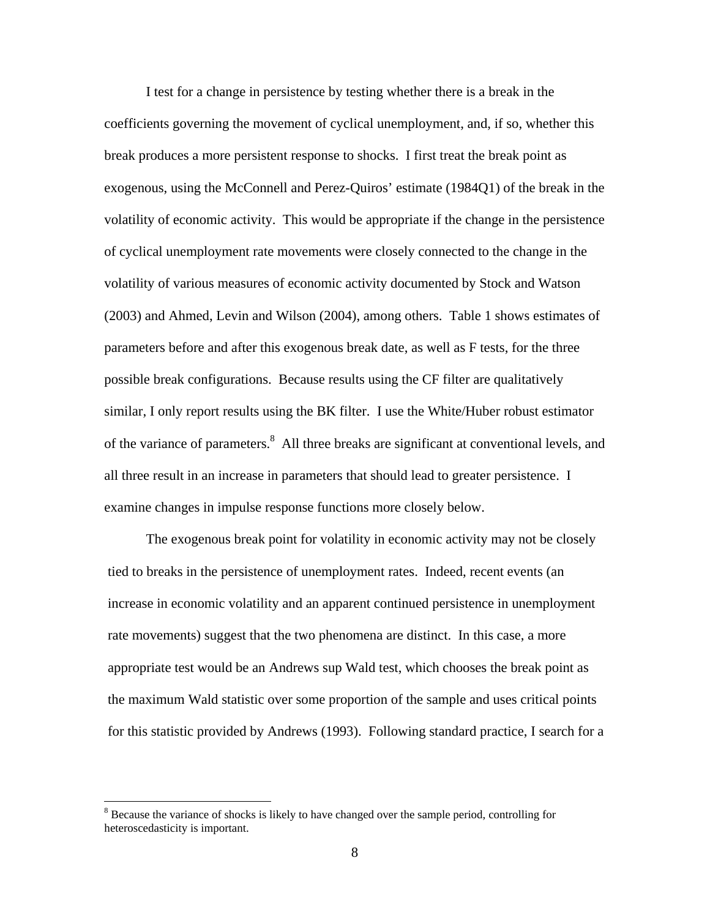I test for a change in persistence by testing whether there is a break in the coefficients governing the movement of cyclical unemployment, and, if so, whether this break produces a more persistent response to shocks. I first treat the break point as exogenous, using the McConnell and Perez-Quiros' estimate (1984Q1) of the break in the volatility of economic activity. This would be appropriate if the change in the persistence of cyclical unemployment rate movements were closely connected to the change in the volatility of various measures of economic activity documented by Stock and Watson (2003) and Ahmed, Levin and Wilson (2004), among others. Table 1 shows estimates of parameters before and after this exogenous break date, as well as F tests, for the three possible break configurations. Because results using the CF filter are qualitatively similar, I only report results using the BK filter. I use the White/Huber robust estimator of the variance of parameters.[8] All three breaks are significant at conventional levels, and all three result in an increase in parameters that should lead to greater persistence. I examine changes in impulse response functions more closely below.

The exogenous break point for volatility in economic activity may not be closely tied to breaks in the persistence of unemployment rates. Indeed, recent events (an increase in economic volatility and an apparent continued persistence in unemployment rate movements) suggest that the two phenomena are distinct. In this case, a more appropriate test would be an Andrews sup Wald test, which chooses the break point as the maximum Wald statistic over some proportion of the sample and uses critical points for this statistic provided by Andrews (1993). Following standard practice, I search for a

[8] Because the variance of shocks is likely to have changed over the sample period, controlling for heteroscedasticity is important.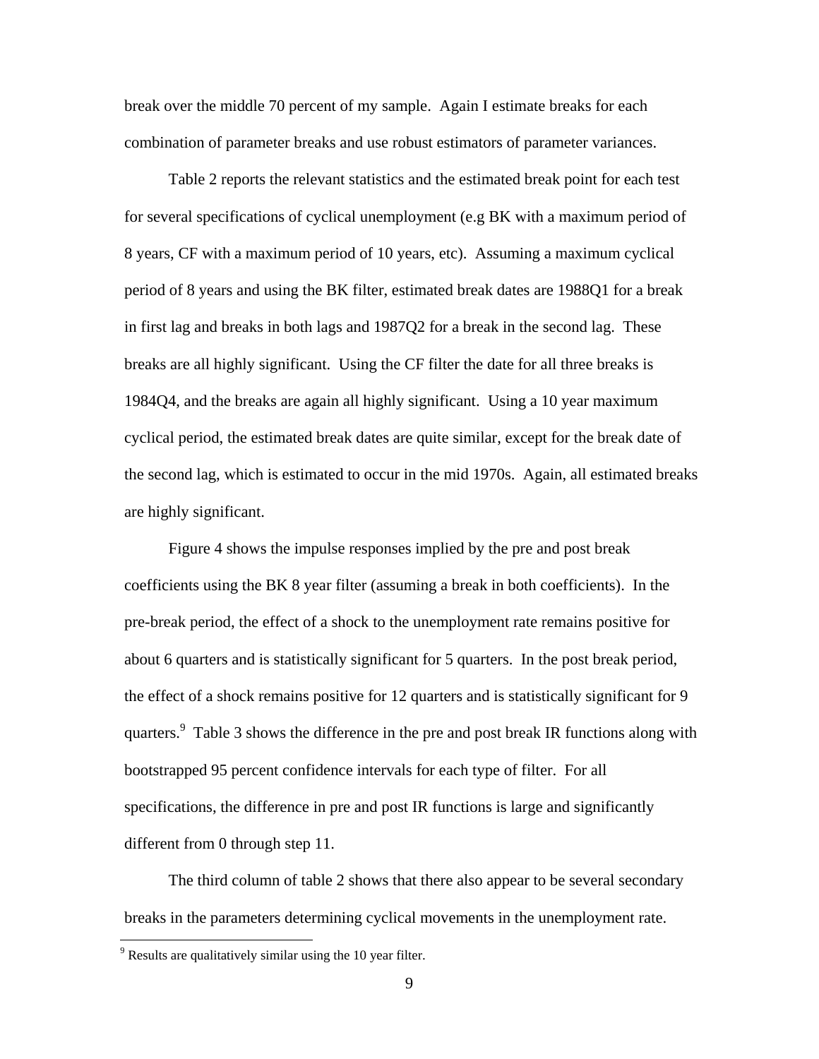break over the middle 70 percent of my sample. Again I estimate breaks for each combination of parameter breaks and use robust estimators of parameter variances.

Table 2 reports the relevant statistics and the estimated break point for each test for several specifications of cyclical unemployment (e.g BK with a maximum period of 8 years, CF with a maximum period of 10 years, etc). Assuming a maximum cyclical period of 8 years and using the BK filter, estimated break dates are 1988Q1 for a break in first lag and breaks in both lags and 1987Q2 for a break in the second lag. These breaks are all highly significant. Using the CF filter the date for all three breaks is 1984Q4, and the breaks are again all highly significant. Using a 10 year maximum cyclical period, the estimated break dates are quite similar, except for the break date of the second lag, which is estimated to occur in the mid 1970s. Again, all estimated breaks are highly significant.

Figure 4 shows the impulse responses implied by the pre and post break coefficients using the BK 8 year filter (assuming a break in both coefficients). In the pre-break period, the effect of a shock to the unemployment rate remains positive for about 6 quarters and is statistically significant for 5 quarters. In the post break period, the effect of a shock remains positive for 12 quarters and is statistically significant for 9 quarters.[9] Table 3 shows the difference in the pre and post break IR functions along with bootstrapped 95 percent confidence intervals for each type of filter. For all specifications, the difference in pre and post IR functions is large and significantly different from 0 through step 11.

The third column of table 2 shows that there also appear to be several secondary breaks in the parameters determining cyclical movements in the unemployment rate.

[9] Results are qualitatively similar using the 10 year filter.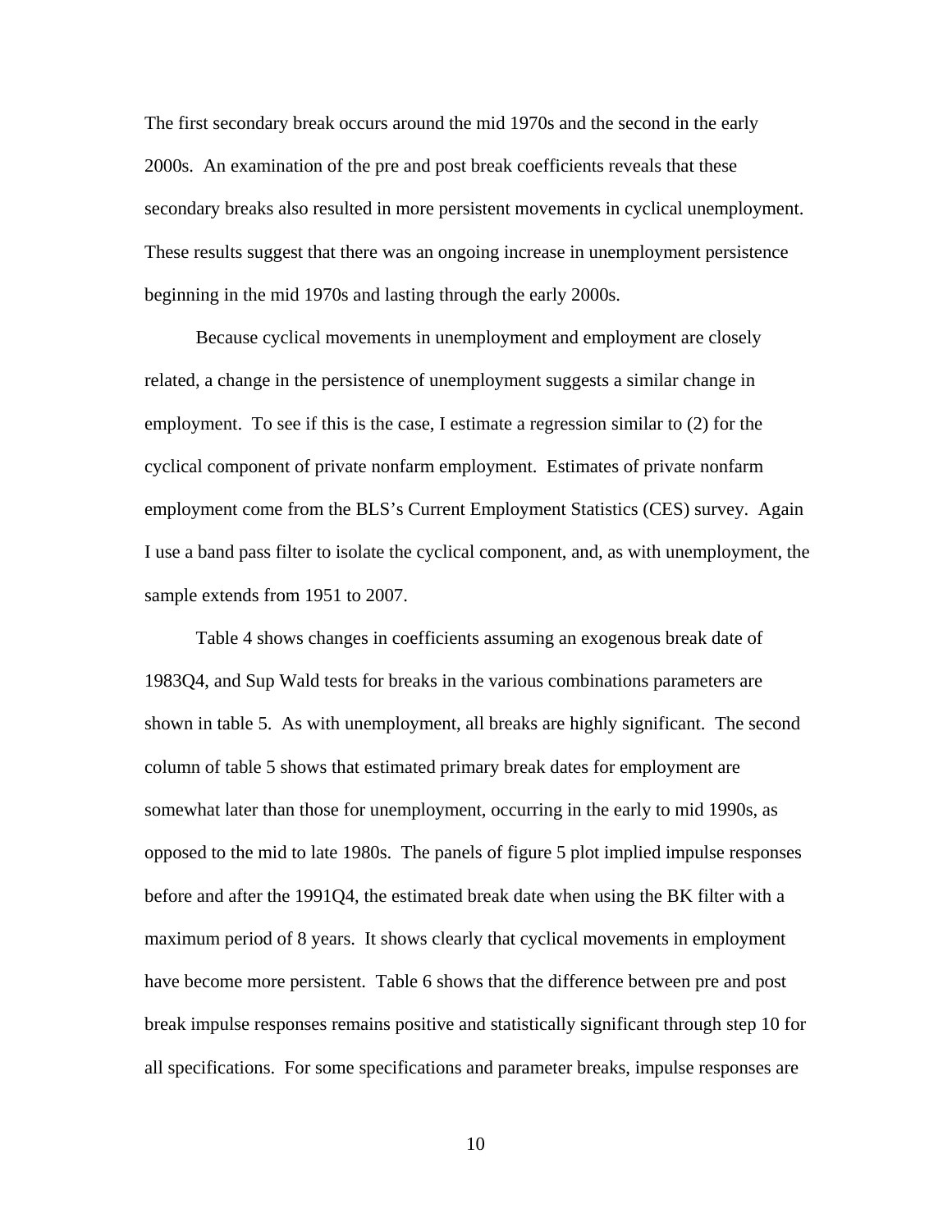The first secondary break occurs around the mid 1970s and the second in the early 2000s. An examination of the pre and post break coefficients reveals that these secondary breaks also resulted in more persistent movements in cyclical unemployment. These results suggest that there was an ongoing increase in unemployment persistence beginning in the mid 1970s and lasting through the early 2000s.

Because cyclical movements in unemployment and employment are closely related, a change in the persistence of unemployment suggests a similar change in employment. To see if this is the case, I estimate a regression similar to (2) for the cyclical component of private nonfarm employment. Estimates of private nonfarm employment come from the BLS's Current Employment Statistics (CES) survey. Again I use a band pass filter to isolate the cyclical component, and, as with unemployment, the sample extends from 1951 to 2007.

Table 4 shows changes in coefficients assuming an exogenous break date of 1983Q4, and Sup Wald tests for breaks in the various combinations parameters are shown in table 5. As with unemployment, all breaks are highly significant. The second column of table 5 shows that estimated primary break dates for employment are somewhat later than those for unemployment, occurring in the early to mid 1990s, as opposed to the mid to late 1980s. The panels of figure 5 plot implied impulse responses before and after the 1991Q4, the estimated break date when using the BK filter with a maximum period of 8 years. It shows clearly that cyclical movements in employment have become more persistent. Table 6 shows that the difference between pre and post break impulse responses remains positive and statistically significant through step 10 for all specifications. For some specifications and parameter breaks, impulse responses are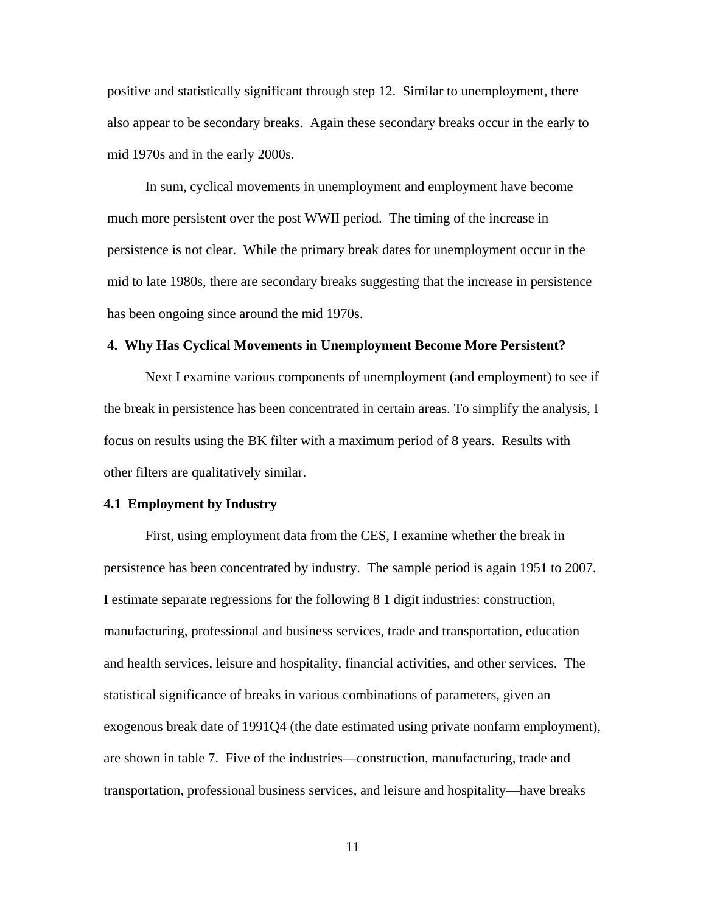positive and statistically significant through step 12. Similar to unemployment, there also appear to be secondary breaks. Again these secondary breaks occur in the early to mid 1970s and in the early 2000s.

In sum, cyclical movements in unemployment and employment have become much more persistent over the post WWII period. The timing of the increase in persistence is not clear. While the primary break dates for unemployment occur in the mid to late 1980s, there are secondary breaks suggesting that the increase in persistence has been ongoing since around the mid 1970s.

## 4. Why Has Cyclical Movements in Unemployment Become More Persistent?

Next I examine various components of unemployment (and employment) to see if the break in persistence has been concentrated in certain areas. To simplify the analysis, I focus on results using the BK filter with a maximum period of 8 years. Results with other filters are qualitatively similar.

### 4.1 Employment by Industry

First, using employment data from the CES, I examine whether the break in persistence has been concentrated by industry. The sample period is again 1951 to 2007. I estimate separate regressions for the following 8 1 digit industries: construction, manufacturing, professional and business services, trade and transportation, education and health services, leisure and hospitality, financial activities, and other services. The statistical significance of breaks in various combinations of parameters, given an exogenous break date of 1991Q4 (the date estimated using private nonfarm employment), are shown in table 7. Five of the industries—construction, manufacturing, trade and transportation, professional business services, and leisure and hospitality—have breaks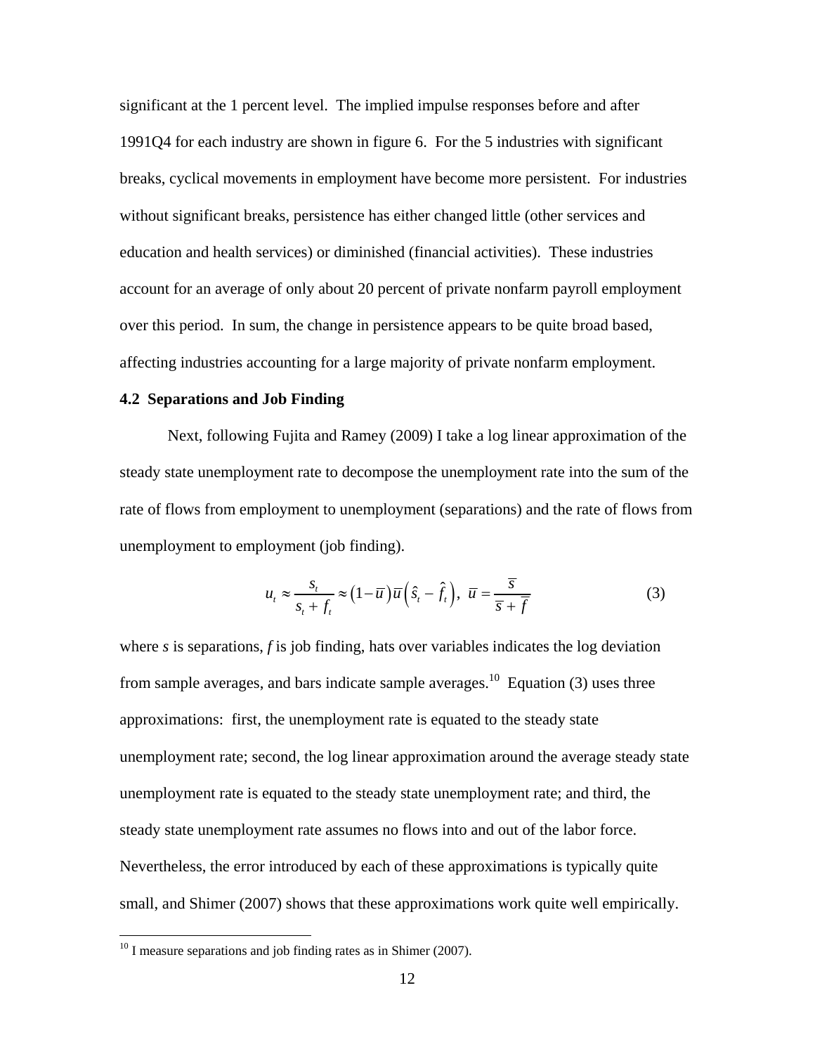significant at the 1 percent level. The implied impulse responses before and after 1991Q4 for each industry are shown in figure 6. For the 5 industries with significant breaks, cyclical movements in employment have become more persistent. For industries without significant breaks, persistence has either changed little (other services and education and health services) or diminished (financial activities). These industries account for an average of only about 20 percent of private nonfarm payroll employment over this period. In sum, the change in persistence appears to be quite broad based, affecting industries accounting for a large majority of private nonfarm employment.

### 4.2 Separations and Job Finding

Next, following Fujita and Ramey (2009) I take a log linear approximation of the steady state unemployment rate to decompose the unemployment rate into the sum of the rate of flows from employment to unemployment (separations) and the rate of flows from unemployment to employment (job finding).

$$u_t \approx \frac{s_t}{s_t + f_t} \approx \left(1 - \bar{u}\right)\bar{u}\left(\hat{s}_t - \hat{f}_t\right),\ \bar{u} = \frac{\bar{s}}{\bar{s} + \bar{f}} \tag{3}$$

where *s* is separations, *f* is job finding, hats over variables indicates the log deviation from sample averages, and bars indicate sample averages.[10] Equation (3) uses three approximations: first, the unemployment rate is equated to the steady state unemployment rate; second, the log linear approximation around the average steady state unemployment rate is equated to the steady state unemployment rate; and third, the steady state unemployment rate assumes no flows into and out of the labor force. Nevertheless, the error introduced by each of these approximations is typically quite small, and Shimer (2007) shows that these approximations work quite well empirically.

[10] I measure separations and job finding rates as in Shimer (2007).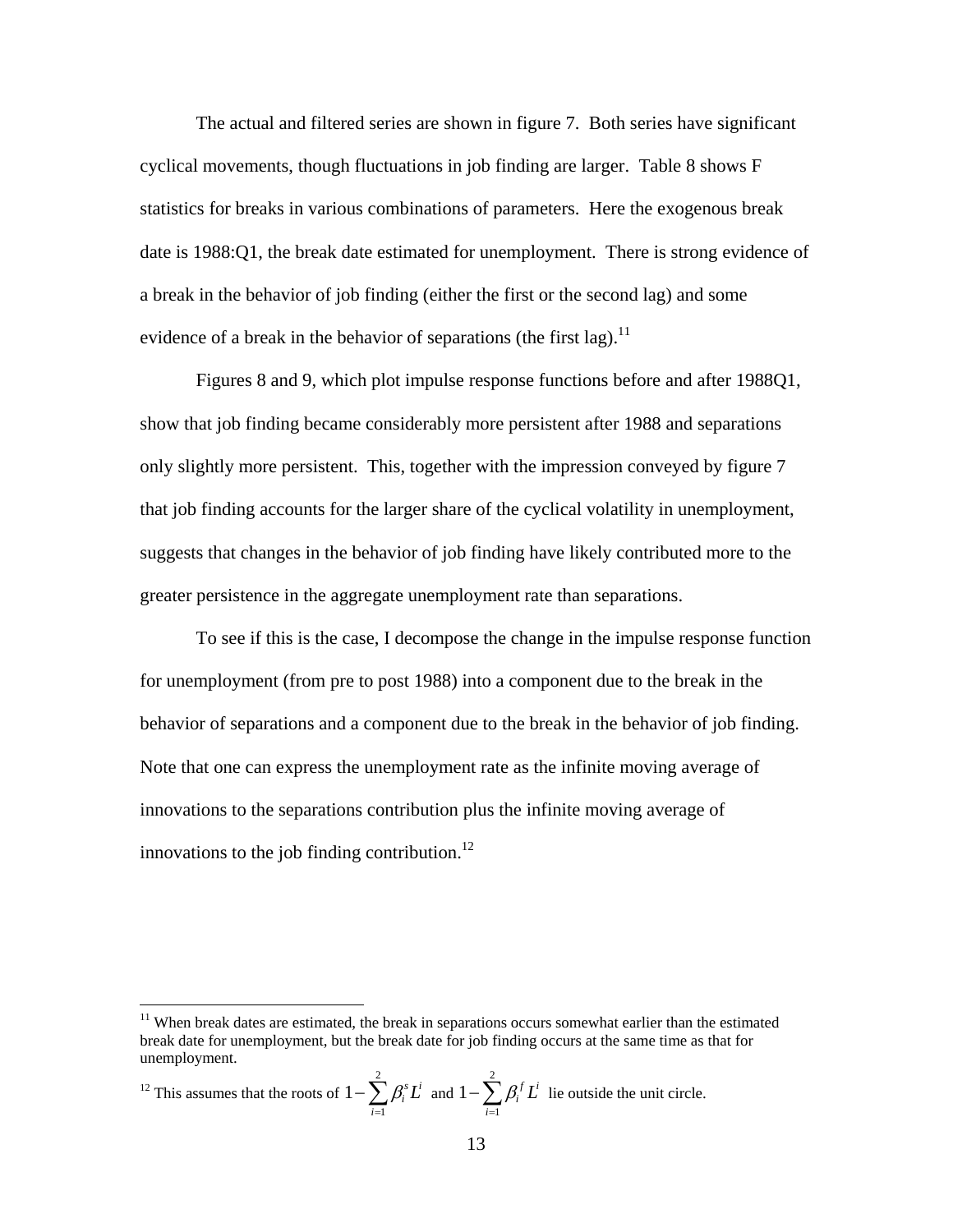The actual and filtered series are shown in figure 7. Both series have significant cyclical movements, though fluctuations in job finding are larger. Table 8 shows F statistics for breaks in various combinations of parameters. Here the exogenous break date is 1988:Q1, the break date estimated for unemployment. There is strong evidence of a break in the behavior of job finding (either the first or the second lag) and some evidence of a break in the behavior of separations (the first lag).[11]

Figures 8 and 9, which plot impulse response functions before and after 1988Q1, show that job finding became considerably more persistent after 1988 and separations only slightly more persistent. This, together with the impression conveyed by figure 7 that job finding accounts for the larger share of the cyclical volatility in unemployment, suggests that changes in the behavior of job finding have likely contributed more to the greater persistence in the aggregate unemployment rate than separations.

To see if this is the case, I decompose the change in the impulse response function for unemployment (from pre to post 1988) into a component due to the break in the behavior of separations and a component due to the break in the behavior of job finding. Note that one can express the unemployment rate as the infinite moving average of innovations to the separations contribution plus the infinite moving average of innovations to the job finding contribution.[12]

---

[11] When break dates are estimated, the break in separations occurs somewhat earlier than the estimated break date for unemployment, but the break date for job finding occurs at the same time as that for unemployment.

[12] This assumes that the roots of $1-\sum_{i=1}^{2}\beta_i^s L^i$ and $1-\sum_{i=1}^{2}\beta_i^f L^i$ lie outside the unit circle.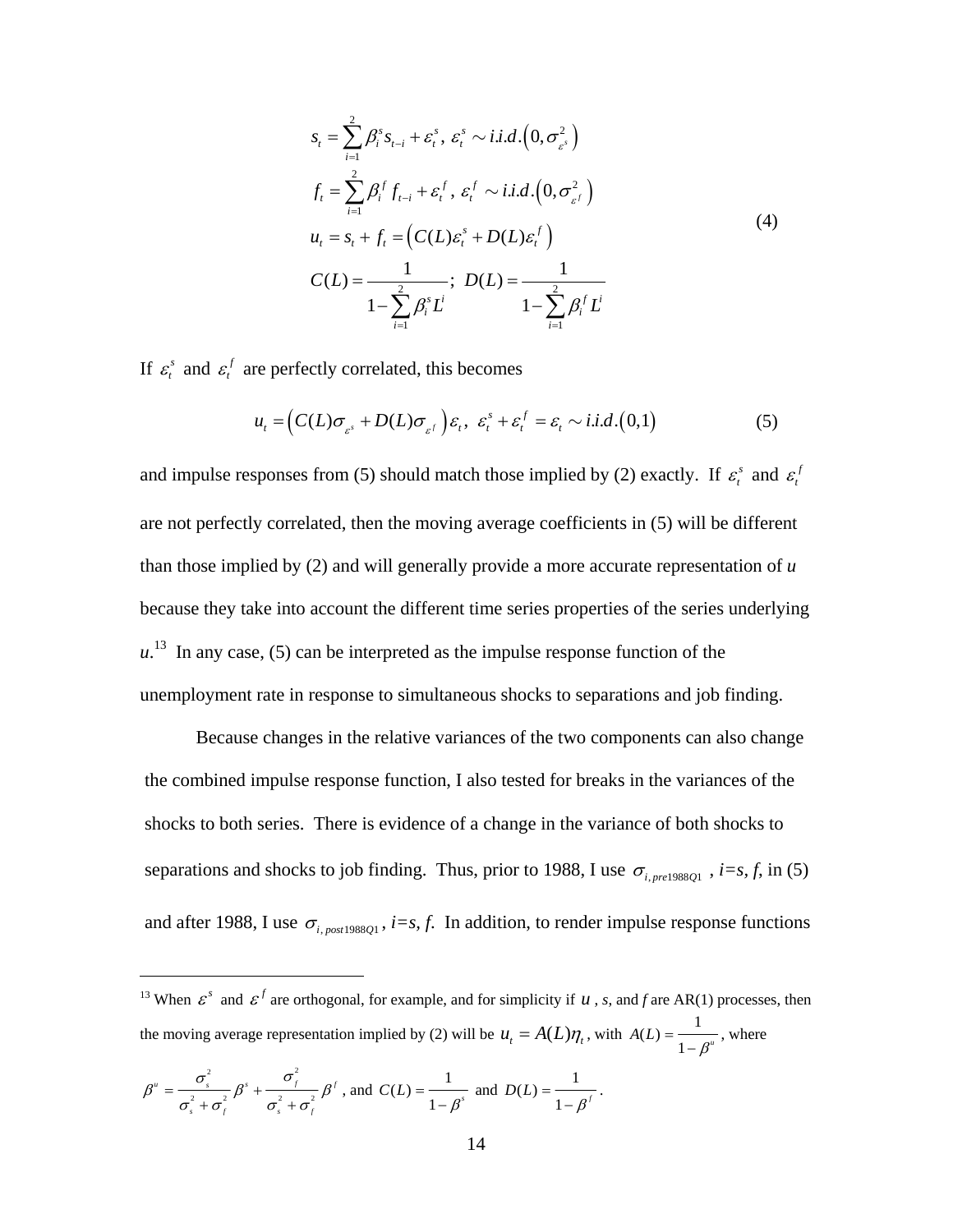$$
\begin{aligned}
s_t &= \sum_{i=1}^{2} \beta_i^s s_{t-i} + \varepsilon_t^s,\ \varepsilon_t^s \sim i.i.d.\left(0, \sigma_{\varepsilon^s}^2\right) \\
f_t &= \sum_{i=1}^{2} \beta_i^f f_{t-i} + \varepsilon_t^f,\ \varepsilon_t^f \sim i.i.d.\left(0, \sigma_{\varepsilon^f}^2\right) \\
u_t &= s_t + f_t = \left(C(L)\varepsilon_t^s + D(L)\varepsilon_t^f\right) \\
C(L) &= \frac{1}{1 - \sum_{i=1}^{2} \beta_i^s L^i};\ D(L) = \frac{1}{1 - \sum_{i=1}^{2} \beta_i^f L^i}
\end{aligned} \tag{4}
$$

If $\varepsilon_t^s$ and $\varepsilon_t^f$ are perfectly correlated, this becomes

$$
u_t = \left(C(L)\sigma_{\varepsilon^s} + D(L)\sigma_{\varepsilon^f}\right)\varepsilon_t,\ \varepsilon_t^s + \varepsilon_t^f = \varepsilon_t \sim i.i.d.(0,1) \tag{5}
$$

and impulse responses from (5) should match those implied by (2) exactly. If $\varepsilon_t^s$ and $\varepsilon_t^f$ are not perfectly correlated, then the moving average coefficients in (5) will be different than those implied by (2) and will generally provide a more accurate representation of $u$ because they take into account the different time series properties of the series underlying $u$.[13] In any case, (5) can be interpreted as the impulse response function of the unemployment rate in response to simultaneous shocks to separations and job finding.

Because changes in the relative variances of the two components can also change the combined impulse response function, I also tested for breaks in the variances of the shocks to both series. There is evidence of a change in the variance of both shocks to separations and shocks to job finding. Thus, prior to 1988, I use $\sigma_{i,pre1988Q1}$, $i=s, f$, in (5) and after 1988, I use $\sigma_{i,post1988Q1}$, $i=s, f$. In addition, to render impulse response functions

[13] When $\varepsilon^s$ and $\varepsilon^f$ are orthogonal, for example, and for simplicity if $u$, $s$, and $f$ are AR(1) processes, then the moving average representation implied by (2) will be $u_t = A(L)\eta_t$, with $A(L) = \frac{1}{1-\beta^u}$, where $\beta^u = \frac{\sigma_s^2}{\sigma_s^2 + \sigma_f^2}\beta^s + \frac{\sigma_f^2}{\sigma_s^2 + \sigma_f^2}\beta^f$, and $C(L) = \frac{1}{1-\beta^s}$ and $D(L) = \frac{1}{1-\beta^f}$.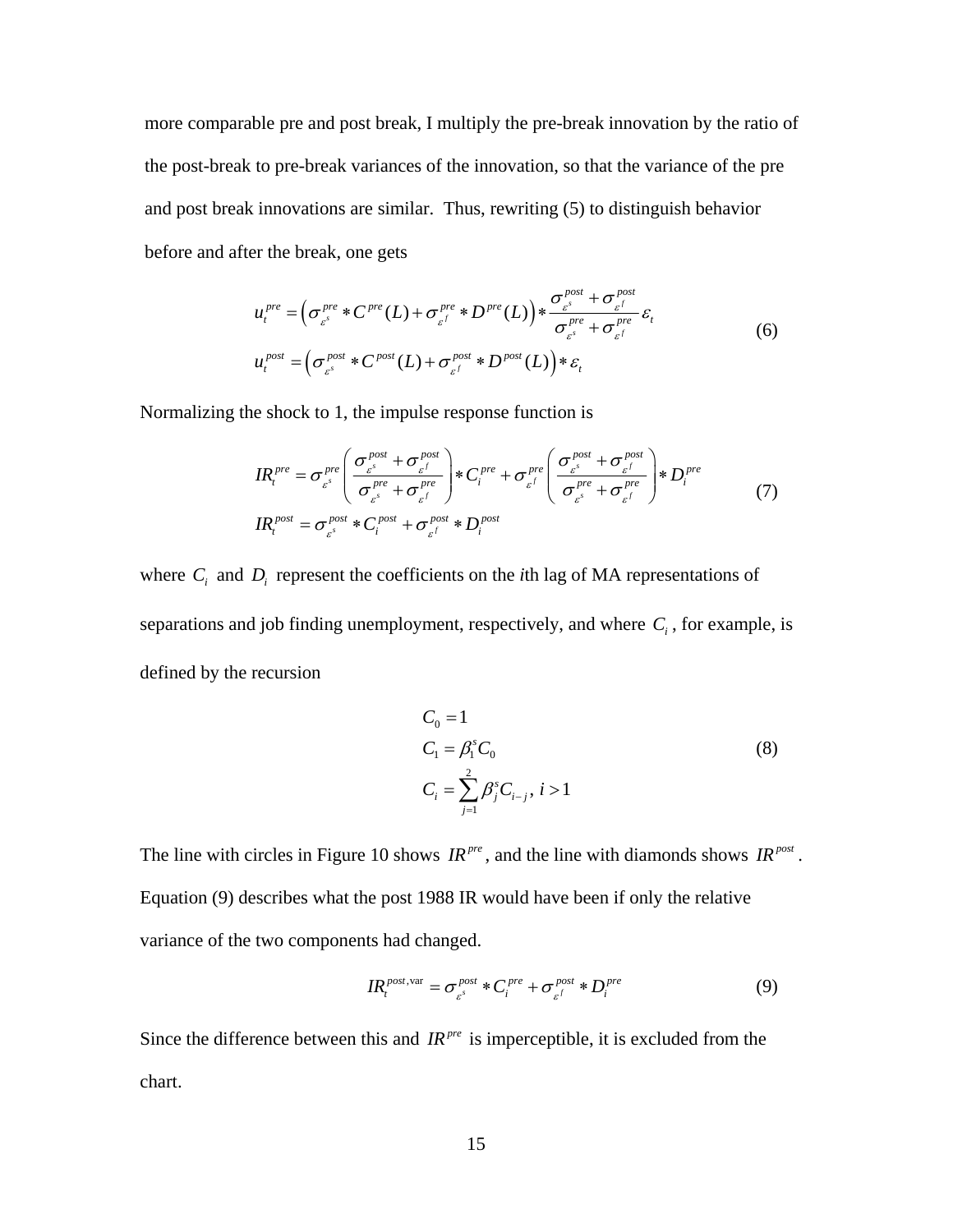more comparable pre and post break, I multiply the pre-break innovation by the ratio of the post-break to pre-break variances of the innovation, so that the variance of the pre and post break innovations are similar. Thus, rewriting (5) to distinguish behavior before and after the break, one gets

$$
\begin{aligned}
u_t^{pre} &= \left(\sigma_{\varepsilon^s}^{pre} * C^{pre}(L) + \sigma_{\varepsilon^f}^{pre} * D^{pre}(L)\right) * \frac{\sigma_{\varepsilon^s}^{post} + \sigma_{\varepsilon^f}^{post}}{\sigma_{\varepsilon^s}^{pre} + \sigma_{\varepsilon^f}^{pre}} \varepsilon_t \\
u_t^{post} &= \left(\sigma_{\varepsilon^s}^{post} * C^{post}(L) + \sigma_{\varepsilon^f}^{post} * D^{post}(L)\right) * \varepsilon_t
\end{aligned}
\tag{6}
$$

Normalizing the shock to 1, the impulse response function is

$$
\begin{aligned}
IR_t^{pre} &= \sigma_{\varepsilon^s}^{pre} \left( \frac{\sigma_{\varepsilon^s}^{post} + \sigma_{\varepsilon^f}^{post}}{\sigma_{\varepsilon^s}^{pre} + \sigma_{\varepsilon^f}^{pre}} \right) * C_i^{pre} + \sigma_{\varepsilon^f}^{pre} \left( \frac{\sigma_{\varepsilon^s}^{post} + \sigma_{\varepsilon^f}^{post}}{\sigma_{\varepsilon^s}^{pre} + \sigma_{\varepsilon^f}^{pre}} \right) * D_i^{pre} \\
IR_t^{post} &= \sigma_{\varepsilon^s}^{post} * C_i^{post} + \sigma_{\varepsilon^f}^{post} * D_i^{post}
\end{aligned}
\tag{7}
$$

where $C_i$ and $D_i$ represent the coefficients on the *i*th lag of MA representations of separations and job finding unemployment, respectively, and where $C_i$, for example, is defined by the recursion

$$
\begin{aligned}
C_0 &= 1 \\
C_1 &= \beta_1^s C_0 \\
C_i &= \sum_{j=1}^{2} \beta_j^s C_{i-j}, \; i > 1
\end{aligned}
\tag{8}
$$

The line with circles in Figure 10 shows $IR^{pre}$, and the line with diamonds shows $IR^{post}$. Equation (9) describes what the post 1988 IR would have been if only the relative variance of the two components had changed.

$$
IR_t^{post,\mathrm{var}} = \sigma_{\varepsilon^s}^{post} * C_i^{pre} + \sigma_{\varepsilon^f}^{post} * D_i^{pre} \tag{9}
$$

Since the difference between this and $IR^{pre}$ is imperceptible, it is excluded from the chart.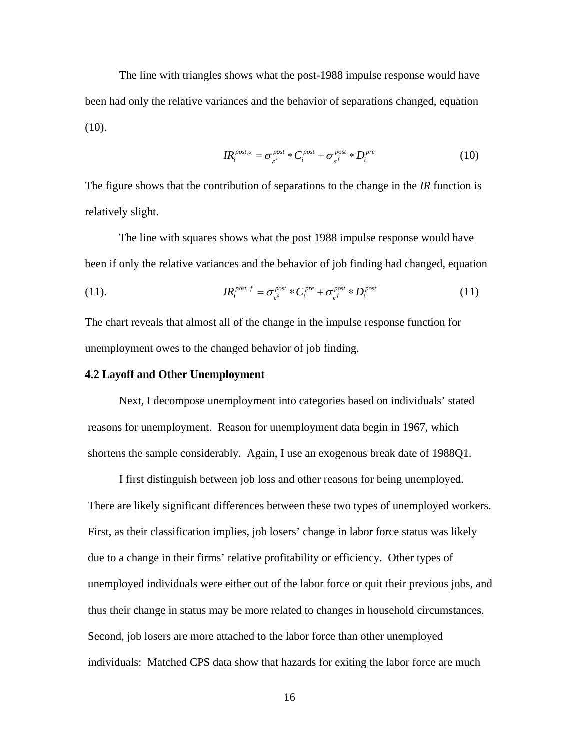The line with triangles shows what the post-1988 impulse response would have been had only the relative variances and the behavior of separations changed, equation (10).

$$IR_i^{post,s} = \sigma_{\varepsilon^s}^{post} * C_i^{post} + \sigma_{\varepsilon^f}^{post} * D_i^{pre} \tag{10}$$

The figure shows that the contribution of separations to the change in the *IR* function is relatively slight.

The line with squares shows what the post 1988 impulse response would have been if only the relative variances and the behavior of job finding had changed, equation (11).

$$IR_i^{post,f} = \sigma_{\varepsilon^s}^{post} * C_i^{pre} + \sigma_{\varepsilon^f}^{post} * D_i^{post} \tag{11}$$

The chart reveals that almost all of the change in the impulse response function for unemployment owes to the changed behavior of job finding.

**4.2 Layoff and Other Unemployment**

Next, I decompose unemployment into categories based on individuals' stated reasons for unemployment. Reason for unemployment data begin in 1967, which shortens the sample considerably. Again, I use an exogenous break date of 1988Q1.

I first distinguish between job loss and other reasons for being unemployed. There are likely significant differences between these two types of unemployed workers. First, as their classification implies, job losers' change in labor force status was likely due to a change in their firms' relative profitability or efficiency. Other types of unemployed individuals were either out of the labor force or quit their previous jobs, and thus their change in status may be more related to changes in household circumstances. Second, job losers are more attached to the labor force than other unemployed individuals: Matched CPS data show that hazards for exiting the labor force are much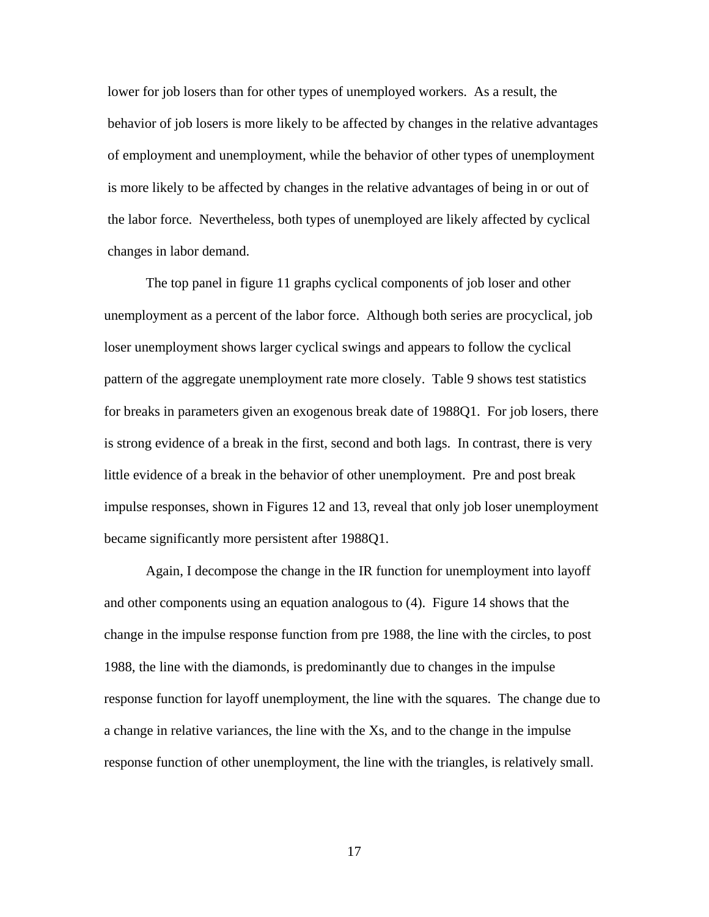lower for job losers than for other types of unemployed workers. As a result, the behavior of job losers is more likely to be affected by changes in the relative advantages of employment and unemployment, while the behavior of other types of unemployment is more likely to be affected by changes in the relative advantages of being in or out of the labor force. Nevertheless, both types of unemployed are likely affected by cyclical changes in labor demand.

The top panel in figure 11 graphs cyclical components of job loser and other unemployment as a percent of the labor force. Although both series are procyclical, job loser unemployment shows larger cyclical swings and appears to follow the cyclical pattern of the aggregate unemployment rate more closely. Table 9 shows test statistics for breaks in parameters given an exogenous break date of 1988Q1. For job losers, there is strong evidence of a break in the first, second and both lags. In contrast, there is very little evidence of a break in the behavior of other unemployment. Pre and post break impulse responses, shown in Figures 12 and 13, reveal that only job loser unemployment became significantly more persistent after 1988Q1.

Again, I decompose the change in the IR function for unemployment into layoff and other components using an equation analogous to (4). Figure 14 shows that the change in the impulse response function from pre 1988, the line with the circles, to post 1988, the line with the diamonds, is predominantly due to changes in the impulse response function for layoff unemployment, the line with the squares. The change due to a change in relative variances, the line with the Xs, and to the change in the impulse response function of other unemployment, the line with the triangles, is relatively small.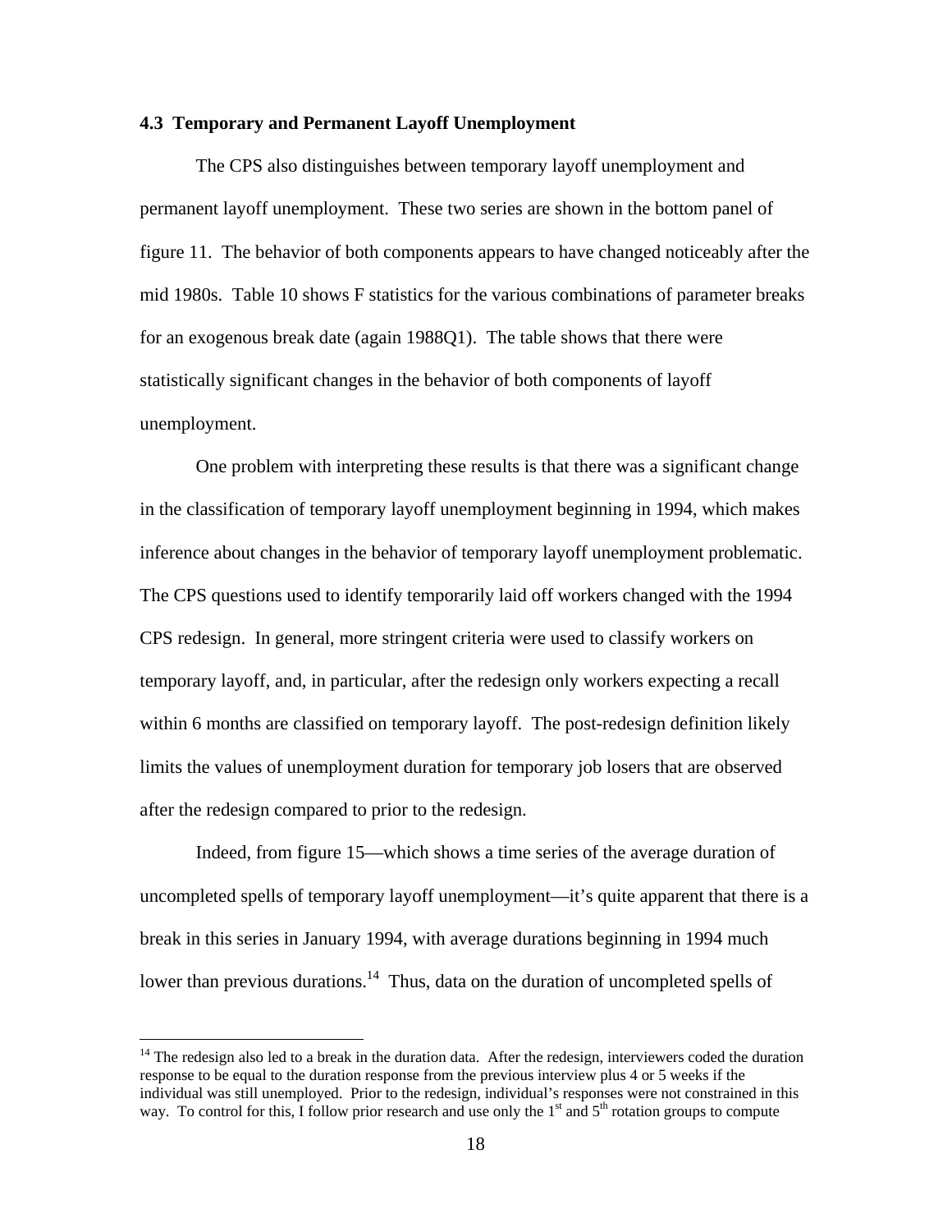### 4.3 Temporary and Permanent Layoff Unemployment

The CPS also distinguishes between temporary layoff unemployment and permanent layoff unemployment. These two series are shown in the bottom panel of figure 11. The behavior of both components appears to have changed noticeably after the mid 1980s. Table 10 shows F statistics for the various combinations of parameter breaks for an exogenous break date (again 1988Q1). The table shows that there were statistically significant changes in the behavior of both components of layoff unemployment.

One problem with interpreting these results is that there was a significant change in the classification of temporary layoff unemployment beginning in 1994, which makes inference about changes in the behavior of temporary layoff unemployment problematic. The CPS questions used to identify temporarily laid off workers changed with the 1994 CPS redesign. In general, more stringent criteria were used to classify workers on temporary layoff, and, in particular, after the redesign only workers expecting a recall within 6 months are classified on temporary layoff. The post-redesign definition likely limits the values of unemployment duration for temporary job losers that are observed after the redesign compared to prior to the redesign.

Indeed, from figure 15—which shows a time series of the average duration of uncompleted spells of temporary layoff unemployment—it's quite apparent that there is a break in this series in January 1994, with average durations beginning in 1994 much lower than previous durations.[14] Thus, data on the duration of uncompleted spells of

[14] The redesign also led to a break in the duration data. After the redesign, interviewers coded the duration response to be equal to the duration response from the previous interview plus 4 or 5 weeks if the individual was still unemployed. Prior to the redesign, individual's responses were not constrained in this way. To control for this, I follow prior research and use only the 1st and 5th rotation groups to compute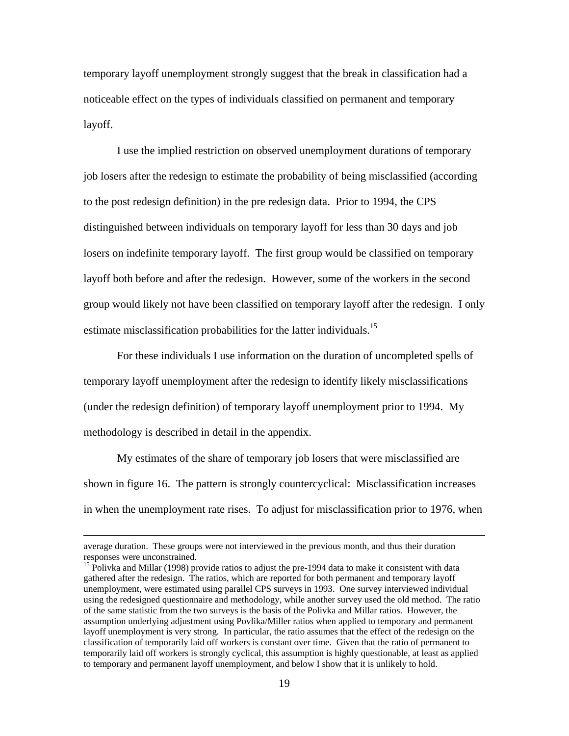temporary layoff unemployment strongly suggest that the break in classification had a noticeable effect on the types of individuals classified on permanent and temporary layoff.

I use the implied restriction on observed unemployment durations of temporary job losers after the redesign to estimate the probability of being misclassified (according to the post redesign definition) in the pre redesign data. Prior to 1994, the CPS distinguished between individuals on temporary layoff for less than 30 days and job losers on indefinite temporary layoff. The first group would be classified on temporary layoff both before and after the redesign. However, some of the workers in the second group would likely not have been classified on temporary layoff after the redesign. I only estimate misclassification probabilities for the latter individuals.[15]

For these individuals I use information on the duration of uncompleted spells of temporary layoff unemployment after the redesign to identify likely misclassifications (under the redesign definition) of temporary layoff unemployment prior to 1994. My methodology is described in detail in the appendix.

My estimates of the share of temporary job losers that were misclassified are shown in figure 16. The pattern is strongly countercyclical: Misclassification increases in when the unemployment rate rises. To adjust for misclassification prior to 1976, when

---

average duration. These groups were not interviewed in the previous month, and thus their duration responses were unconstrained.

[15] Polivka and Millar (1998) provide ratios to adjust the pre-1994 data to make it consistent with data gathered after the redesign. The ratios, which are reported for both permanent and temporary layoff unemployment, were estimated using parallel CPS surveys in 1993. One survey interviewed individual using the redesigned questionnaire and methodology, while another survey used the old method. The ratio of the same statistic from the two surveys is the basis of the Polivka and Millar ratios. However, the assumption underlying adjustment using Povlika/Miller ratios when applied to temporary and permanent layoff unemployment is very strong. In particular, the ratio assumes that the effect of the redesign on the classification of temporarily laid off workers is constant over time. Given that the ratio of permanent to temporarily laid off workers is strongly cyclical, this assumption is highly questionable, at least as applied to temporary and permanent layoff unemployment, and below I show that it is unlikely to hold.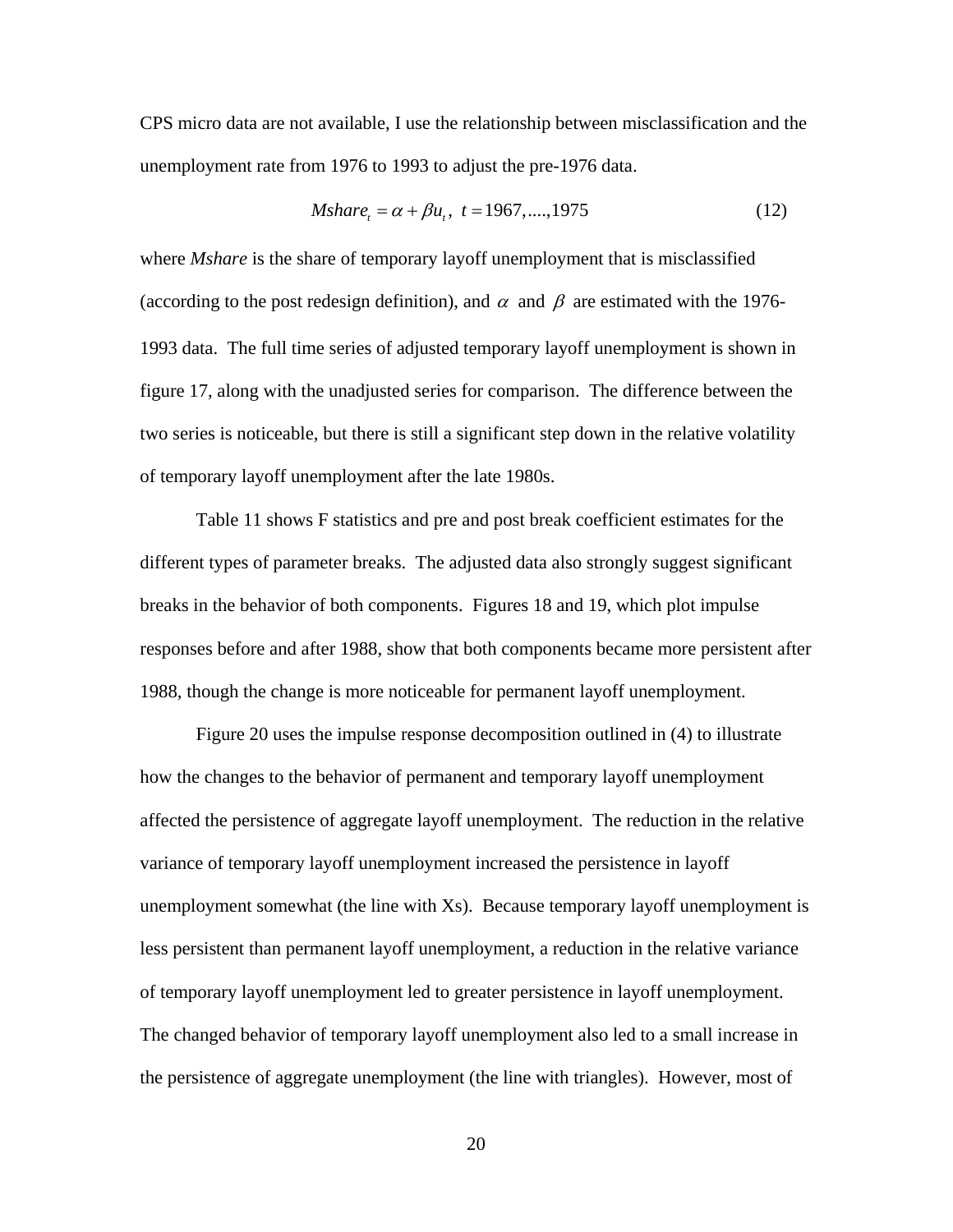CPS micro data are not available, I use the relationship between misclassification and the unemployment rate from 1976 to 1993 to adjust the pre-1976 data.

$$Mshare_t = \alpha + \beta u_t ,\;\; t = 1967,....,1975 \qquad (12)$$

where *Mshare* is the share of temporary layoff unemployment that is misclassified (according to the post redesign definition), and $\alpha$ and $\beta$ are estimated with the 1976-1993 data. The full time series of adjusted temporary layoff unemployment is shown in figure 17, along with the unadjusted series for comparison. The difference between the two series is noticeable, but there is still a significant step down in the relative volatility of temporary layoff unemployment after the late 1980s.

Table 11 shows F statistics and pre and post break coefficient estimates for the different types of parameter breaks. The adjusted data also strongly suggest significant breaks in the behavior of both components. Figures 18 and 19, which plot impulse responses before and after 1988, show that both components became more persistent after 1988, though the change is more noticeable for permanent layoff unemployment.

Figure 20 uses the impulse response decomposition outlined in (4) to illustrate how the changes to the behavior of permanent and temporary layoff unemployment affected the persistence of aggregate layoff unemployment. The reduction in the relative variance of temporary layoff unemployment increased the persistence in layoff unemployment somewhat (the line with Xs). Because temporary layoff unemployment is less persistent than permanent layoff unemployment, a reduction in the relative variance of temporary layoff unemployment led to greater persistence in layoff unemployment. The changed behavior of temporary layoff unemployment also led to a small increase in the persistence of aggregate unemployment (the line with triangles). However, most of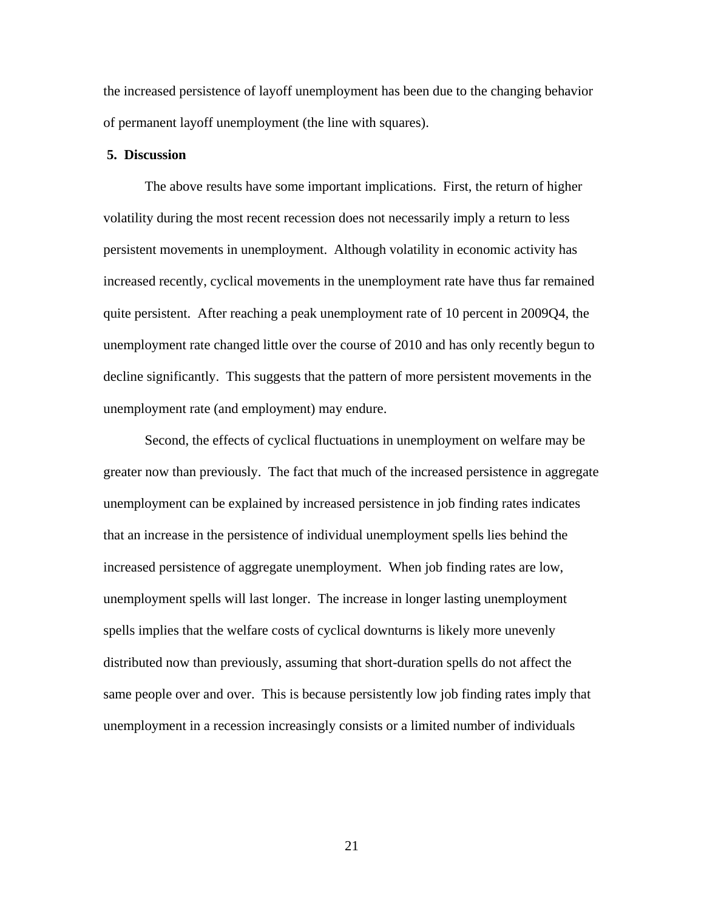the increased persistence of layoff unemployment has been due to the changing behavior of permanent layoff unemployment (the line with squares).

## 5. Discussion

The above results have some important implications. First, the return of higher volatility during the most recent recession does not necessarily imply a return to less persistent movements in unemployment. Although volatility in economic activity has increased recently, cyclical movements in the unemployment rate have thus far remained quite persistent. After reaching a peak unemployment rate of 10 percent in 2009Q4, the unemployment rate changed little over the course of 2010 and has only recently begun to decline significantly. This suggests that the pattern of more persistent movements in the unemployment rate (and employment) may endure.

Second, the effects of cyclical fluctuations in unemployment on welfare may be greater now than previously. The fact that much of the increased persistence in aggregate unemployment can be explained by increased persistence in job finding rates indicates that an increase in the persistence of individual unemployment spells lies behind the increased persistence of aggregate unemployment. When job finding rates are low, unemployment spells will last longer. The increase in longer lasting unemployment spells implies that the welfare costs of cyclical downturns is likely more unevenly distributed now than previously, assuming that short-duration spells do not affect the same people over and over. This is because persistently low job finding rates imply that unemployment in a recession increasingly consists or a limited number of individuals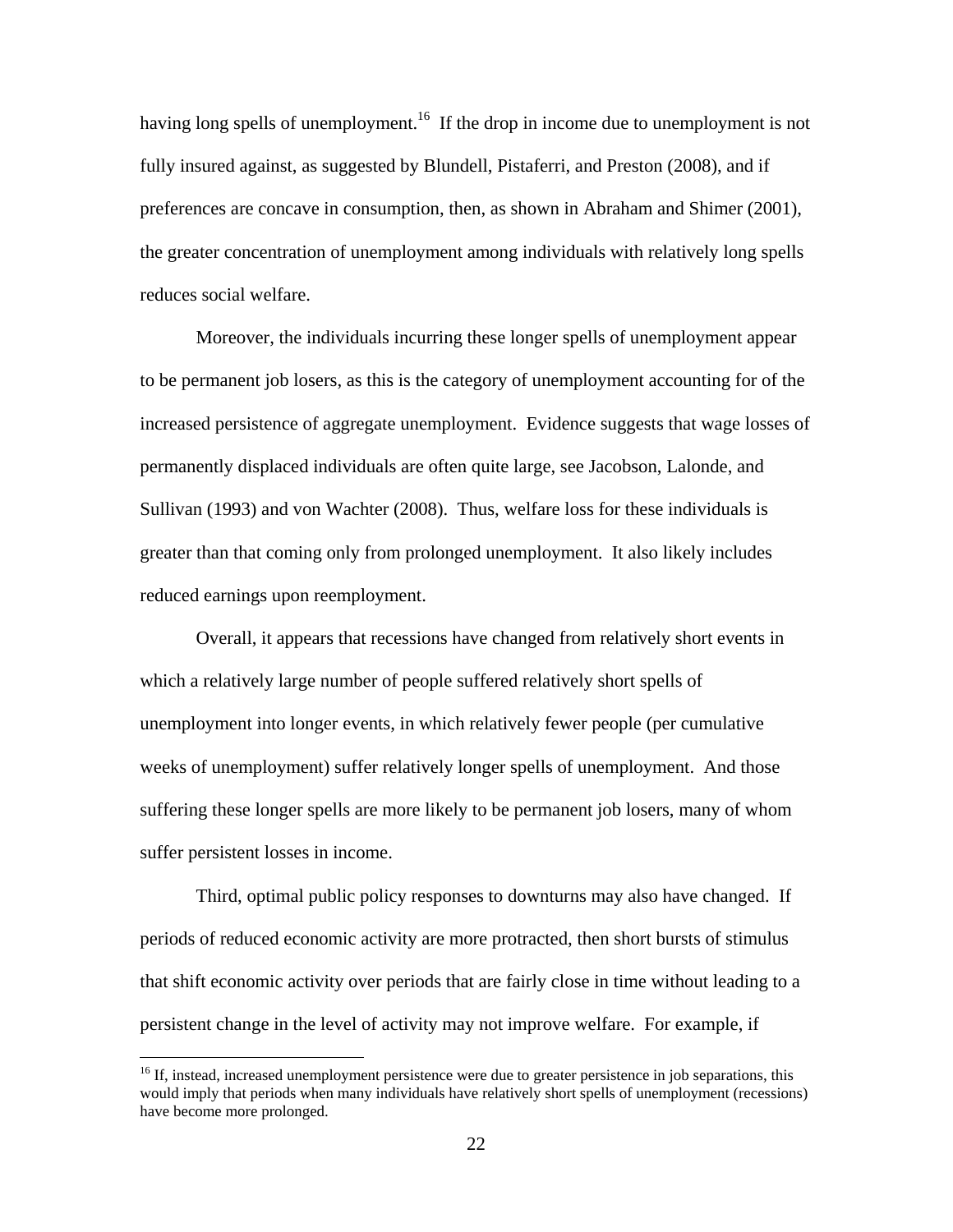having long spells of unemployment.[16] If the drop in income due to unemployment is not fully insured against, as suggested by Blundell, Pistaferri, and Preston (2008), and if preferences are concave in consumption, then, as shown in Abraham and Shimer (2001), the greater concentration of unemployment among individuals with relatively long spells reduces social welfare.

Moreover, the individuals incurring these longer spells of unemployment appear to be permanent job losers, as this is the category of unemployment accounting for of the increased persistence of aggregate unemployment. Evidence suggests that wage losses of permanently displaced individuals are often quite large, see Jacobson, Lalonde, and Sullivan (1993) and von Wachter (2008). Thus, welfare loss for these individuals is greater than that coming only from prolonged unemployment. It also likely includes reduced earnings upon reemployment.

Overall, it appears that recessions have changed from relatively short events in which a relatively large number of people suffered relatively short spells of unemployment into longer events, in which relatively fewer people (per cumulative weeks of unemployment) suffer relatively longer spells of unemployment. And those suffering these longer spells are more likely to be permanent job losers, many of whom suffer persistent losses in income.

Third, optimal public policy responses to downturns may also have changed. If periods of reduced economic activity are more protracted, then short bursts of stimulus that shift economic activity over periods that are fairly close in time without leading to a persistent change in the level of activity may not improve welfare. For example, if

[16] If, instead, increased unemployment persistence were due to greater persistence in job separations, this would imply that periods when many individuals have relatively short spells of unemployment (recessions) have become more prolonged.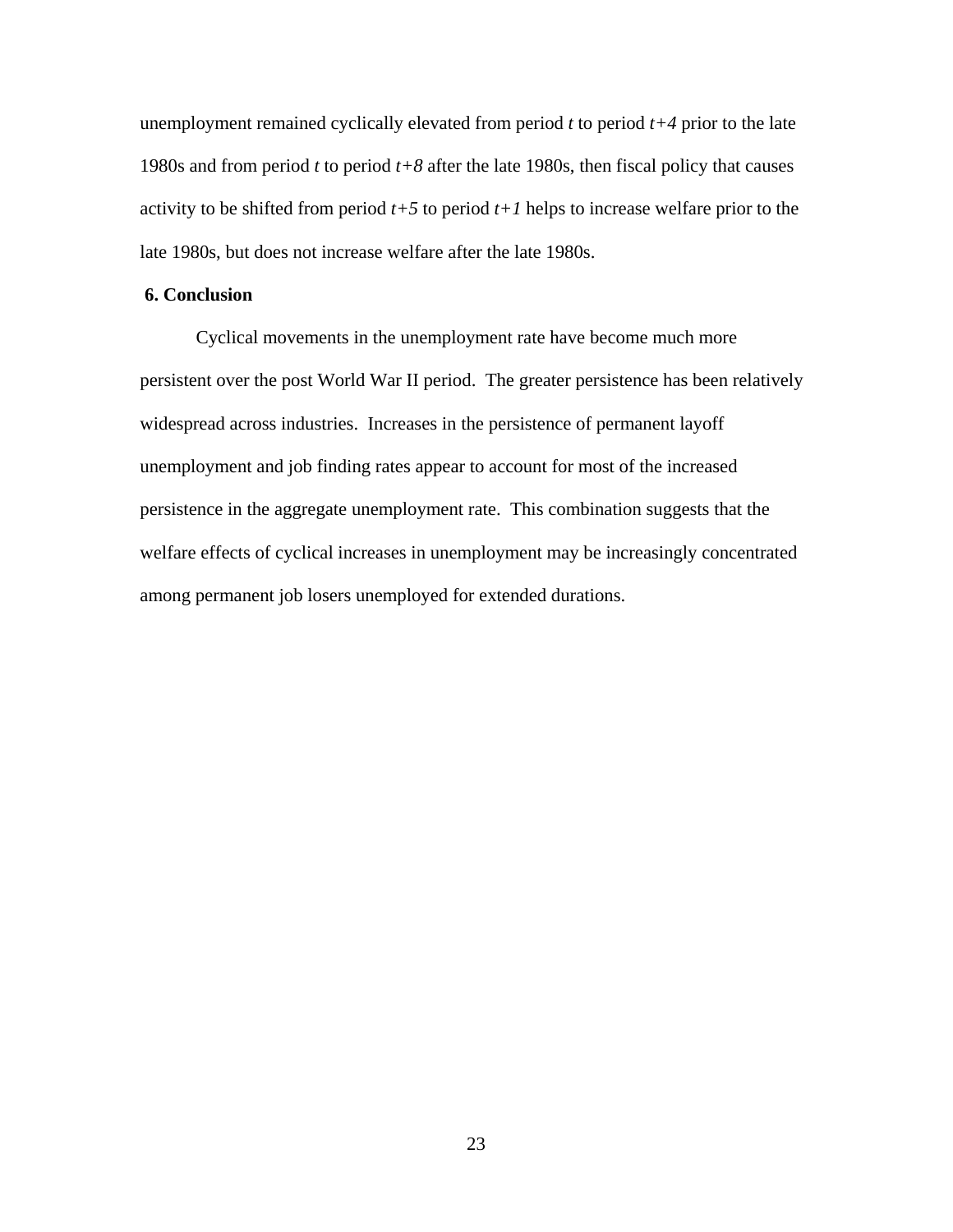unemployment remained cyclically elevated from period $t$ to period $t+4$ prior to the late 1980s and from period $t$ to period $t+8$ after the late 1980s, then fiscal policy that causes activity to be shifted from period $t+5$ to period $t+1$ helps to increase welfare prior to the late 1980s, but does not increase welfare after the late 1980s.

## 6. Conclusion

Cyclical movements in the unemployment rate have become much more persistent over the post World War II period. The greater persistence has been relatively widespread across industries. Increases in the persistence of permanent layoff unemployment and job finding rates appear to account for most of the increased persistence in the aggregate unemployment rate. This combination suggests that the welfare effects of cyclical increases in unemployment may be increasingly concentrated among permanent job losers unemployed for extended durations.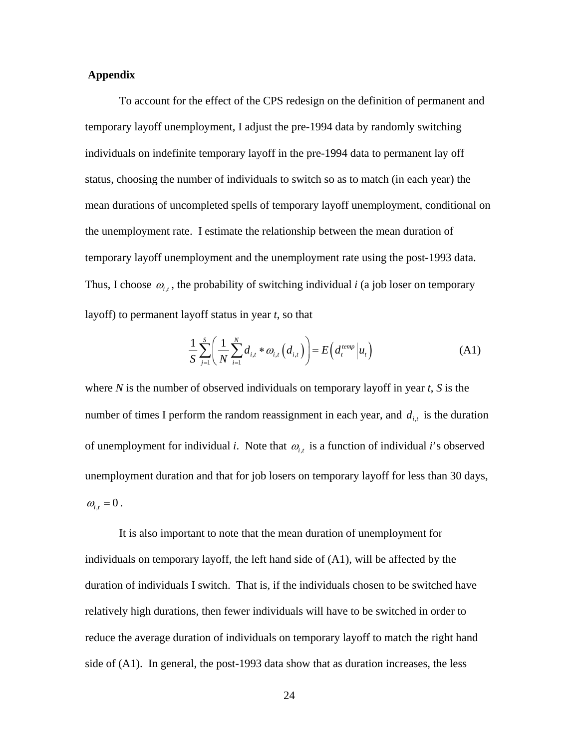**Appendix**

To account for the effect of the CPS redesign on the definition of permanent and temporary layoff unemployment, I adjust the pre-1994 data by randomly switching individuals on indefinite temporary layoff in the pre-1994 data to permanent lay off status, choosing the number of individuals to switch so as to match (in each year) the mean durations of uncompleted spells of temporary layoff unemployment, conditional on the unemployment rate. I estimate the relationship between the mean duration of temporary layoff unemployment and the unemployment rate using the post-1993 data. Thus, I choose $\omega_{i,t}$, the probability of switching individual *i* (a job loser on temporary layoff) to permanent layoff status in year *t*, so that

$$\frac{1}{S}\sum_{j=1}^{S}\left(\frac{1}{N}\sum_{i=1}^{N} d_{i,t} * \omega_{i,t}\left(d_{i,t}\right)\right) = E\left(d_t^{temp} \middle| u_t\right) \tag{A1}$$

where *N* is the number of observed individuals on temporary layoff in year *t*, *S* is the number of times I perform the random reassignment in each year, and $d_{i,t}$ is the duration of unemployment for individual *i*. Note that $\omega_{i,t}$ is a function of individual *i*'s observed unemployment duration and that for job losers on temporary layoff for less than 30 days, $\omega_{i,t} = 0$.

It is also important to note that the mean duration of unemployment for individuals on temporary layoff, the left hand side of (A1), will be affected by the duration of individuals I switch. That is, if the individuals chosen to be switched have relatively high durations, then fewer individuals will have to be switched in order to reduce the average duration of individuals on temporary layoff to match the right hand side of (A1). In general, the post-1993 data show that as duration increases, the less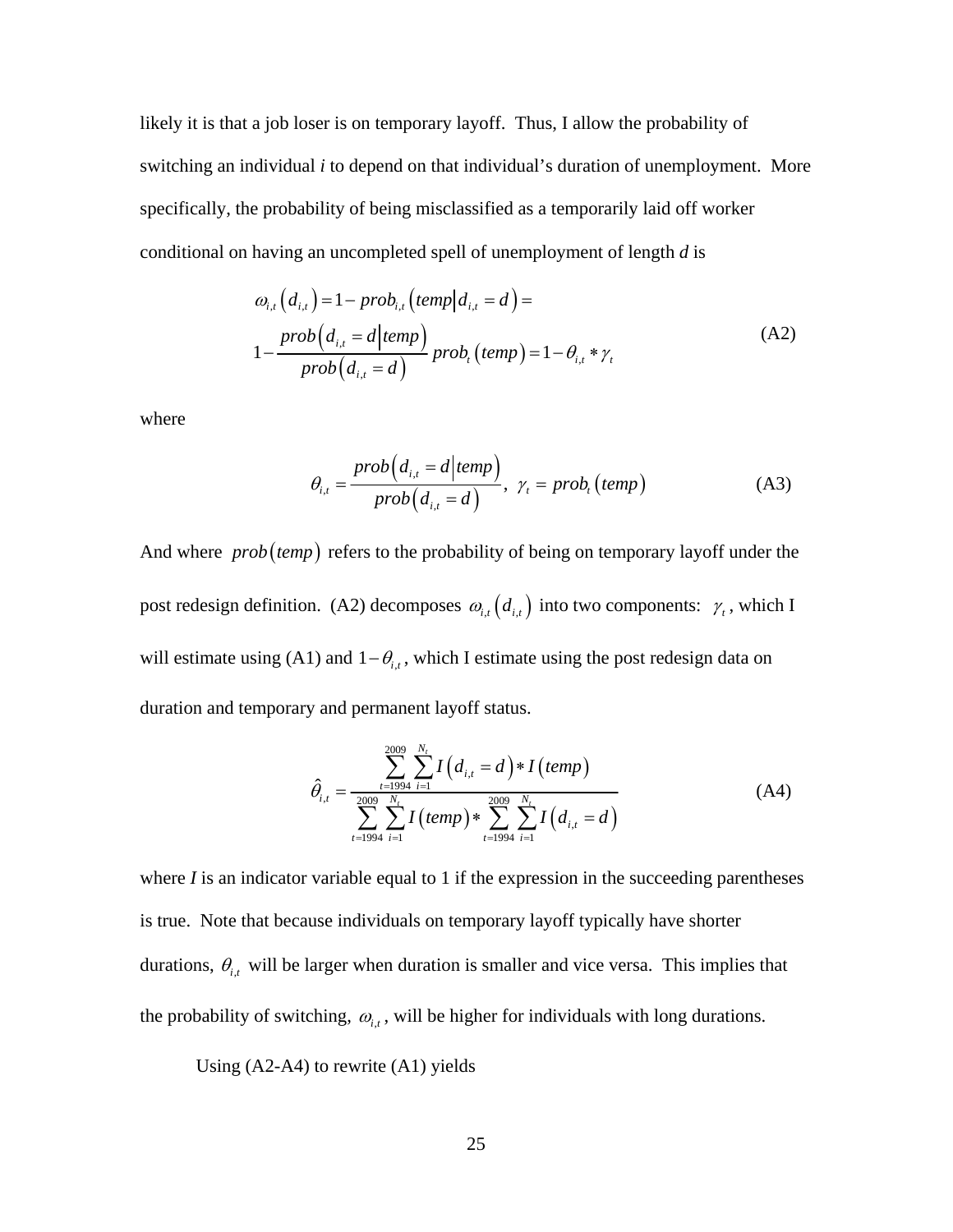likely it is that a job loser is on temporary layoff. Thus, I allow the probability of switching an individual *i* to depend on that individual's duration of unemployment. More specifically, the probability of being misclassified as a temporarily laid off worker conditional on having an uncompleted spell of unemployment of length *d* is

$$\omega_{i,t}\left(d_{i,t}\right)=1-prob_{i,t}\left(temp\middle|d_{i,t}=d\right)= \\ 1-\frac{prob\left(d_{i,t}=d\middle|temp\right)}{prob\left(d_{i,t}=d\right)}prob_{t}\left(temp\right)=1-\theta_{i,t}*\gamma_{t} \tag{A2}$$

where

$$\theta_{i,t}=\frac{prob\left(d_{i,t}=d\middle|temp\right)}{prob\left(d_{i,t}=d\right)},\ \gamma_{t}=prob_{t}\left(temp\right) \tag{A3}$$

And where $prob(temp)$ refers to the probability of being on temporary layoff under the post redesign definition. (A2) decomposes $\omega_{i,t}\left(d_{i,t}\right)$ into two components: $\gamma_t$, which I will estimate using (A1) and $1-\theta_{i,t}$, which I estimate using the post redesign data on duration and temporary and permanent layoff status.

$$\hat{\theta}_{i,t}=\frac{\sum_{t=1994}^{2009}\sum_{i=1}^{N_t}I\left(d_{i,t}=d\right)*I\left(temp\right)}{\sum_{t=1994}^{2009}\sum_{i=1}^{N_t}I\left(temp\right)*\sum_{t=1994}^{2009}\sum_{i=1}^{N_t}I\left(d_{i,t}=d\right)} \tag{A4}$$

where *I* is an indicator variable equal to 1 if the expression in the succeeding parentheses is true. Note that because individuals on temporary layoff typically have shorter durations, $\theta_{i,t}$ will be larger when duration is smaller and vice versa. This implies that the probability of switching, $\omega_{i,t}$, will be higher for individuals with long durations.

Using (A2-A4) to rewrite (A1) yields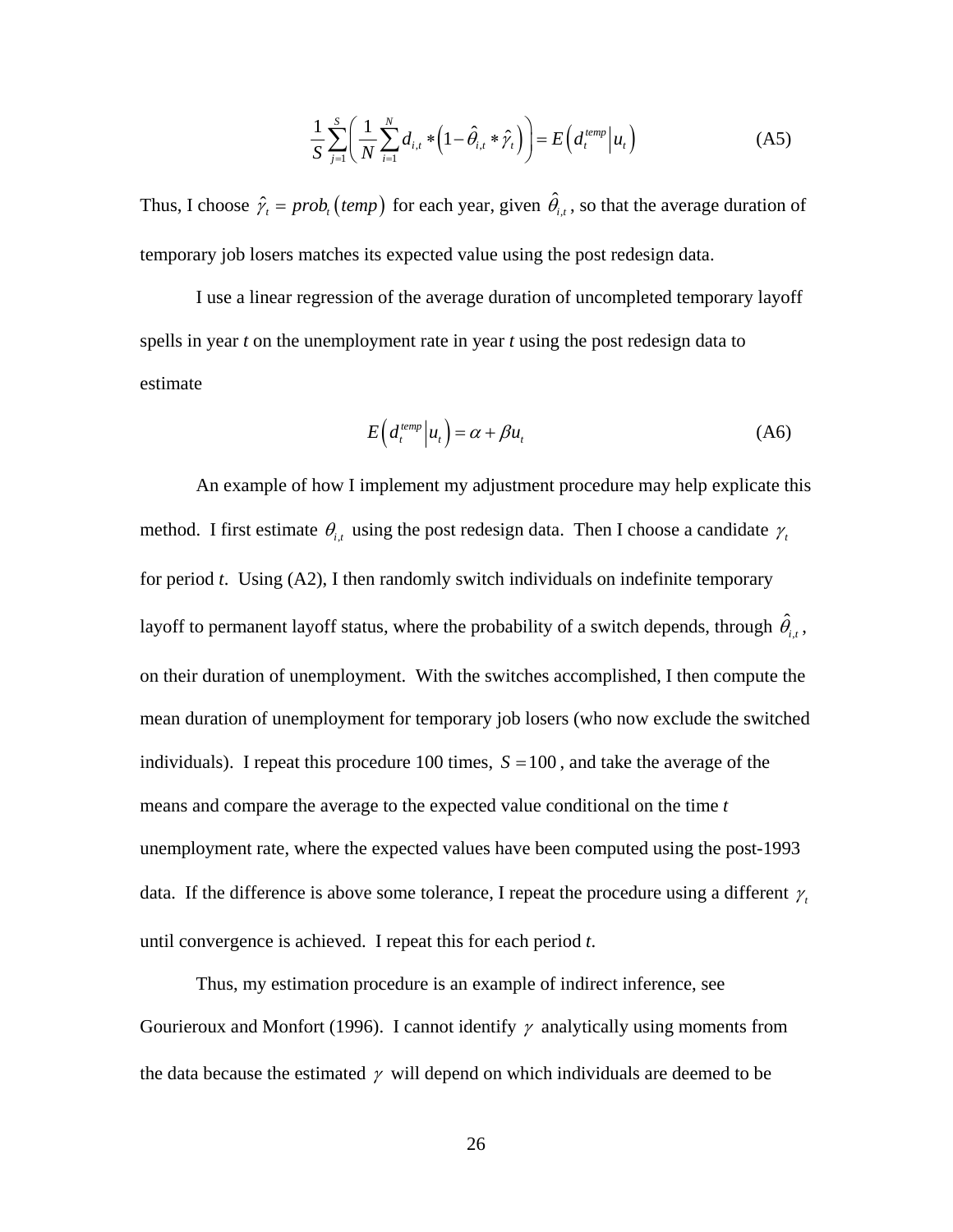$$\frac{1}{S}\sum_{j=1}^{S}\left(\frac{1}{N}\sum_{i=1}^{N}d_{i,t}*\left(1-\hat{\theta}_{i,t}*\hat{\gamma}_{t}\right)\right)=E\left(d_{t}^{temp}\middle|u_{t}\right) \tag{A5}$$

Thus, I choose $\hat{\gamma}_t = prob_t\left(temp\right)$ for each year, given $\hat{\theta}_{i,t}$, so that the average duration of temporary job losers matches its expected value using the post redesign data.

I use a linear regression of the average duration of uncompleted temporary layoff spells in year *t* on the unemployment rate in year *t* using the post redesign data to estimate

$$E\left(d_{t}^{temp}\middle|u_{t}\right)=\alpha+\beta u_{t} \tag{A6}$$

An example of how I implement my adjustment procedure may help explicate this method. I first estimate $\theta_{i,t}$ using the post redesign data. Then I choose a candidate $\gamma_t$ for period *t*. Using (A2), I then randomly switch individuals on indefinite temporary layoff to permanent layoff status, where the probability of a switch depends, through $\hat{\theta}_{i,t}$, on their duration of unemployment. With the switches accomplished, I then compute the mean duration of unemployment for temporary job losers (who now exclude the switched individuals). I repeat this procedure 100 times, $S=100$, and take the average of the means and compare the average to the expected value conditional on the time *t* unemployment rate, where the expected values have been computed using the post-1993 data. If the difference is above some tolerance, I repeat the procedure using a different $\gamma_t$ until convergence is achieved. I repeat this for each period *t*.

Thus, my estimation procedure is an example of indirect inference, see Gourieroux and Monfort (1996). I cannot identify $\gamma$ analytically using moments from the data because the estimated $\gamma$ will depend on which individuals are deemed to be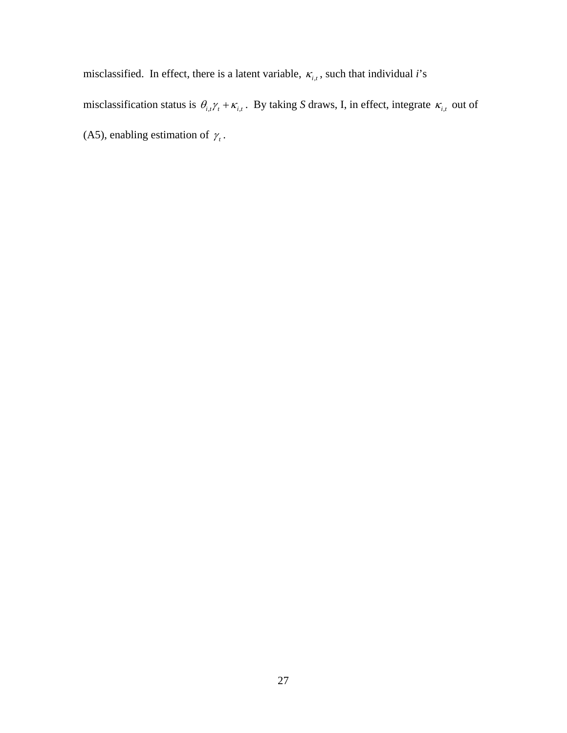misclassified. In effect, there is a latent variable, $\kappa_{i,t}$, such that individual *i*'s misclassification status is $\theta_{i,t}\gamma_t + \kappa_{i,t}$. By taking *S* draws, I, in effect, integrate $\kappa_{i,t}$ out of (A5), enabling estimation of $\gamma_t$.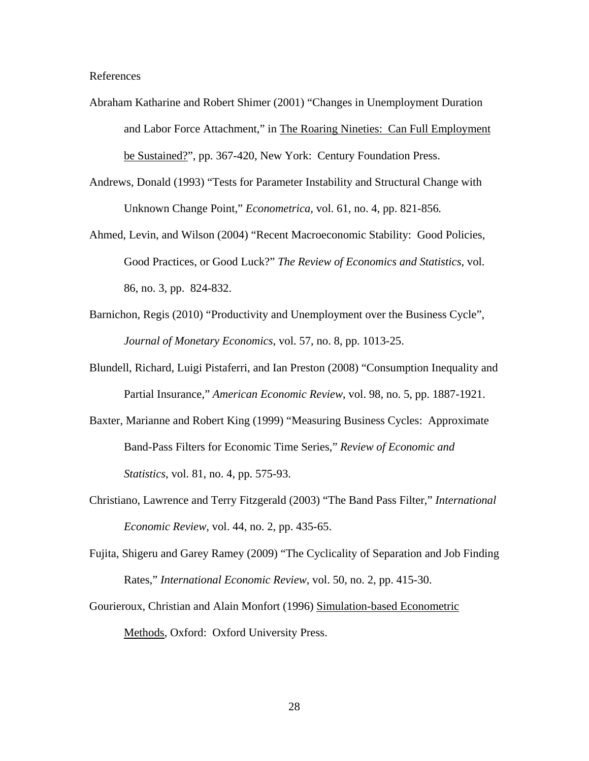References

Abraham Katharine and Robert Shimer (2001) "Changes in Unemployment Duration and Labor Force Attachment," in The Roaring Nineties: Can Full Employment be Sustained?", pp. 367-420, New York: Century Foundation Press.

Andrews, Donald (1993) "Tests for Parameter Instability and Structural Change with Unknown Change Point," *Econometrica*, vol. 61, no. 4, pp. 821-856.

Ahmed, Levin, and Wilson (2004) "Recent Macroeconomic Stability: Good Policies, Good Practices, or Good Luck?" *The Review of Economics and Statistics*, vol. 86, no. 3, pp. 824-832.

Barnichon, Regis (2010) "Productivity and Unemployment over the Business Cycle", *Journal of Monetary Economics*, vol. 57, no. 8, pp. 1013-25.

Blundell, Richard, Luigi Pistaferri, and Ian Preston (2008) "Consumption Inequality and Partial Insurance," *American Economic Review*, vol. 98, no. 5, pp. 1887-1921.

Baxter, Marianne and Robert King (1999) "Measuring Business Cycles: Approximate Band-Pass Filters for Economic Time Series," *Review of Economic and Statistics*, vol. 81, no. 4, pp. 575-93.

Christiano, Lawrence and Terry Fitzgerald (2003) "The Band Pass Filter," *International Economic Review*, vol. 44, no. 2, pp. 435-65.

Fujita, Shigeru and Garey Ramey (2009) "The Cyclicality of Separation and Job Finding Rates," *International Economic Review*, vol. 50, no. 2, pp. 415-30.

Gourieroux, Christian and Alain Monfort (1996) Simulation-based Econometric Methods, Oxford: Oxford University Press.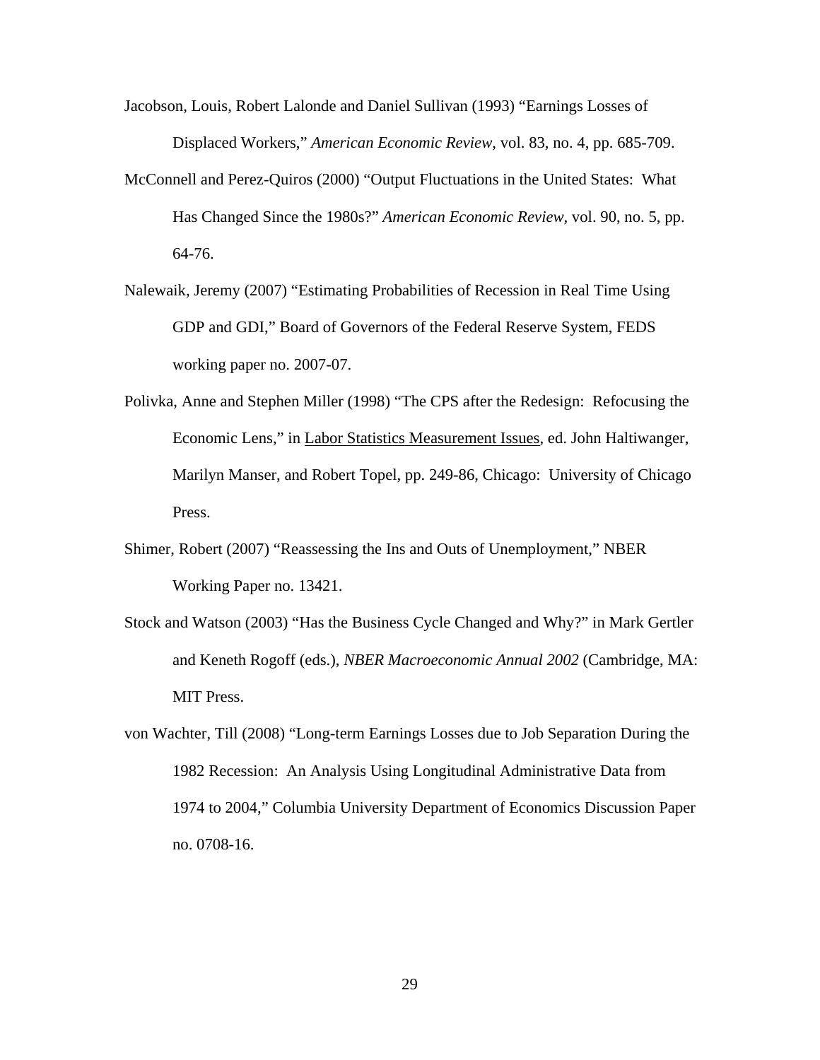Jacobson, Louis, Robert Lalonde and Daniel Sullivan (1993) "Earnings Losses of Displaced Workers," *American Economic Review*, vol. 83, no. 4, pp. 685-709.

McConnell and Perez-Quiros (2000) "Output Fluctuations in the United States: What Has Changed Since the 1980s?" *American Economic Review*, vol. 90, no. 5, pp. 64-76.

Nalewaik, Jeremy (2007) "Estimating Probabilities of Recession in Real Time Using GDP and GDI," Board of Governors of the Federal Reserve System, FEDS working paper no. 2007-07.

Polivka, Anne and Stephen Miller (1998) "The CPS after the Redesign: Refocusing the Economic Lens," in Labor Statistics Measurement Issues, ed. John Haltiwanger, Marilyn Manser, and Robert Topel, pp. 249-86, Chicago: University of Chicago Press.

Shimer, Robert (2007) "Reassessing the Ins and Outs of Unemployment," NBER Working Paper no. 13421.

Stock and Watson (2003) "Has the Business Cycle Changed and Why?" in Mark Gertler and Keneth Rogoff (eds.), *NBER Macroeconomic Annual 2002* (Cambridge, MA: MIT Press.

von Wachter, Till (2008) "Long-term Earnings Losses due to Job Separation During the 1982 Recession: An Analysis Using Longitudinal Administrative Data from 1974 to 2004," Columbia University Department of Economics Discussion Paper no. 0708-16.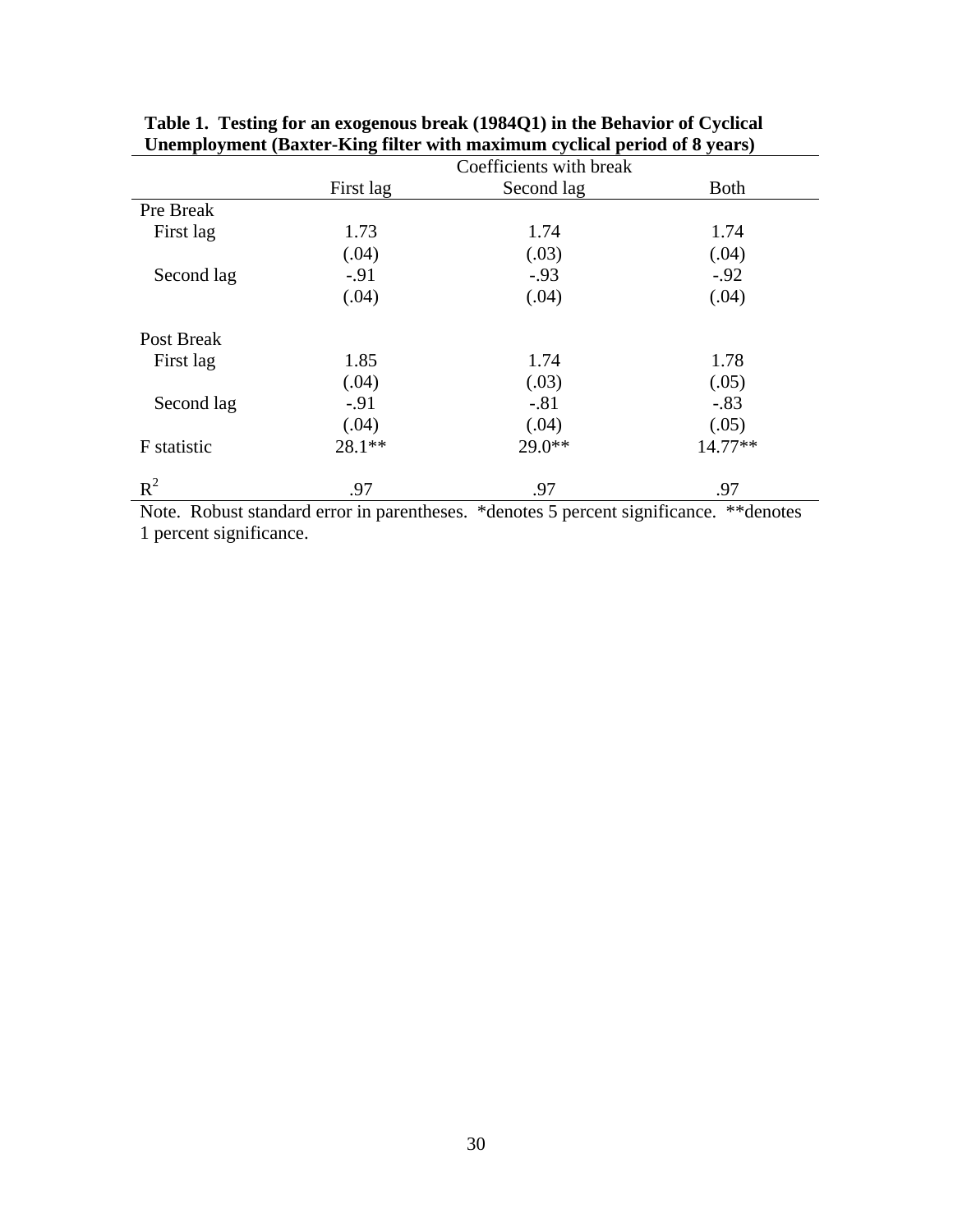**Table 1. Testing for an exogenous break (1984Q1) in the Behavior of Cyclical Unemployment (Baxter-King filter with maximum cyclical period of 8 years)**

| | Coefficients with break | | |
|---|---|---|---|
| | First lag | Second lag | Both |
| Pre Break | | | |
| First lag | 1.73 | 1.74 | 1.74 |
| | (.04) | (.03) | (.04) |
| Second lag | -.91 | -.93 | -.92 |
| | (.04) | (.04) | (.04) |
| Post Break | | | |
| First lag | 1.85 | 1.74 | 1.78 |
| | (.04) | (.03) | (.05) |
| Second lag | -.91 | -.81 | -.83 |
| | (.04) | (.04) | (.05) |
| F statistic | 28.1** | 29.0** | 14.77** |
| $R^2$ | .97 | .97 | .97 |

Note. Robust standard error in parentheses. *denotes 5 percent significance. **denotes 1 percent significance.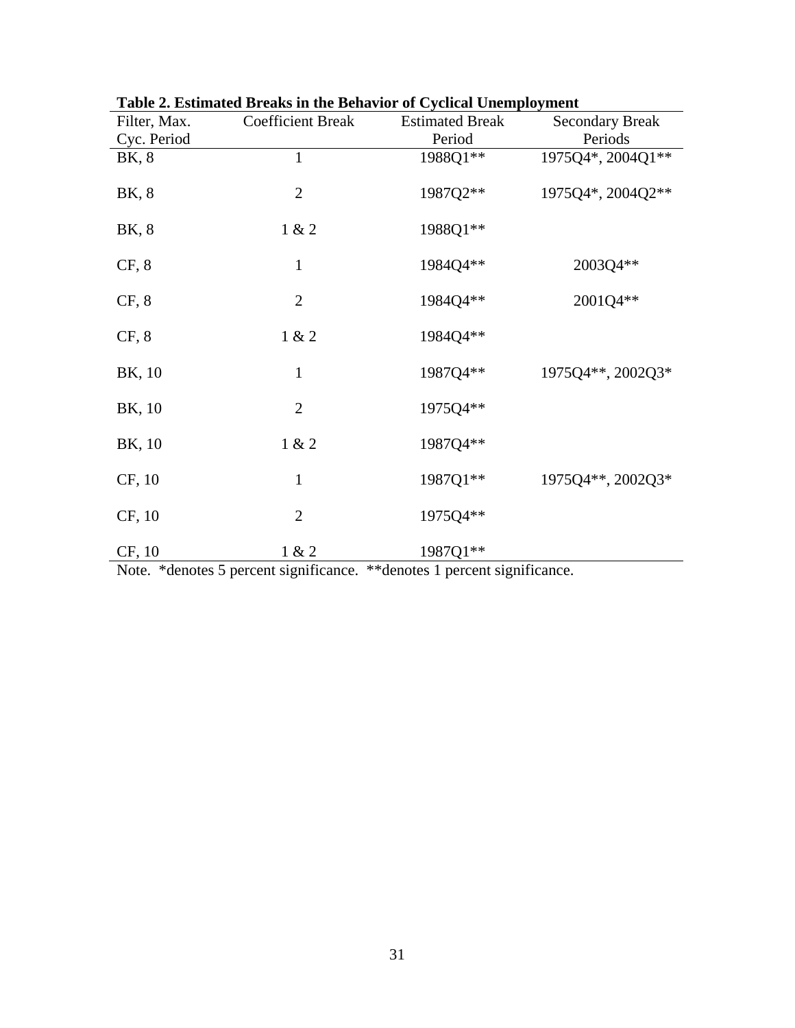**Table 2. Estimated Breaks in the Behavior of Cyclical Unemployment**

| Filter, Max. Cyc. Period | Coefficient Break | Estimated Break Period | Secondary Break Periods |
|---|---|---|---|
| BK, 8 | 1 | 1988Q1** | 1975Q4*, 2004Q1** |
| BK, 8 | 2 | 1987Q2** | 1975Q4*, 2004Q2** |
| BK, 8 | 1 & 2 | 1988Q1** | |
| CF, 8 | 1 | 1984Q4** | 2003Q4** |
| CF, 8 | 2 | 1984Q4** | 2001Q4** |
| CF, 8 | 1 & 2 | 1984Q4** | |
| BK, 10 | 1 | 1987Q4** | 1975Q4**, 2002Q3* |
| BK, 10 | 2 | 1975Q4** | |
| BK, 10 | 1 & 2 | 1987Q4** | |
| CF, 10 | 1 | 1987Q1** | 1975Q4**, 2002Q3* |
| CF, 10 | 2 | 1975Q4** | |
| CF, 10 | 1 & 2 | 1987Q1** | |

Note. *denotes 5 percent significance. **denotes 1 percent significance.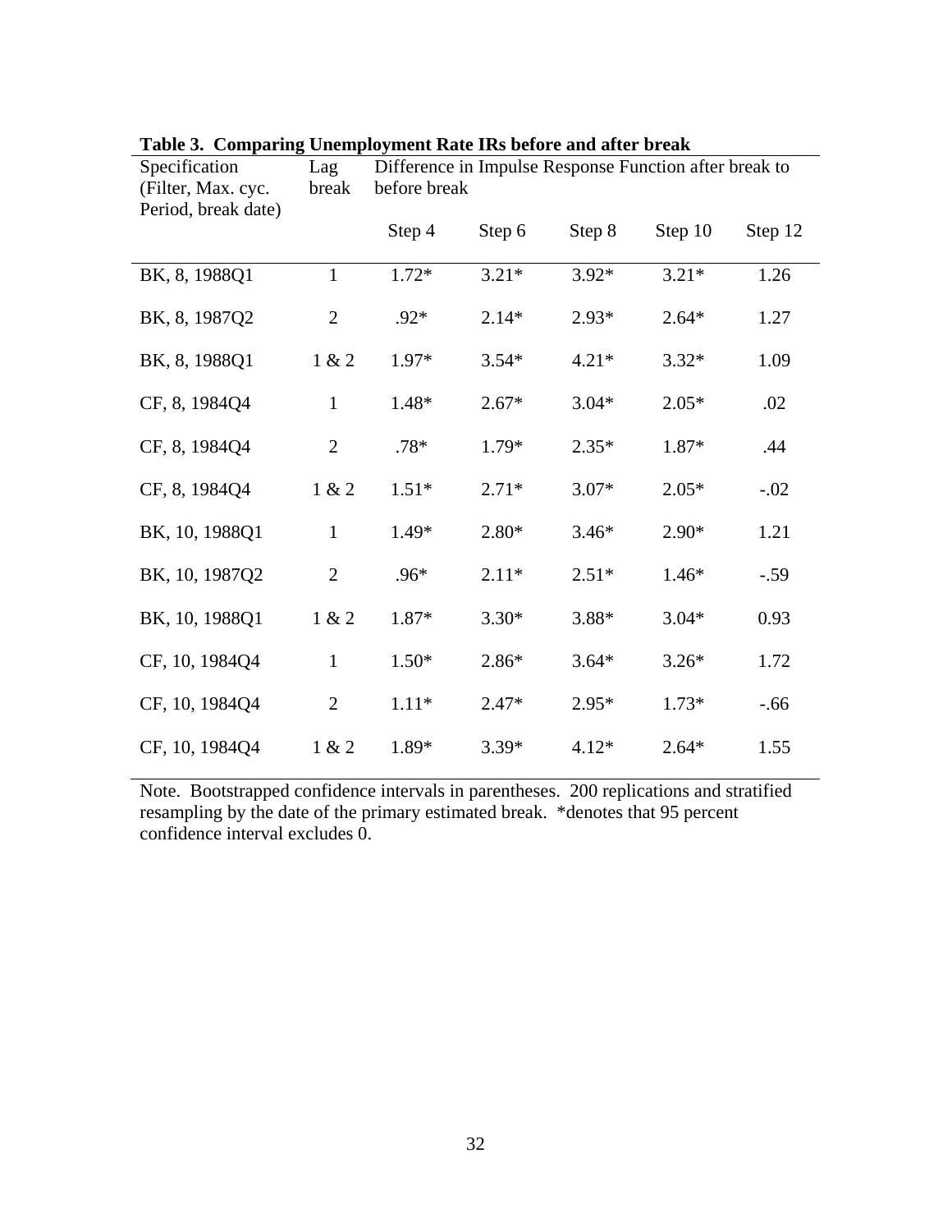**Table 3. Comparing Unemployment Rate IRs before and after break**

| Specification (Filter, Max. cyc. Period, break date) | Lag break | Difference in Impulse Response Function after break to before break | | | | |
|---|---|---|---|---|---|---|
| | | Step 4 | Step 6 | Step 8 | Step 10 | Step 12 |
| BK, 8, 1988Q1 | 1 | 1.72* | 3.21* | 3.92* | 3.21* | 1.26 |
| BK, 8, 1987Q2 | 2 | .92* | 2.14* | 2.93* | 2.64* | 1.27 |
| BK, 8, 1988Q1 | 1 & 2 | 1.97* | 3.54* | 4.21* | 3.32* | 1.09 |
| CF, 8, 1984Q4 | 1 | 1.48* | 2.67* | 3.04* | 2.05* | .02 |
| CF, 8, 1984Q4 | 2 | .78* | 1.79* | 2.35* | 1.87* | .44 |
| CF, 8, 1984Q4 | 1 & 2 | 1.51* | 2.71* | 3.07* | 2.05* | -.02 |
| BK, 10, 1988Q1 | 1 | 1.49* | 2.80* | 3.46* | 2.90* | 1.21 |
| BK, 10, 1987Q2 | 2 | .96* | 2.11* | 2.51* | 1.46* | -.59 |
| BK, 10, 1988Q1 | 1 & 2 | 1.87* | 3.30* | 3.88* | 3.04* | 0.93 |
| CF, 10, 1984Q4 | 1 | 1.50* | 2.86* | 3.64* | 3.26* | 1.72 |
| CF, 10, 1984Q4 | 2 | 1.11* | 2.47* | 2.95* | 1.73* | -.66 |
| CF, 10, 1984Q4 | 1 & 2 | 1.89* | 3.39* | 4.12* | 2.64* | 1.55 |

Note. Bootstrapped confidence intervals in parentheses. 200 replications and stratified resampling by the date of the primary estimated break. *denotes that 95 percent confidence interval excludes 0.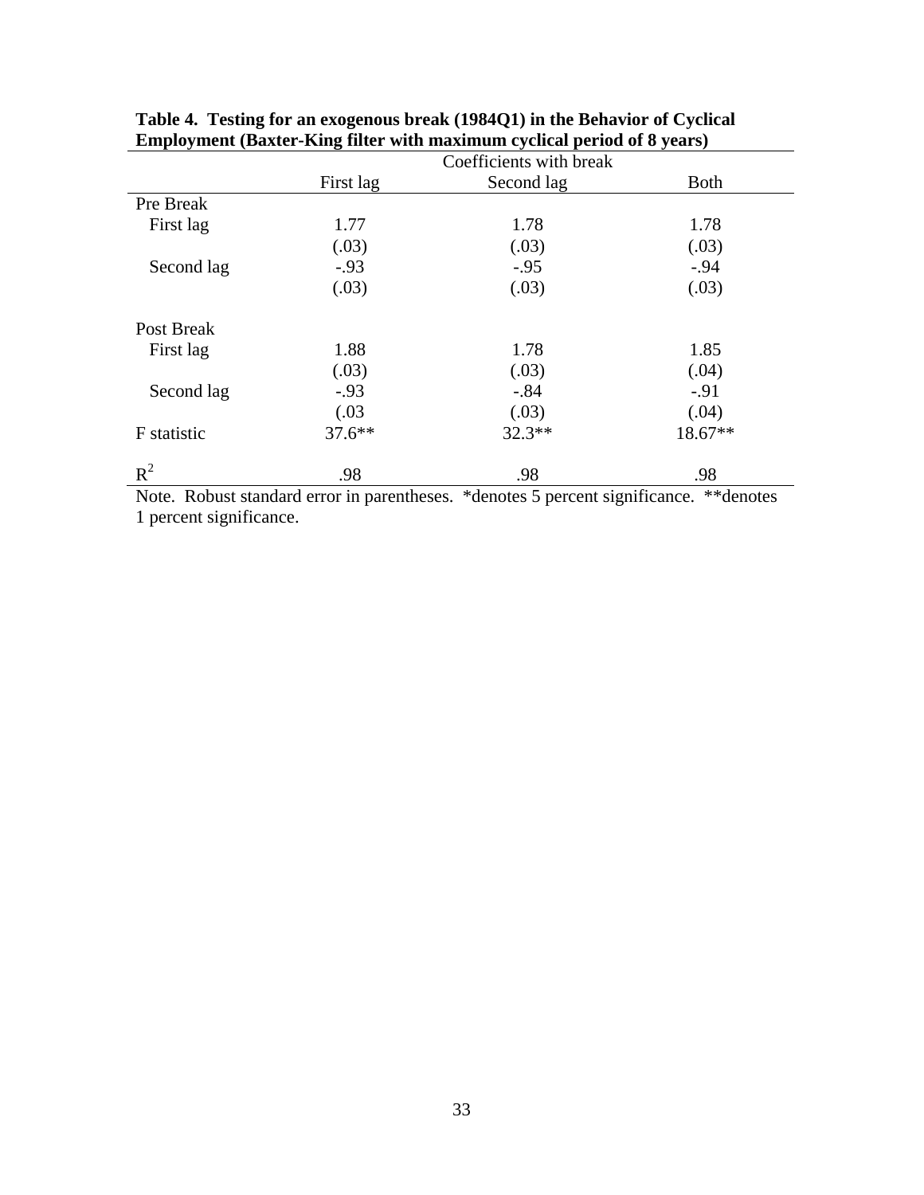**Table 4. Testing for an exogenous break (1984Q1) in the Behavior of Cyclical Employment (Baxter-King filter with maximum cyclical period of 8 years)**

| | Coefficients with break | | |
|---|---|---|---|
| | First lag | Second lag | Both |
| Pre Break | | | |
| First lag | 1.77 | 1.78 | 1.78 |
| | (.03) | (.03) | (.03) |
| Second lag | -.93 | -.95 | -.94 |
| | (.03) | (.03) | (.03) |
| Post Break | | | |
| First lag | 1.88 | 1.78 | 1.85 |
| | (.03) | (.03) | (.04) |
| Second lag | -.93 | -.84 | -.91 |
| | (.03 | (.03) | (.04) |
| F statistic | 37.6** | 32.3** | 18.67** |
| $R^2$ | .98 | .98 | .98 |

Note. Robust standard error in parentheses. *denotes 5 percent significance. **denotes 1 percent significance.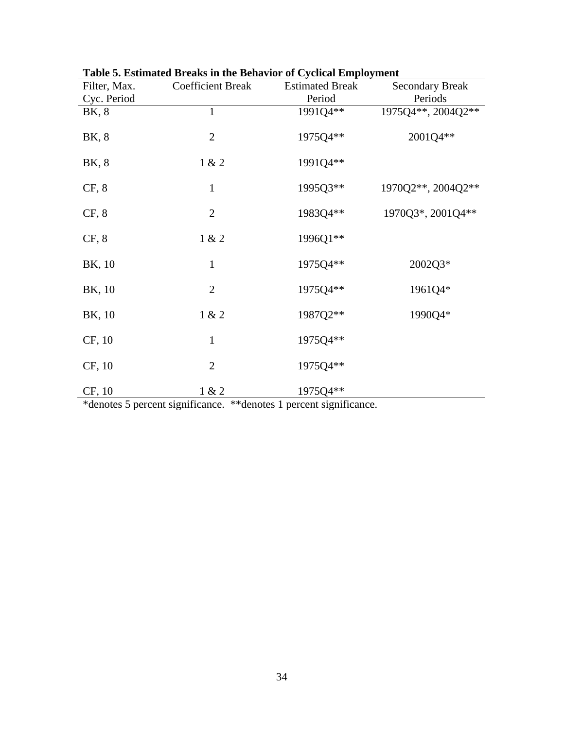**Table 5. Estimated Breaks in the Behavior of Cyclical Employment**

| Filter, Max. Cyc. Period | Coefficient Break | Estimated Break Period | Secondary Break Periods |
|---|---|---|---|
| BK, 8 | 1 | 1991Q4** | 1975Q4**, 2004Q2** |
| BK, 8 | 2 | 1975Q4** | 2001Q4** |
| BK, 8 | 1 & 2 | 1991Q4** | |
| CF, 8 | 1 | 1995Q3** | 1970Q2**, 2004Q2** |
| CF, 8 | 2 | 1983Q4** | 1970Q3*, 2001Q4** |
| CF, 8 | 1 & 2 | 1996Q1** | |
| BK, 10 | 1 | 1975Q4** | 2002Q3* |
| BK, 10 | 2 | 1975Q4** | 1961Q4* |
| BK, 10 | 1 & 2 | 1987Q2** | 1990Q4* |
| CF, 10 | 1 | 1975Q4** | |
| CF, 10 | 2 | 1975Q4** | |
| CF, 10 | 1 & 2 | 1975Q4** | |

*denotes 5 percent significance. **denotes 1 percent significance.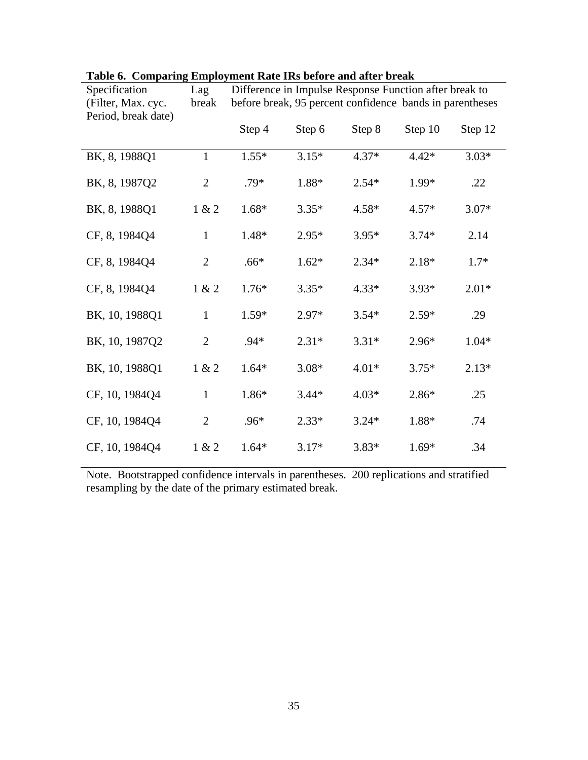**Table 6. Comparing Employment Rate IRs before and after break**

| Specification (Filter, Max. cyc. Period, break date) | Lag break | Difference in Impulse Response Function after break to before break, 95 percent confidence bands in parentheses | | | | |
|---|---|---|---|---|---|---|
| | | Step 4 | Step 6 | Step 8 | Step 10 | Step 12 |
| BK, 8, 1988Q1 | 1 | 1.55* | 3.15* | 4.37* | 4.42* | 3.03* |
| BK, 8, 1987Q2 | 2 | .79* | 1.88* | 2.54* | 1.99* | .22 |
| BK, 8, 1988Q1 | 1 & 2 | 1.68* | 3.35* | 4.58* | 4.57* | 3.07* |
| CF, 8, 1984Q4 | 1 | 1.48* | 2.95* | 3.95* | 3.74* | 2.14 |
| CF, 8, 1984Q4 | 2 | .66* | 1.62* | 2.34* | 2.18* | 1.7* |
| CF, 8, 1984Q4 | 1 & 2 | 1.76* | 3.35* | 4.33* | 3.93* | 2.01* |
| BK, 10, 1988Q1 | 1 | 1.59* | 2.97* | 3.54* | 2.59* | .29 |
| BK, 10, 1987Q2 | 2 | .94* | 2.31* | 3.31* | 2.96* | 1.04* |
| BK, 10, 1988Q1 | 1 & 2 | 1.64* | 3.08* | 4.01* | 3.75* | 2.13* |
| CF, 10, 1984Q4 | 1 | 1.86* | 3.44* | 4.03* | 2.86* | .25 |
| CF, 10, 1984Q4 | 2 | .96* | 2.33* | 3.24* | 1.88* | .74 |
| CF, 10, 1984Q4 | 1 & 2 | 1.64* | 3.17* | 3.83* | 1.69* | .34 |

Note. Bootstrapped confidence intervals in parentheses. 200 replications and stratified resampling by the date of the primary estimated break.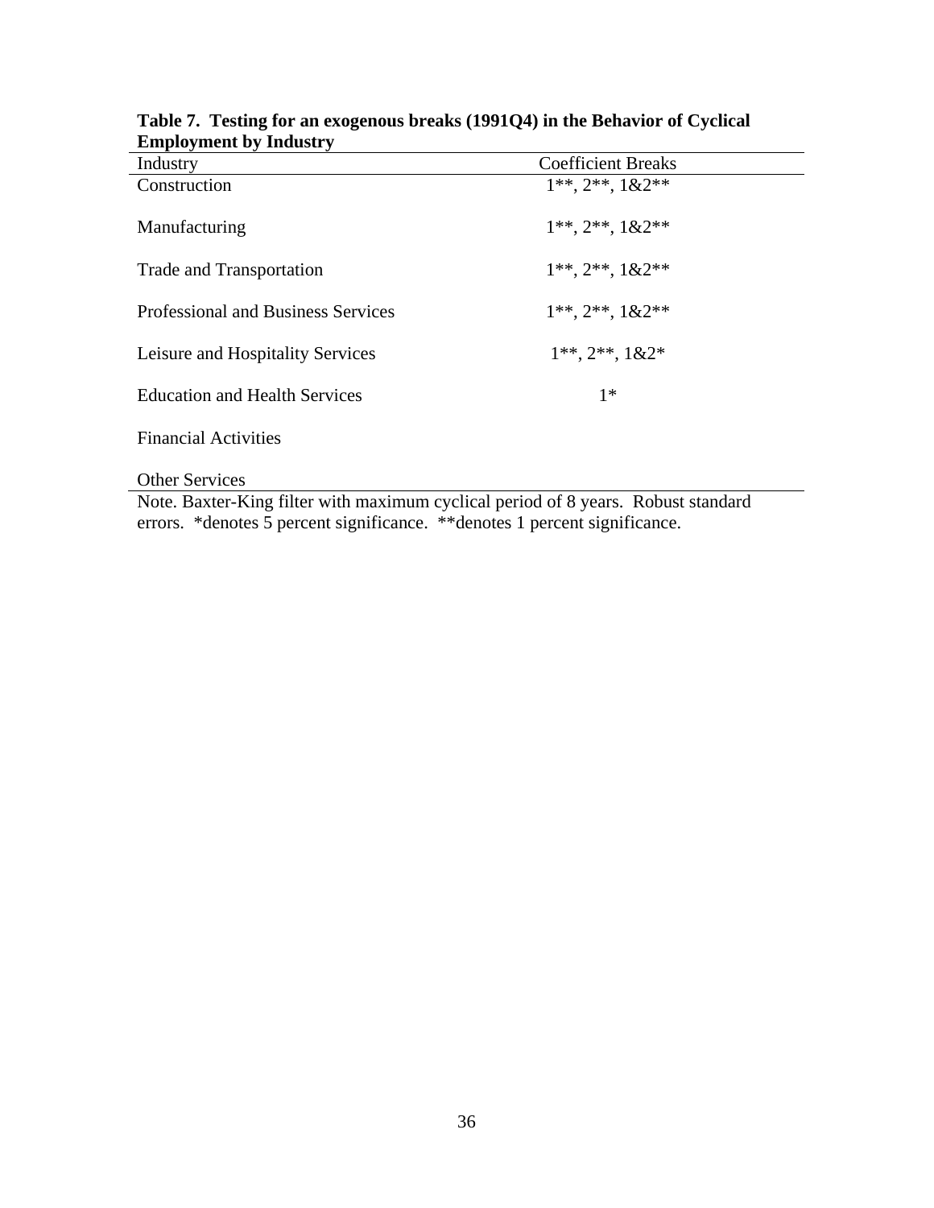**Table 7. Testing for an exogenous breaks (1991Q4) in the Behavior of Cyclical Employment by Industry**

| Industry | Coefficient Breaks |
| --- | --- |
| Construction | 1**, 2**, 1&2** |
| Manufacturing | 1**, 2**, 1&2** |
| Trade and Transportation | 1**, 2**, 1&2** |
| Professional and Business Services | 1**, 2**, 1&2** |
| Leisure and Hospitality Services | 1**, 2**, 1&2* |
| Education and Health Services | 1* |
| Financial Activities | |
| Other Services | |

Note. Baxter-King filter with maximum cyclical period of 8 years. Robust standard errors. *denotes 5 percent significance. **denotes 1 percent significance.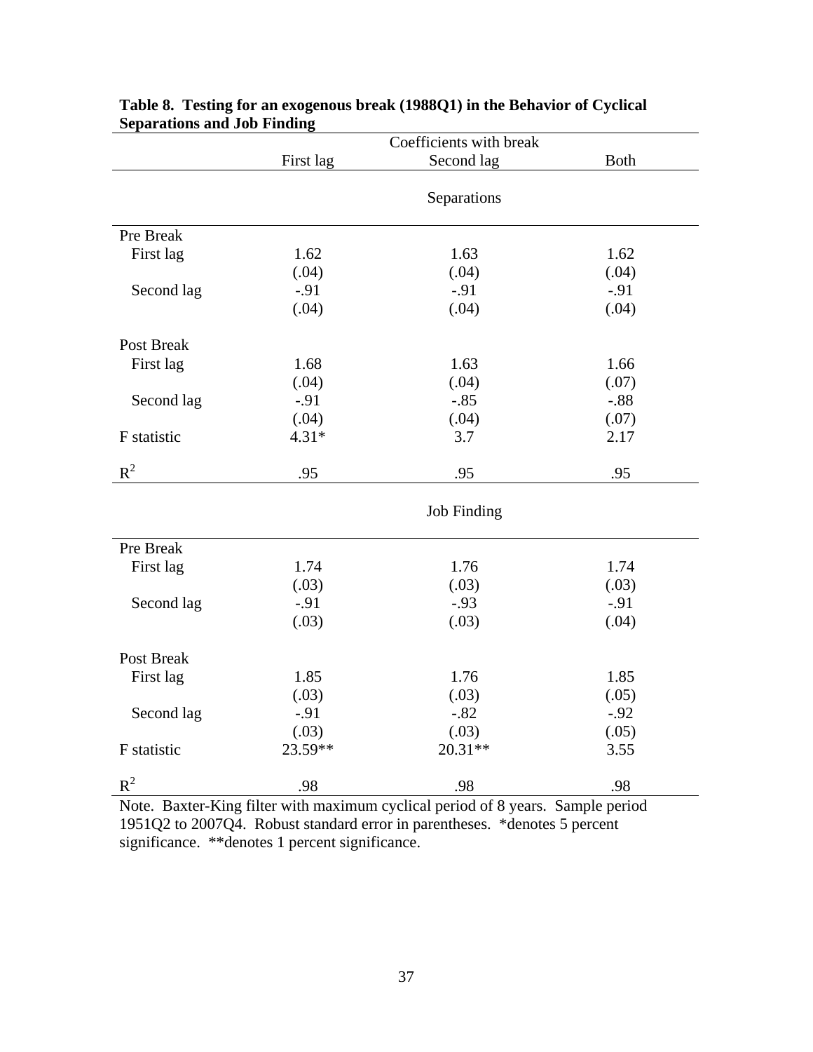**Table 8. Testing for an exogenous break (1988Q1) in the Behavior of Cyclical Separations and Job Finding**

| | Coefficients with break | | |
|---|---|---|---|
| | First lag | Second lag | Both |
| | | **Separations** | |
| Pre Break | | | |
| First lag | 1.62 | 1.63 | 1.62 |
| | (.04) | (.04) | (.04) |
| Second lag | -.91 | -.91 | -.91 |
| | (.04) | (.04) | (.04) |
| Post Break | | | |
| First lag | 1.68 | 1.63 | 1.66 |
| | (.04) | (.04) | (.07) |
| Second lag | -.91 | -.85 | -.88 |
| | (.04) | (.04) | (.07) |
| F statistic | 4.31* | 3.7 | 2.17 |
| $R^2$ | .95 | .95 | .95 |
| | | **Job Finding** | |
| Pre Break | | | |
| First lag | 1.74 | 1.76 | 1.74 |
| | (.03) | (.03) | (.03) |
| Second lag | -.91 | -.93 | -.91 |
| | (.03) | (.03) | (.04) |
| Post Break | | | |
| First lag | 1.85 | 1.76 | 1.85 |
| | (.03) | (.03) | (.05) |
| Second lag | -.91 | -.82 | -.92 |
| | (.03) | (.03) | (.05) |
| F statistic | 23.59** | 20.31** | 3.55 |
| $R^2$ | .98 | .98 | .98 |

Note. Baxter-King filter with maximum cyclical period of 8 years. Sample period 1951Q2 to 2007Q4. Robust standard error in parentheses. *denotes 5 percent significance. **denotes 1 percent significance.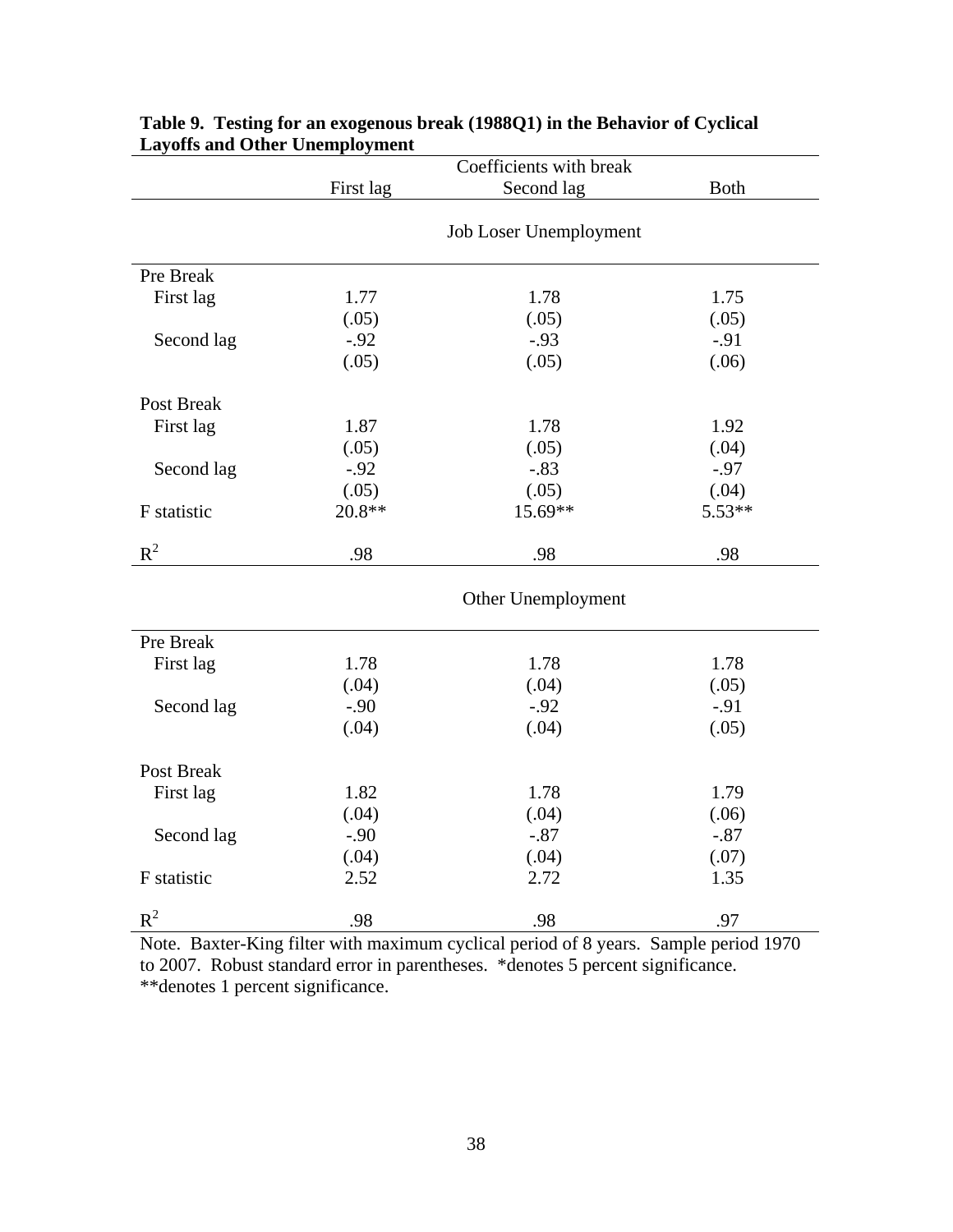**Table 9. Testing for an exogenous break (1988Q1) in the Behavior of Cyclical Layoffs and Other Unemployment**

| | Coefficients with break | | |
|---|---|---|---|
| | First lag | Second lag | Both |
| | | **Job Loser Unemployment** | |
| Pre Break | | | |
| First lag | 1.77 | 1.78 | 1.75 |
| | (.05) | (.05) | (.05) |
| Second lag | -.92 | -.93 | -.91 |
| | (.05) | (.05) | (.06) |
| Post Break | | | |
| First lag | 1.87 | 1.78 | 1.92 |
| | (.05) | (.05) | (.04) |
| Second lag | -.92 | -.83 | -.97 |
| | (.05) | (.05) | (.04) |
| F statistic | 20.8** | 15.69** | 5.53** |
| $R^2$ | .98 | .98 | .98 |
| | | **Other Unemployment** | |
| Pre Break | | | |
| First lag | 1.78 | 1.78 | 1.78 |
| | (.04) | (.04) | (.05) |
| Second lag | -.90 | -.92 | -.91 |
| | (.04) | (.04) | (.05) |
| Post Break | | | |
| First lag | 1.82 | 1.78 | 1.79 |
| | (.04) | (.04) | (.06) |
| Second lag | -.90 | -.87 | -.87 |
| | (.04) | (.04) | (.07) |
| F statistic | 2.52 | 2.72 | 1.35 |
| $R^2$ | .98 | .98 | .97 |

Note. Baxter-King filter with maximum cyclical period of 8 years. Sample period 1970 to 2007. Robust standard error in parentheses. *denotes 5 percent significance. **denotes 1 percent significance.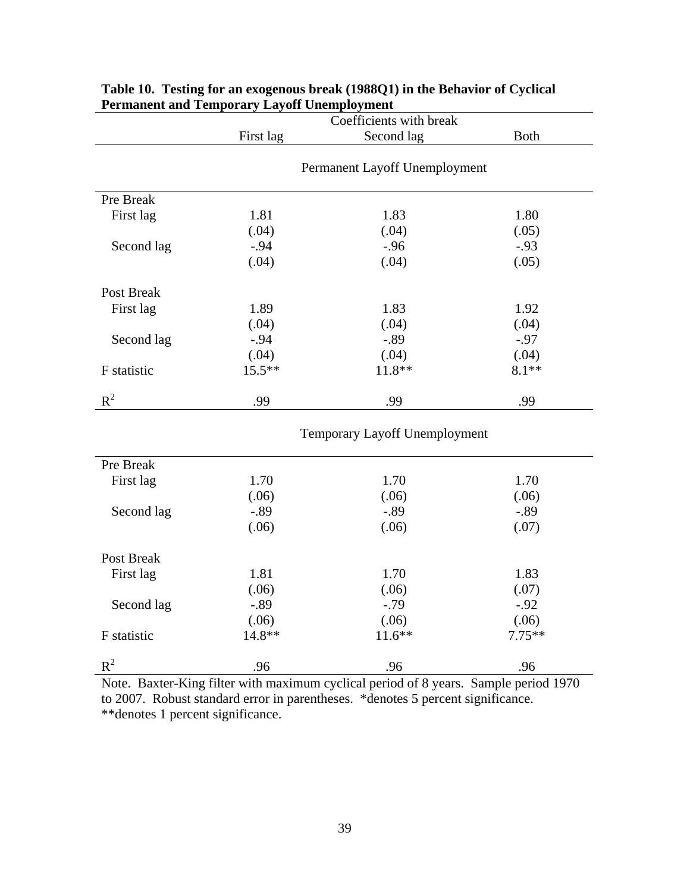**Table 10. Testing for an exogenous break (1988Q1) in the Behavior of Cyclical Permanent and Temporary Layoff Unemployment**

| | Coefficients with break | | |
|---|---|---|---|
| | First lag | Second lag | Both |
| | **Permanent Layoff Unemployment** | | |
| Pre Break | | | |
| First lag | 1.81 | 1.83 | 1.80 |
| | (.04) | (.04) | (.05) |
| Second lag | -.94 | -.96 | -.93 |
| | (.04) | (.04) | (.05) |
| Post Break | | | |
| First lag | 1.89 | 1.83 | 1.92 |
| | (.04) | (.04) | (.04) |
| Second lag | -.94 | -.89 | -.97 |
| | (.04) | (.04) | (.04) |
| F statistic | 15.5** | 11.8** | 8.1** |
| $R^2$ | .99 | .99 | .99 |
| | **Temporary Layoff Unemployment** | | |
| Pre Break | | | |
| First lag | 1.70 | 1.70 | 1.70 |
| | (.06) | (.06) | (.06) |
| Second lag | -.89 | -.89 | -.89 |
| | (.06) | (.06) | (.07) |
| Post Break | | | |
| First lag | 1.81 | 1.70 | 1.83 |
| | (.06) | (.06) | (.07) |
| Second lag | -.89 | -.79 | -.92 |
| | (.06) | (.06) | (.06) |
| F statistic | 14.8** | 11.6** | 7.75** |
| $R^2$ | .96 | .96 | .96 |

Note. Baxter-King filter with maximum cyclical period of 8 years. Sample period 1970 to 2007. Robust standard error in parentheses. *denotes 5 percent significance. **denotes 1 percent significance.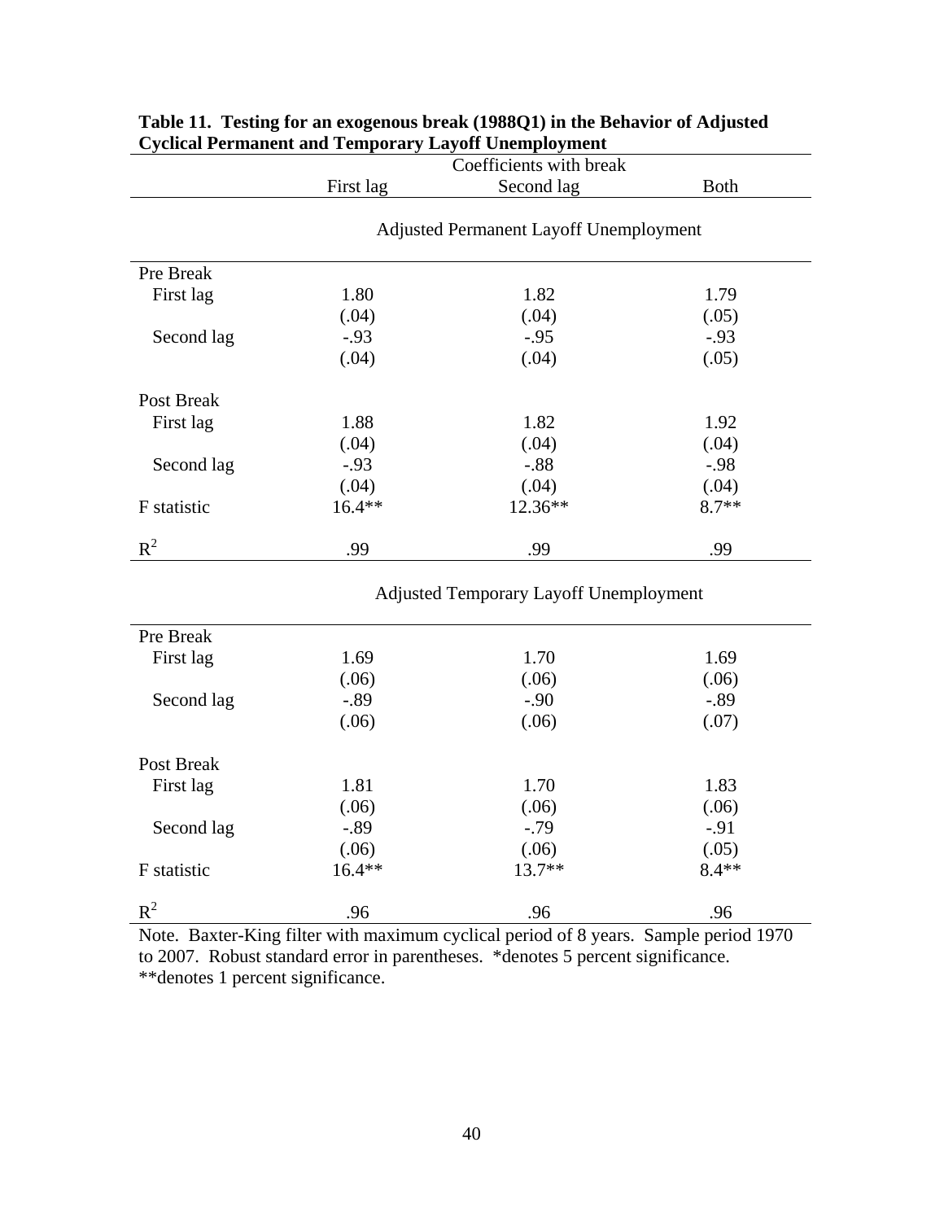**Table 11. Testing for an exogenous break (1988Q1) in the Behavior of Adjusted Cyclical Permanent and Temporary Layoff Unemployment**

| | Coefficients with break | | |
|---|---|---|---|
| | First lag | Second lag | Both |
| | **Adjusted Permanent Layoff Unemployment** | | |
| Pre Break | | | |
| First lag | 1.80 | 1.82 | 1.79 |
| | (.04) | (.04) | (.05) |
| Second lag | -.93 | -.95 | -.93 |
| | (.04) | (.04) | (.05) |
| Post Break | | | |
| First lag | 1.88 | 1.82 | 1.92 |
| | (.04) | (.04) | (.04) |
| Second lag | -.93 | -.88 | -.98 |
| | (.04) | (.04) | (.04) |
| F statistic | 16.4** | 12.36** | 8.7** |
| $R^2$ | .99 | .99 | .99 |
| | **Adjusted Temporary Layoff Unemployment** | | |
| Pre Break | | | |
| First lag | 1.69 | 1.70 | 1.69 |
| | (.06) | (.06) | (.06) |
| Second lag | -.89 | -.90 | -.89 |
| | (.06) | (.06) | (.07) |
| Post Break | | | |
| First lag | 1.81 | 1.70 | 1.83 |
| | (.06) | (.06) | (.06) |
| Second lag | -.89 | -.79 | -.91 |
| | (.06) | (.06) | (.05) |
| F statistic | 16.4** | 13.7** | 8.4** |
| $R^2$ | .96 | .96 | .96 |

Note. Baxter-King filter with maximum cyclical period of 8 years. Sample period 1970 to 2007. Robust standard error in parentheses. *denotes 5 percent significance. **denotes 1 percent significance.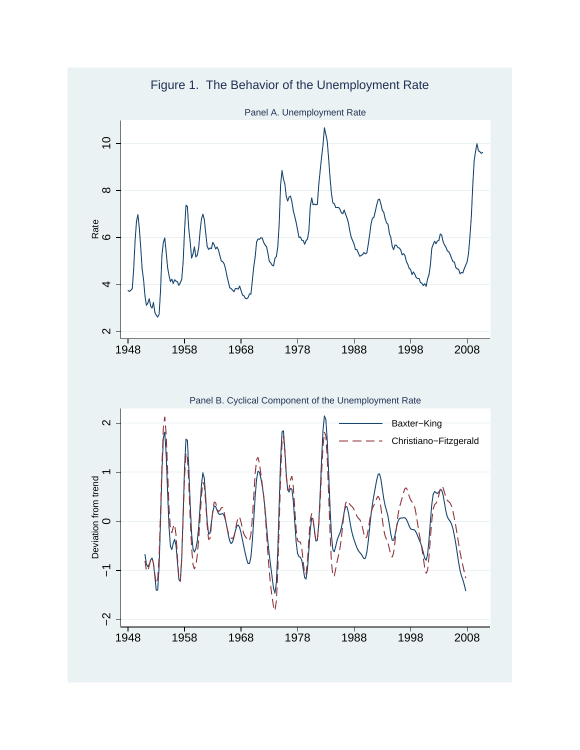# Figure 1. The Behavior of the Unemployment Rate

Panel A. Unemployment Rate

Panel B. Cyclical Component of the Unemployment Rate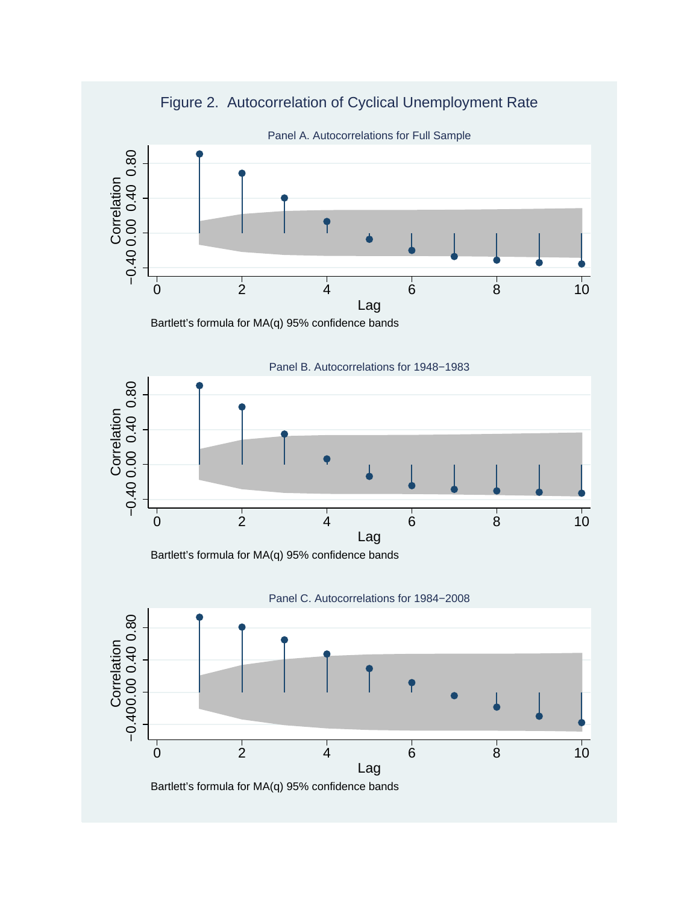# Figure 2. Autocorrelation of Cyclical Unemployment Rate

Panel A. Autocorrelations for Full Sample

Bartlett's formula for MA(q) 95% confidence bands

Panel B. Autocorrelations for 1948−1983

Bartlett's formula for MA(q) 95% confidence bands

Panel C. Autocorrelations for 1984−2008

Bartlett's formula for MA(q) 95% confidence bands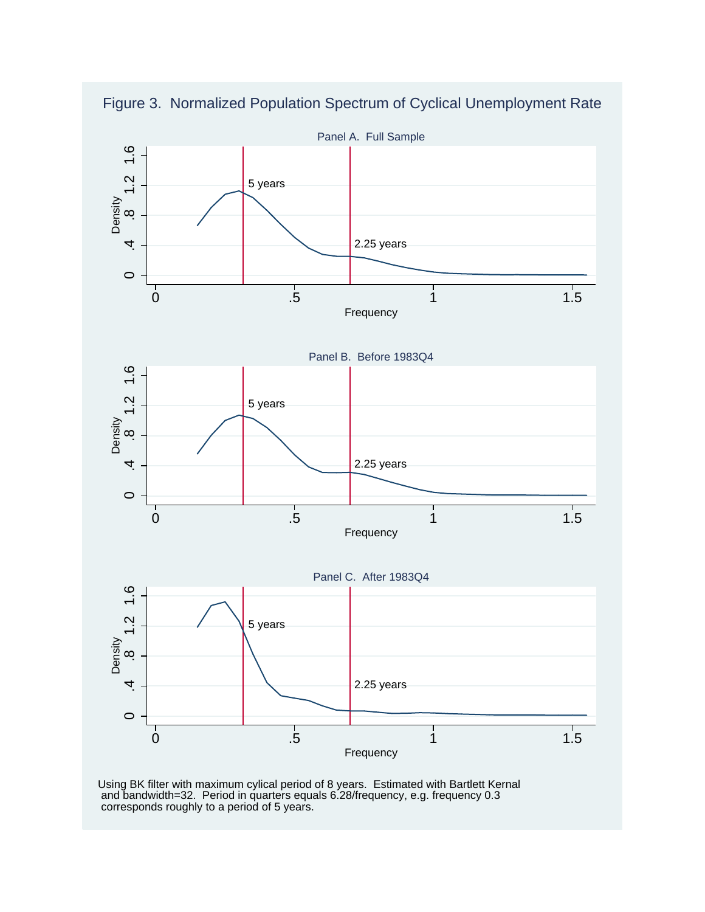# Figure 3. Normalized Population Spectrum of Cyclical Unemployment Rate

Panel A. Full Sample

Panel B. Before 1983Q4

Panel C. After 1983Q4

Using BK filter with maximum cylical period of 8 years. Estimated with Bartlett Kernal and bandwidth=32. Period in quarters equals 6.28/frequency, e.g. frequency 0.3 corresponds roughly to a period of 5 years.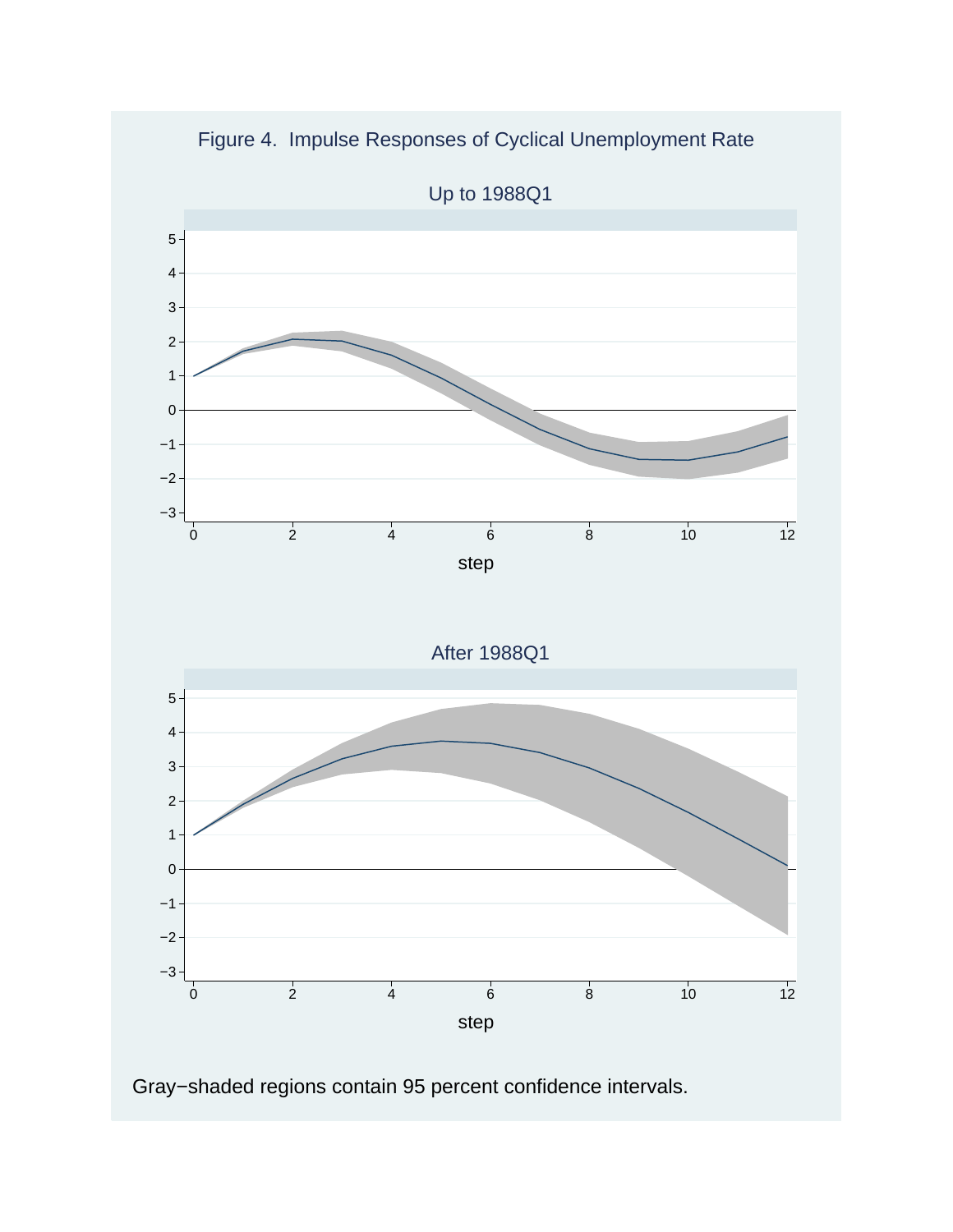Figure 4. Impulse Responses of Cyclical Unemployment Rate

Up to 1988Q1

After 1988Q1

Gray−shaded regions contain 95 percent confidence intervals.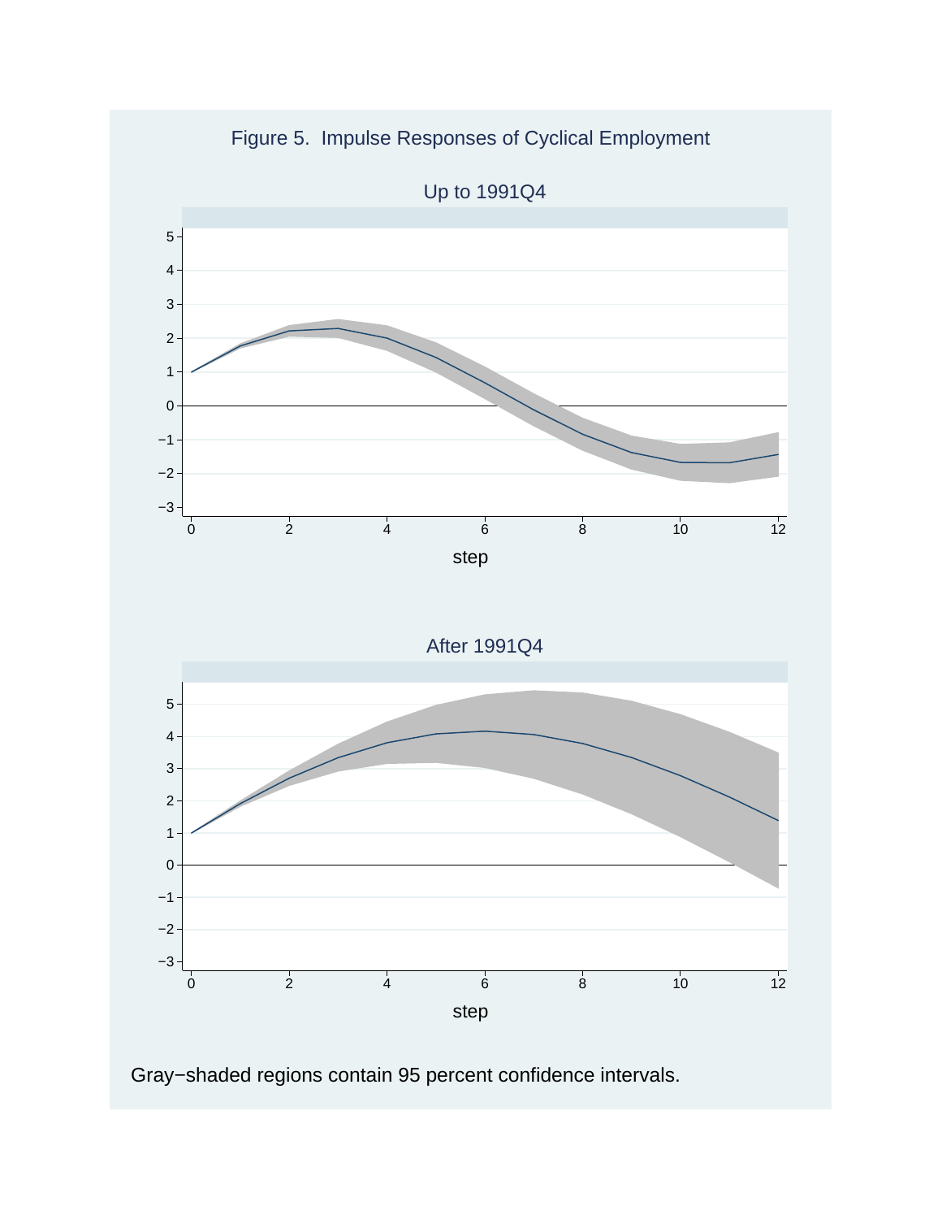Figure 5. Impulse Responses of Cyclical Employment

Up to 1991Q4

After 1991Q4

Gray−shaded regions contain 95 percent confidence intervals.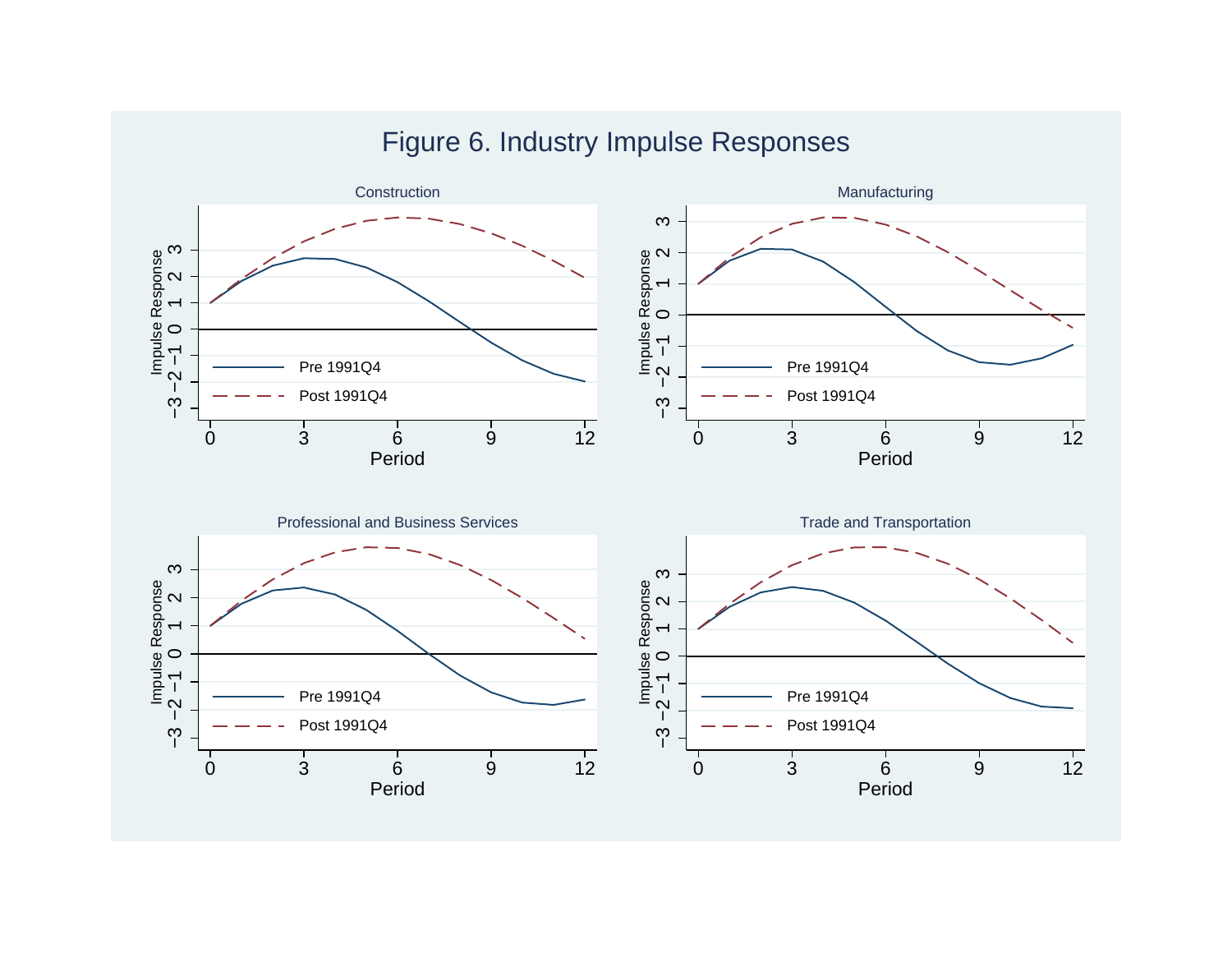# Figure 6. Industry Impulse Responses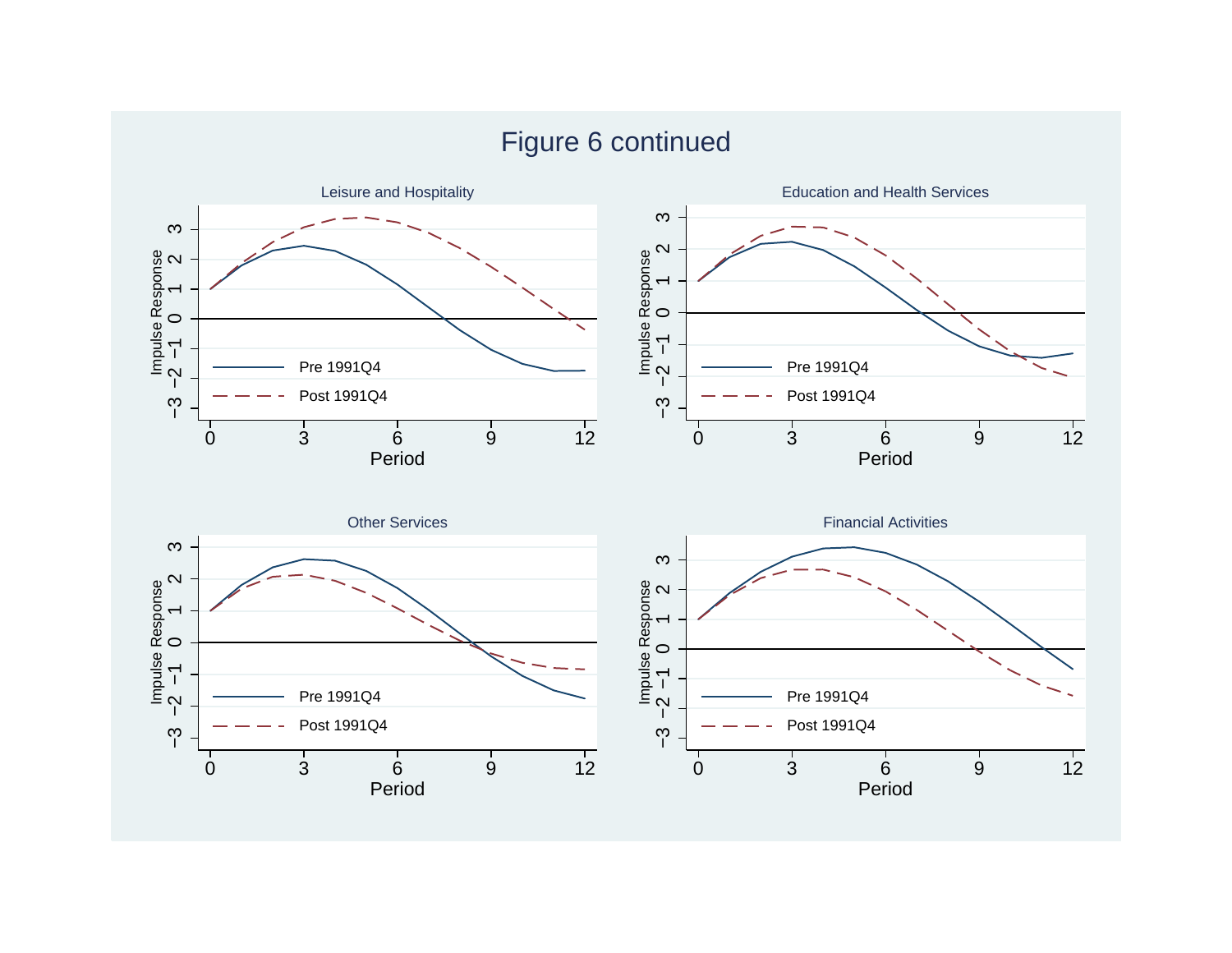# Figure 6 continued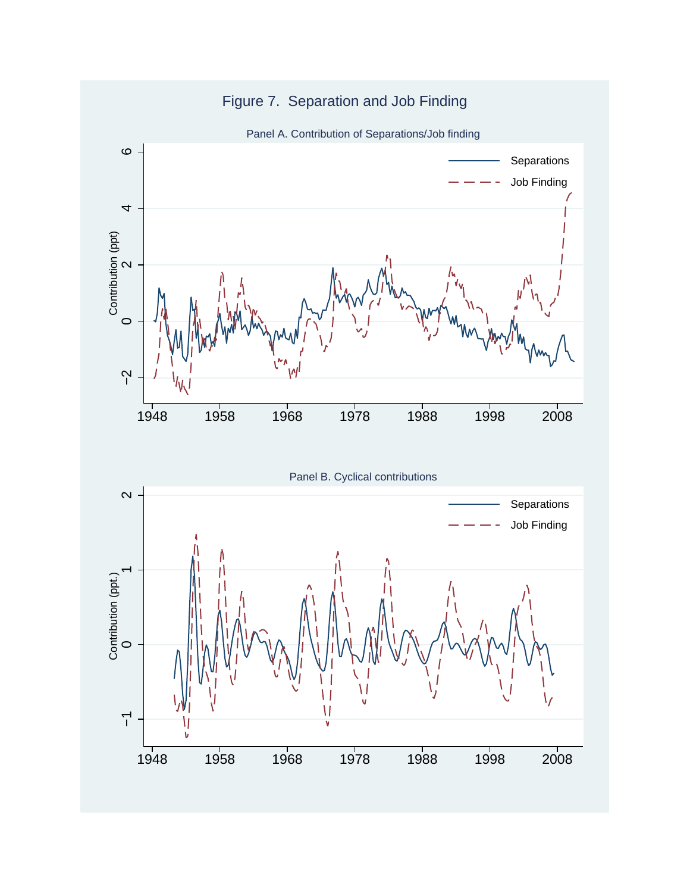# Figure 7. Separation and Job Finding

Panel A. Contribution of Separations/Job finding

Panel B. Cyclical contributions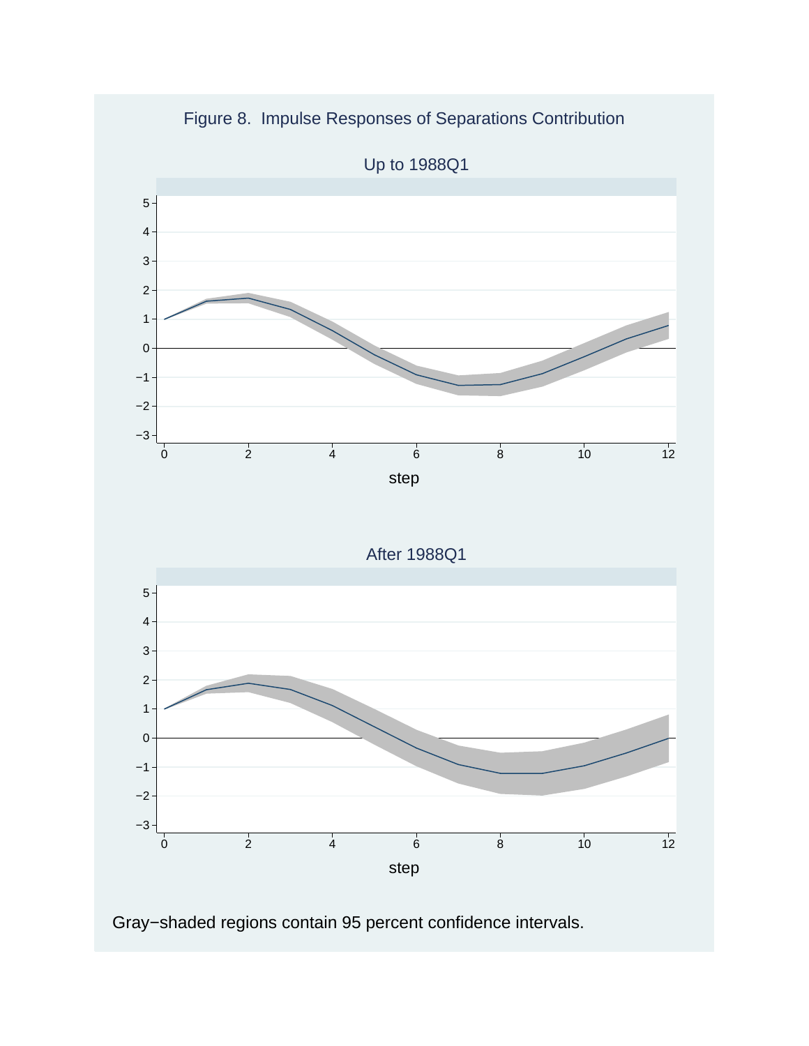Figure 8. Impulse Responses of Separations Contribution

Up to 1988Q1

After 1988Q1

Gray−shaded regions contain 95 percent confidence intervals.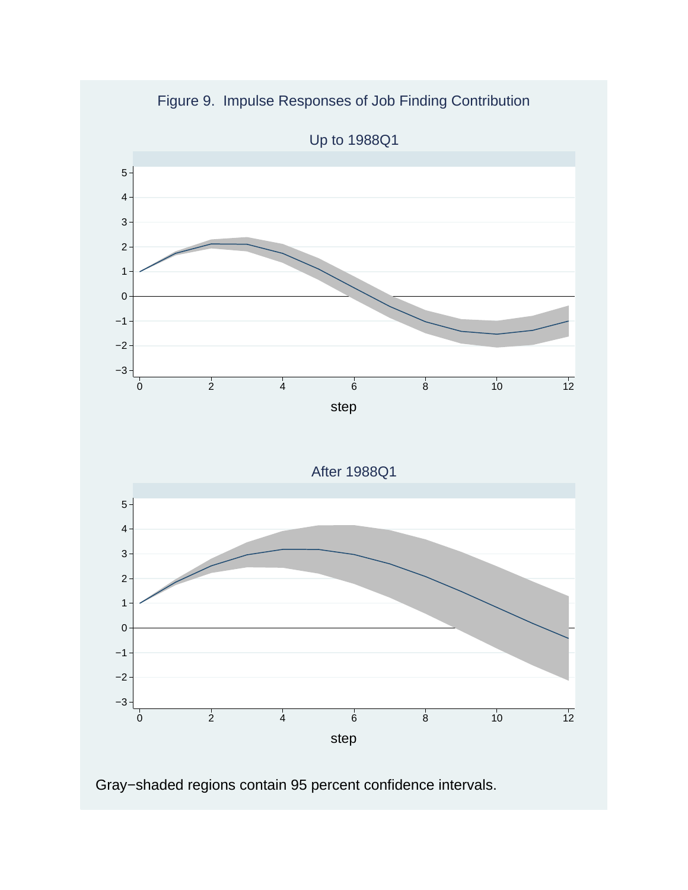Figure 9. Impulse Responses of Job Finding Contribution

Up to 1988Q1

After 1988Q1

Gray−shaded regions contain 95 percent confidence intervals.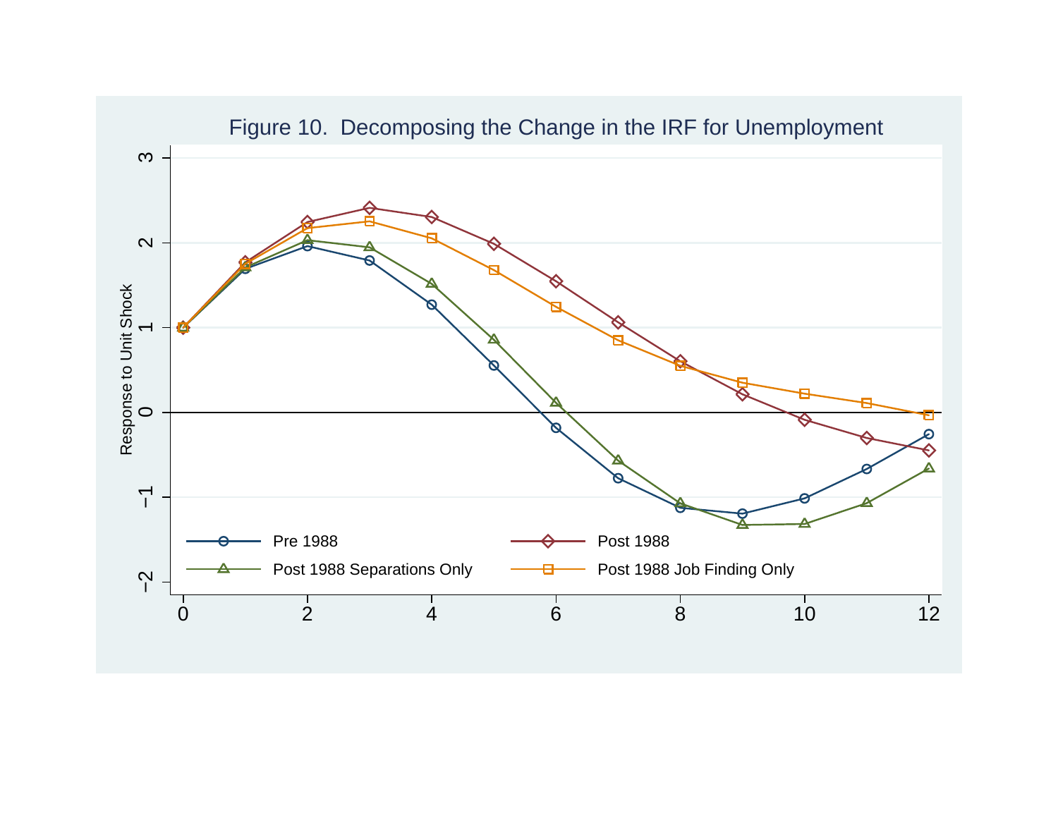Figure 10. Decomposing the Change in the IRF for Unemployment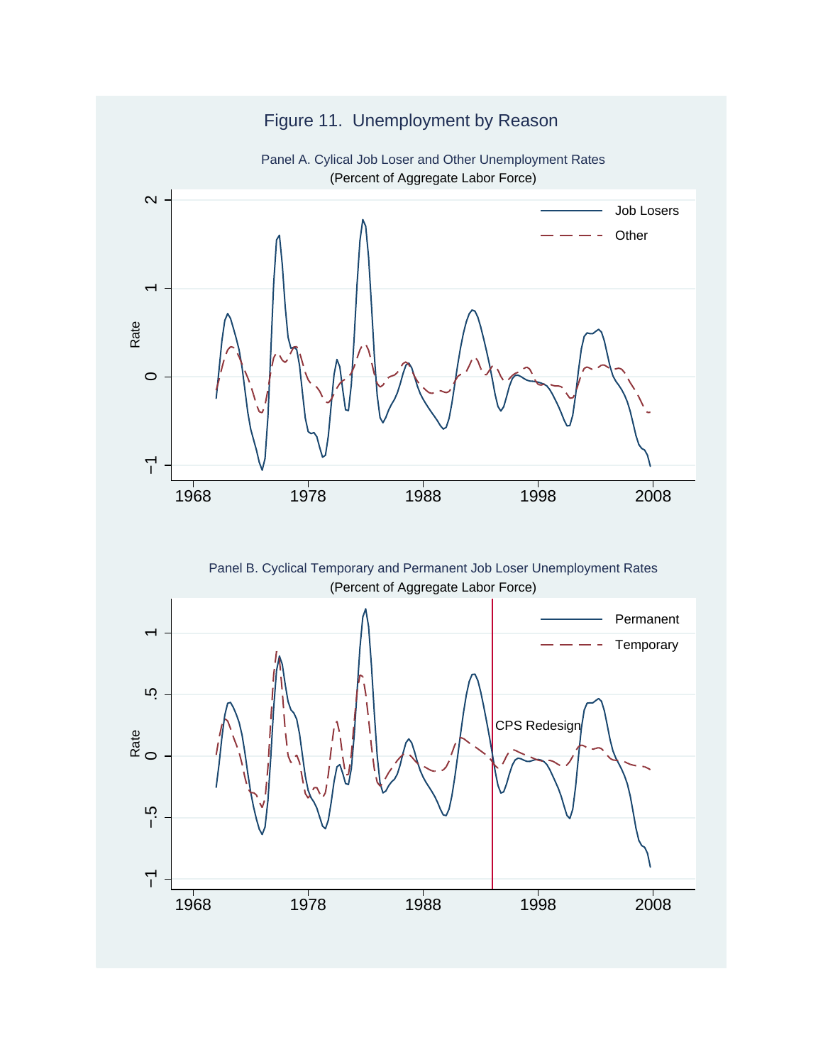# Figure 11. Unemployment by Reason

Panel A. Cylical Job Loser and Other Unemployment Rates
(Percent of Aggregate Labor Force)

Panel B. Cyclical Temporary and Permanent Job Loser Unemployment Rates
(Percent of Aggregate Labor Force)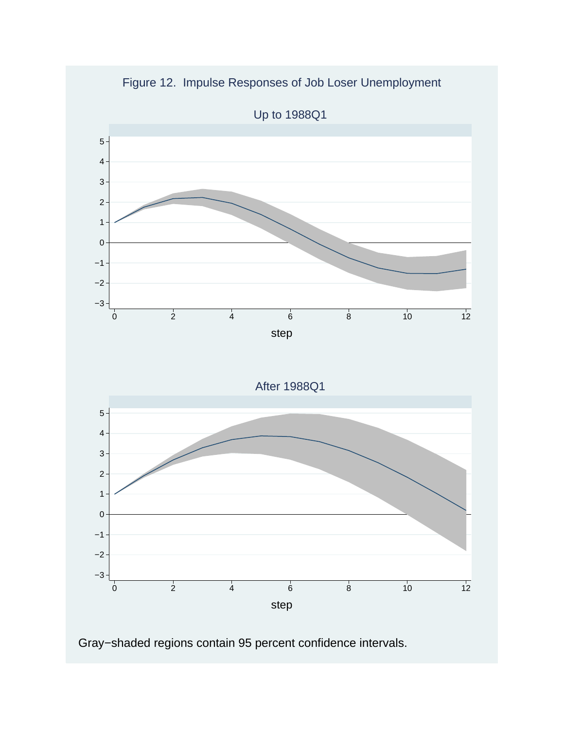Figure 12. Impulse Responses of Job Loser Unemployment

Up to 1988Q1

After 1988Q1

Gray−shaded regions contain 95 percent confidence intervals.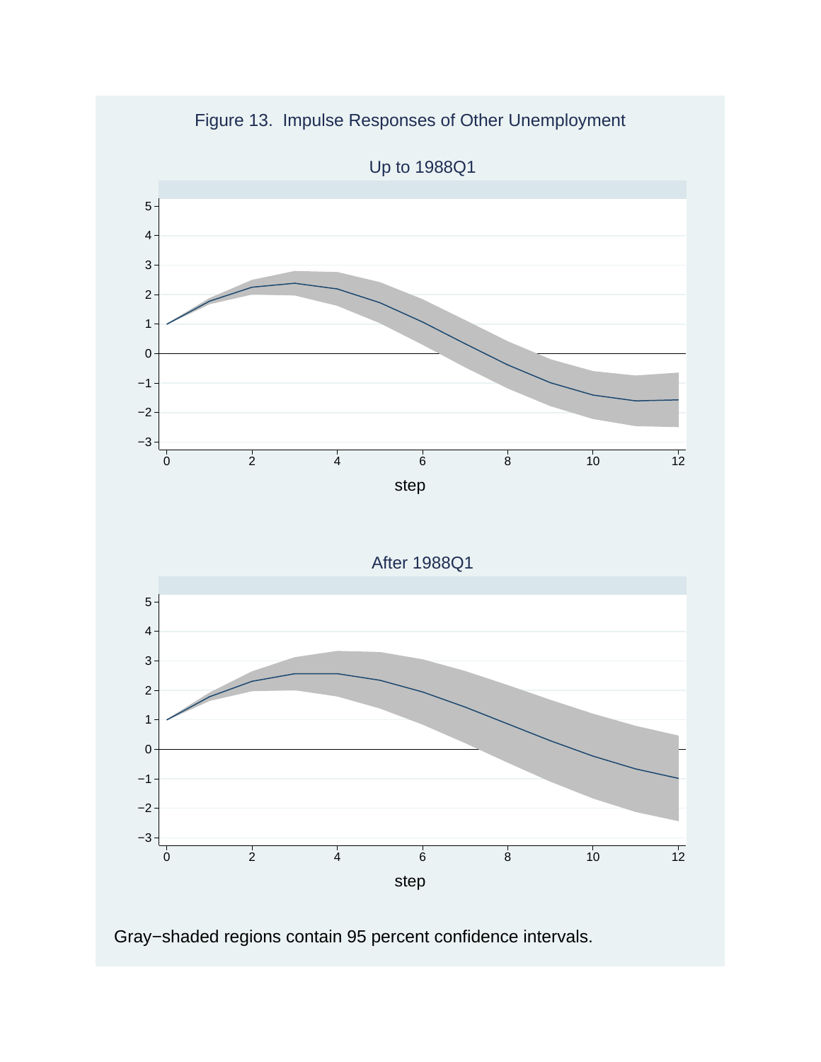Figure 13. Impulse Responses of Other Unemployment

Up to 1988Q1

After 1988Q1

Gray−shaded regions contain 95 percent confidence intervals.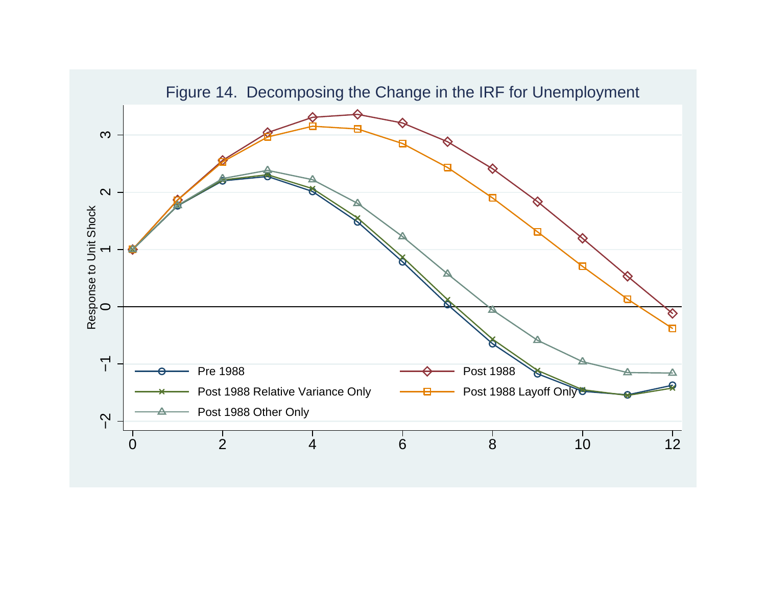Figure 14. Decomposing the Change in the IRF for Unemployment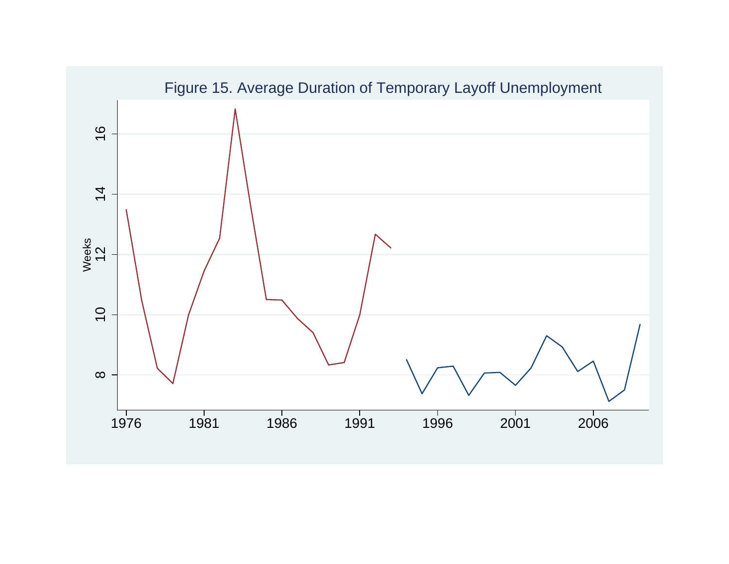Figure 15. Average Duration of Temporary Layoff Unemployment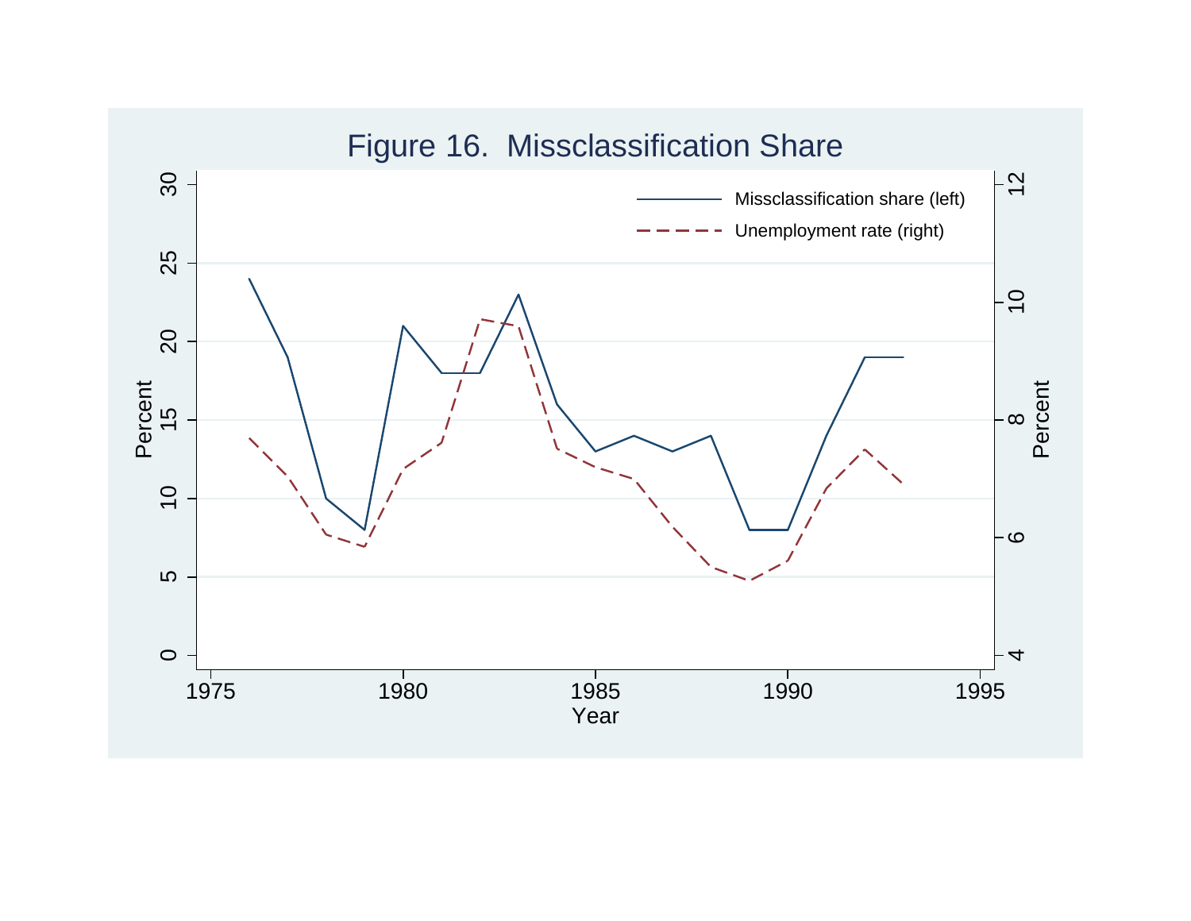# Figure 16. Missclassification Share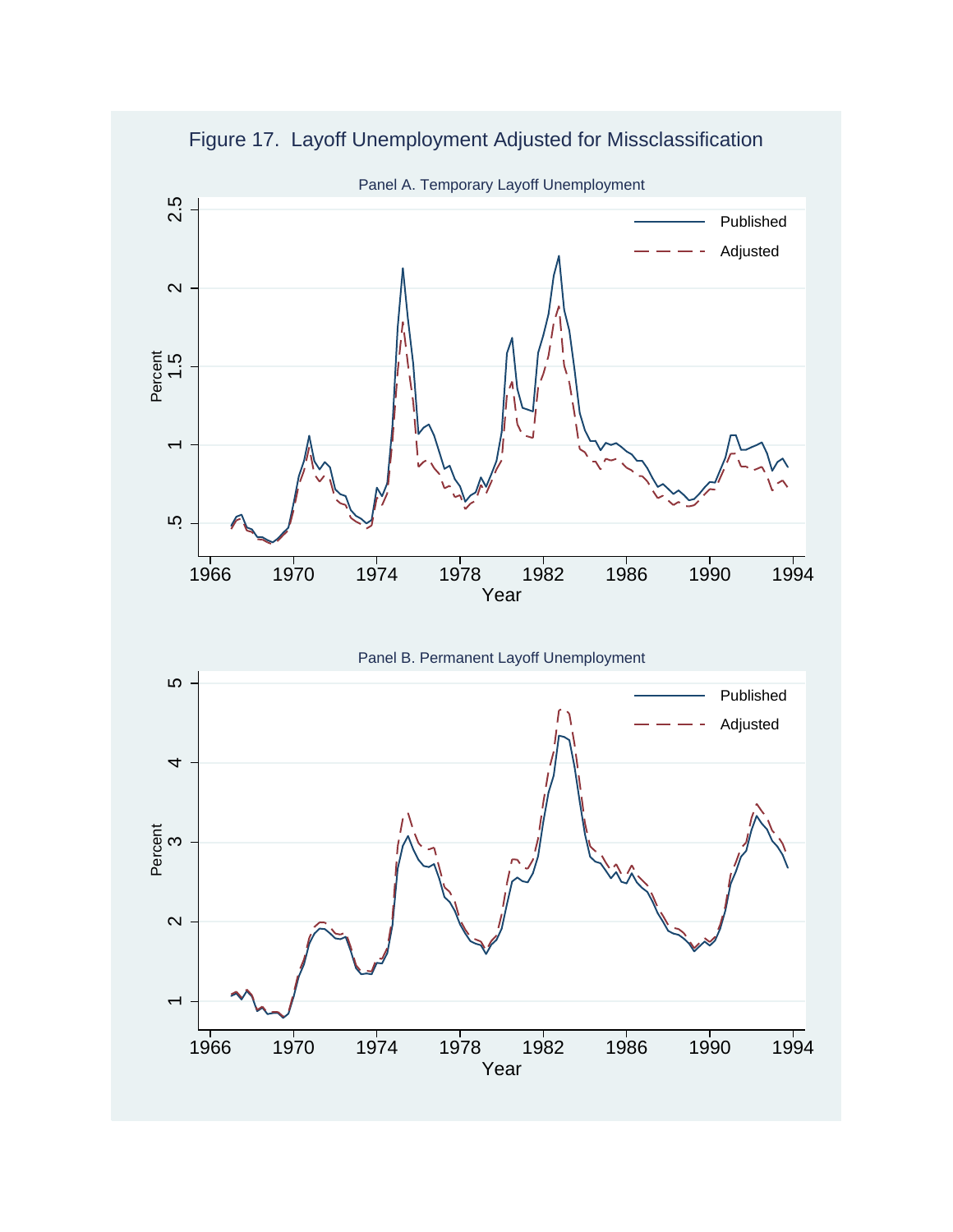Figure 17. Layoff Unemployment Adjusted for Missclassification

Panel A. Temporary Layoff Unemployment

Panel B. Permanent Layoff Unemployment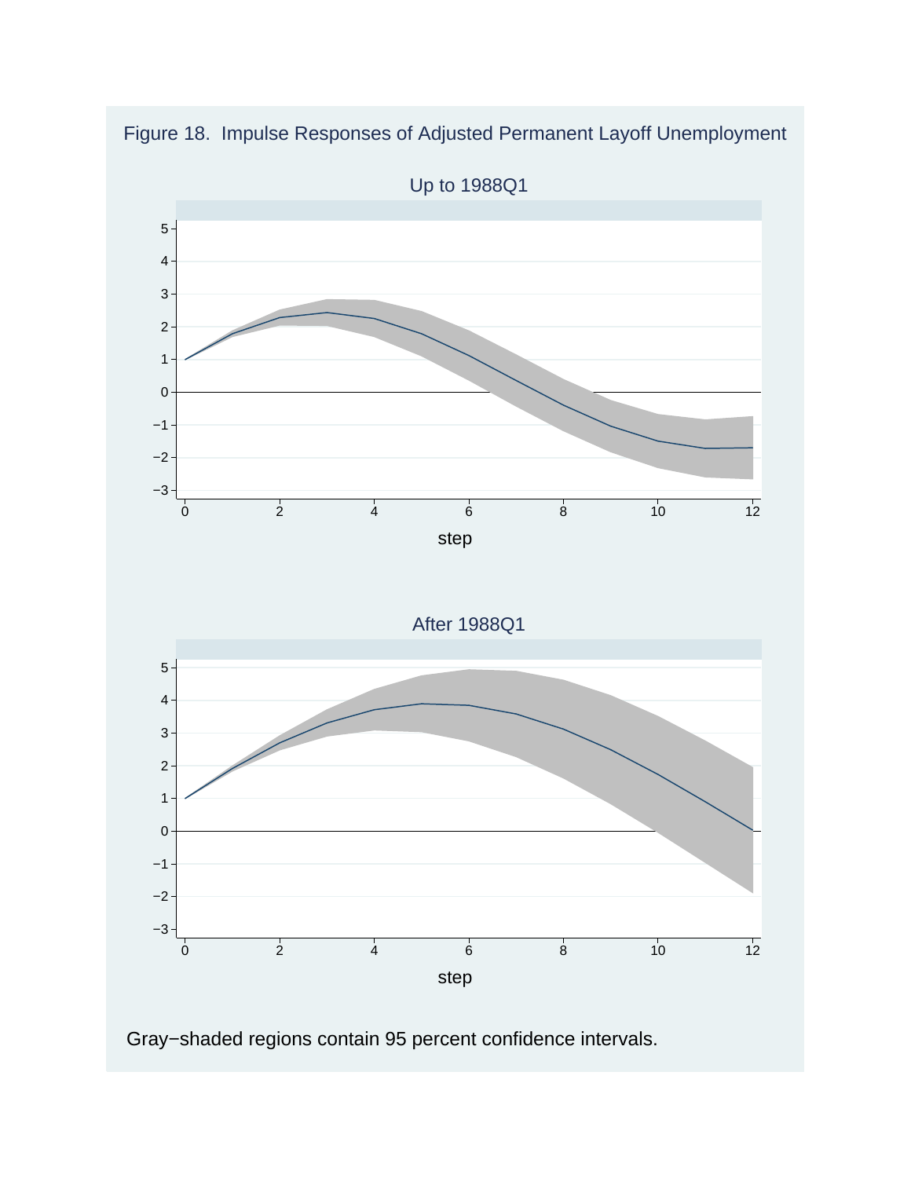Figure 18. Impulse Responses of Adjusted Permanent Layoff Unemployment

Up to 1988Q1

After 1988Q1

Gray−shaded regions contain 95 percent confidence intervals.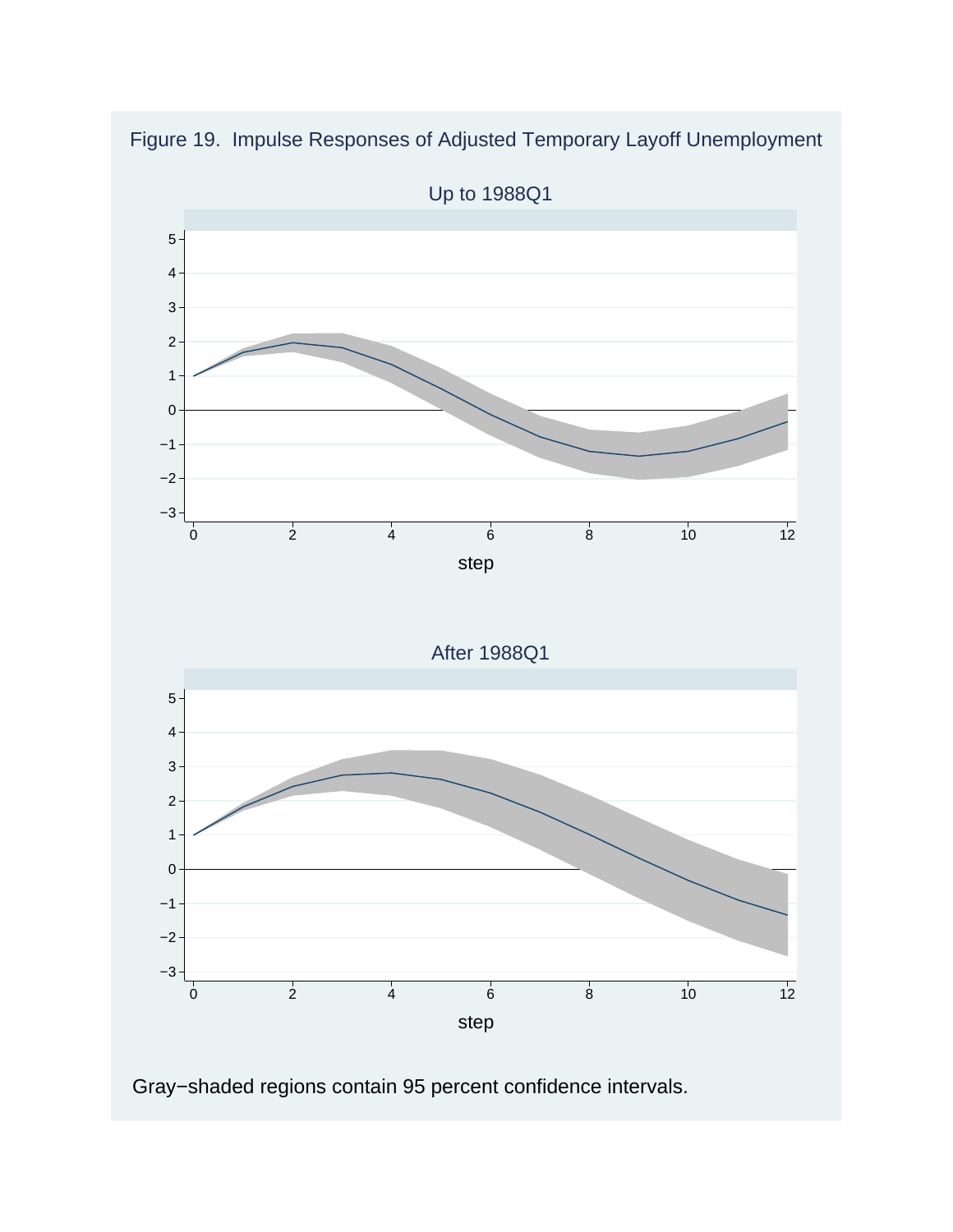Figure 19. Impulse Responses of Adjusted Temporary Layoff Unemployment

Up to 1988Q1

After 1988Q1

Gray−shaded regions contain 95 percent confidence intervals.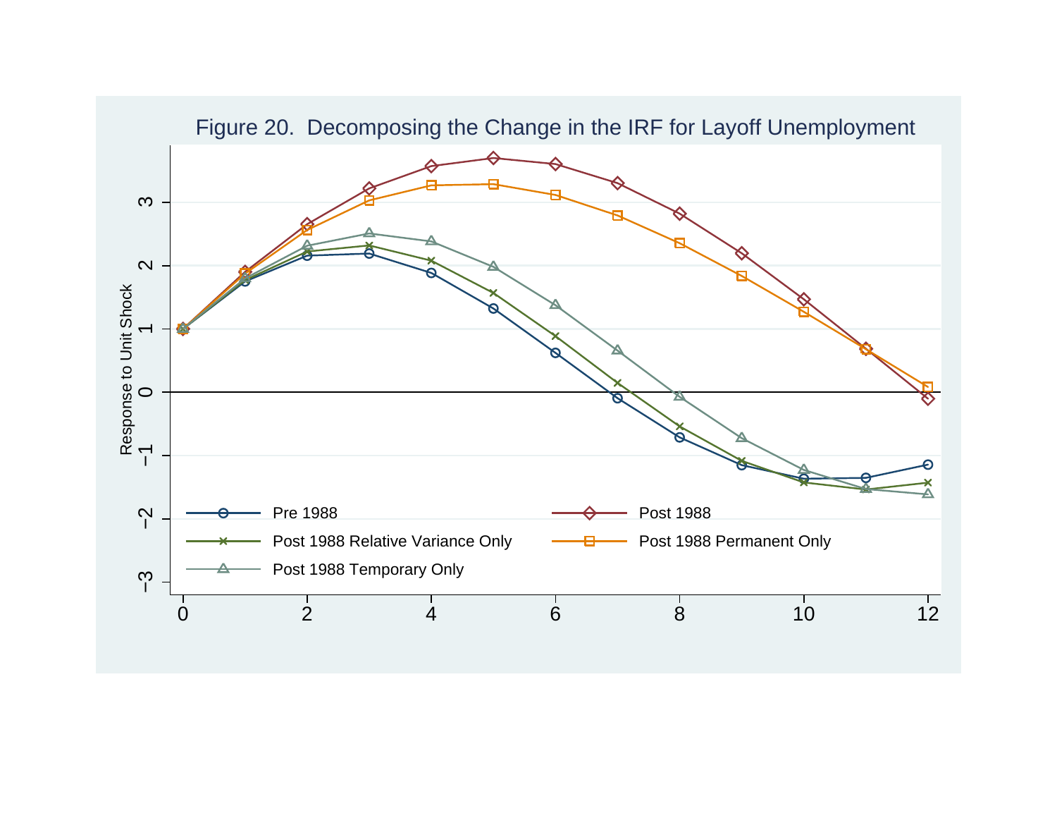Figure 20. Decomposing the Change in the IRF for Layoff Unemployment

Response to Unit Shock

3

2

1

0

−1

−2

−3

0

2

4

6

8

10

12

Pre 1988

Post 1988

Post 1988 Relative Variance Only

Post 1988 Permanent Only

Post 1988 Temporary Only